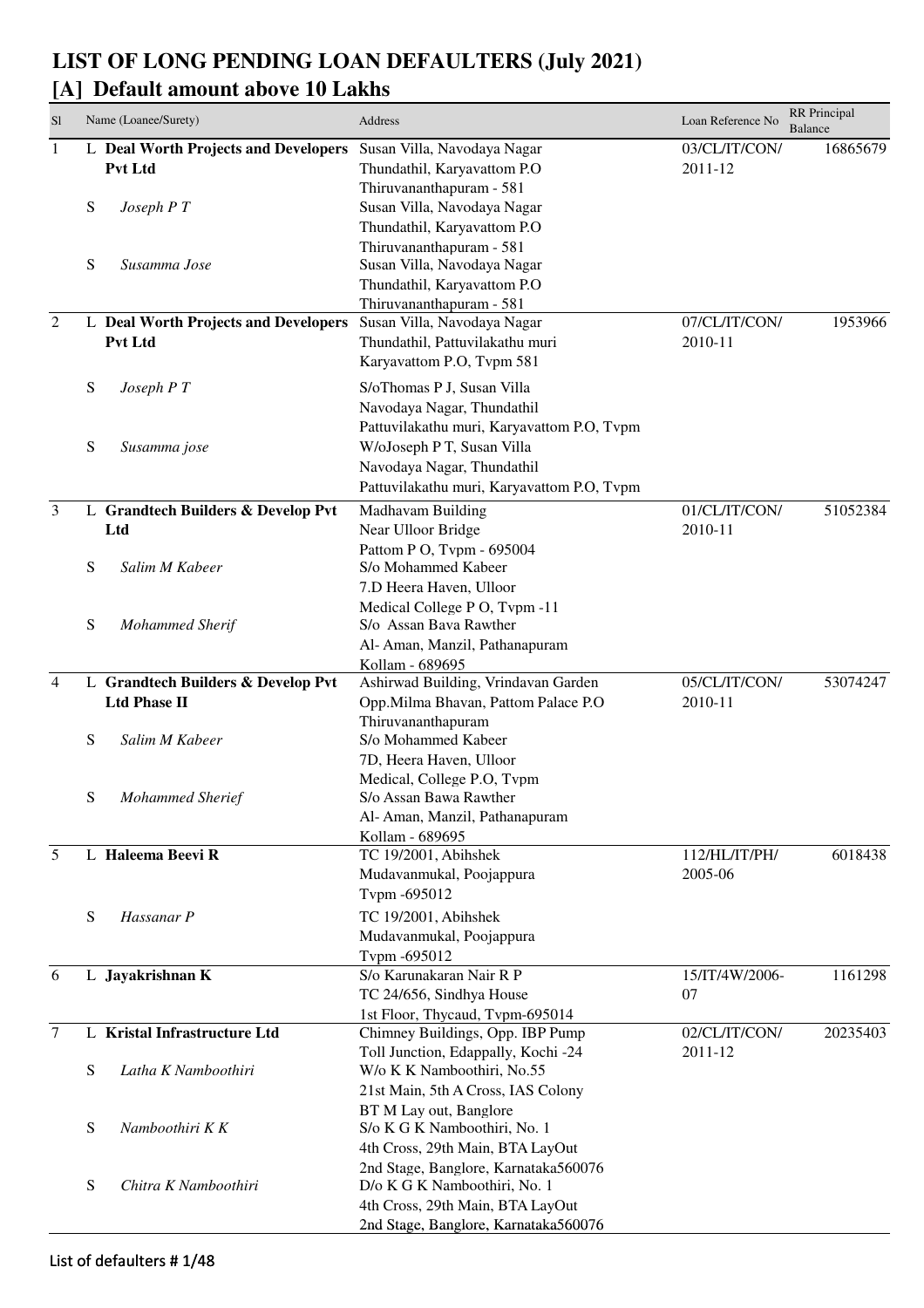# LIST OF LONG PENDING LOAN DEFAULTERS (July 2021)

## [A] Default amount above 10 Lakhs

| Sl | | Name (Loanee/Surety) | Address | Loan Reference No | RR Principal Balance |
|---|---|---|---|---|---|
| 1 | L | **Deal Worth Projects and Developers Pvt Ltd** | Susan Villa, Navodaya Nagar Thundathil, Karyavattom P.O Thiruvananthapuram - 581 | 03/CL/IT/CON/ 2011-12 | 16865679 |
| | S | *Joseph P T* | Susan Villa, Navodaya Nagar Thundathil, Karyavattom P.O Thiruvananthapuram - 581 | | |
| | S | *Susamma Jose* | Susan Villa, Navodaya Nagar Thundathil, Karyavattom P.O Thiruvananthapuram - 581 | | |
| 2 | L | **Deal Worth Projects and Developers Pvt Ltd** | Susan Villa, Navodaya Nagar Thundathil, Pattuvilakathu muri Karyavattom P.O, Tvpm 581 | 07/CL/IT/CON/ 2010-11 | 1953966 |
| | S | *Joseph P T* | S/oThomas P J, Susan Villa Navodaya Nagar, Thundathil Pattuvilakathu muri, Karyavattom P.O, Tvpm | | |
| | S | *Susamma jose* | W/oJoseph P T, Susan Villa Navodaya Nagar, Thundathil Pattuvilakathu muri, Karyavattom P.O, Tvpm | | |
| 3 | L | **Grandtech Builders & Develop Pvt Ltd** | Madhavam Building Near Ulloor Bridge Pattom P O, Tvpm - 695004 | 01/CL/IT/CON/ 2010-11 | 51052384 |
| | S | *Salim M Kabeer* | S/o Mohammed Kabeer 7.D Heera Haven, Ulloor Medical College P O, Tvpm -11 | | |
| | S | *Mohammed Sherif* | S/o Assan Bava Rawther Al- Aman, Manzil, Pathanapuram Kollam - 689695 | | |
| 4 | L | **Grandtech Builders & Develop Pvt Ltd Phase II** | Ashirwad Building, Vrindavan Garden Opp.Milma Bhavan, Pattom Palace P.O Thiruvananthapuram | 05/CL/IT/CON/ 2010-11 | 53074247 |
| | S | *Salim M Kabeer* | S/o Mohammed Kabeer 7D, Heera Haven, Ulloor Medical, College P.O, Tvpm | | |
| | S | *Mohammed Sherief* | S/o Assan Bawa Rawther Al- Aman, Manzil, Pathanapuram Kollam - 689695 | | |
| 5 | L | **Haleema Beevi R** | TC 19/2001, Abihshek Mudavanmukal, Poojappura Tvpm -695012 | 112/HL/IT/PH/ 2005-06 | 6018438 |
| | S | *Hassanar P* | TC 19/2001, Abihshek Mudavanmukal, Poojappura Tvpm -695012 | | |
| 6 | L | **Jayakrishnan K** | S/o Karunakaran Nair R P TC 24/656, Sindhya House 1st Floor, Thycaud, Tvpm-695014 | 15/IT/4W/2006- 07 | 1161298 |
| 7 | L | **Kristal Infrastructure Ltd** | Chimney Buildings, Opp. IBP Pump Toll Junction, Edappally, Kochi -24 | 02/CL/IT/CON/ 2011-12 | 20235403 |
| | S | *Latha K Namboothiri* | W/o K K Namboothiri, No.55 21st Main, 5th A Cross, IAS Colony BT M Lay out, Banglore | | |
| | S | *Namboothiri K K* | S/o K G K Namboothiri, No. 1 4th Cross, 29th Main, BTA LayOut 2nd Stage, Banglore, Karnataka560076 | | |
| | S | *Chitra K Namboothiri* | D/o K G K Namboothiri, No. 1 4th Cross, 29th Main, BTA LayOut 2nd Stage, Banglore, Karnataka560076 | | |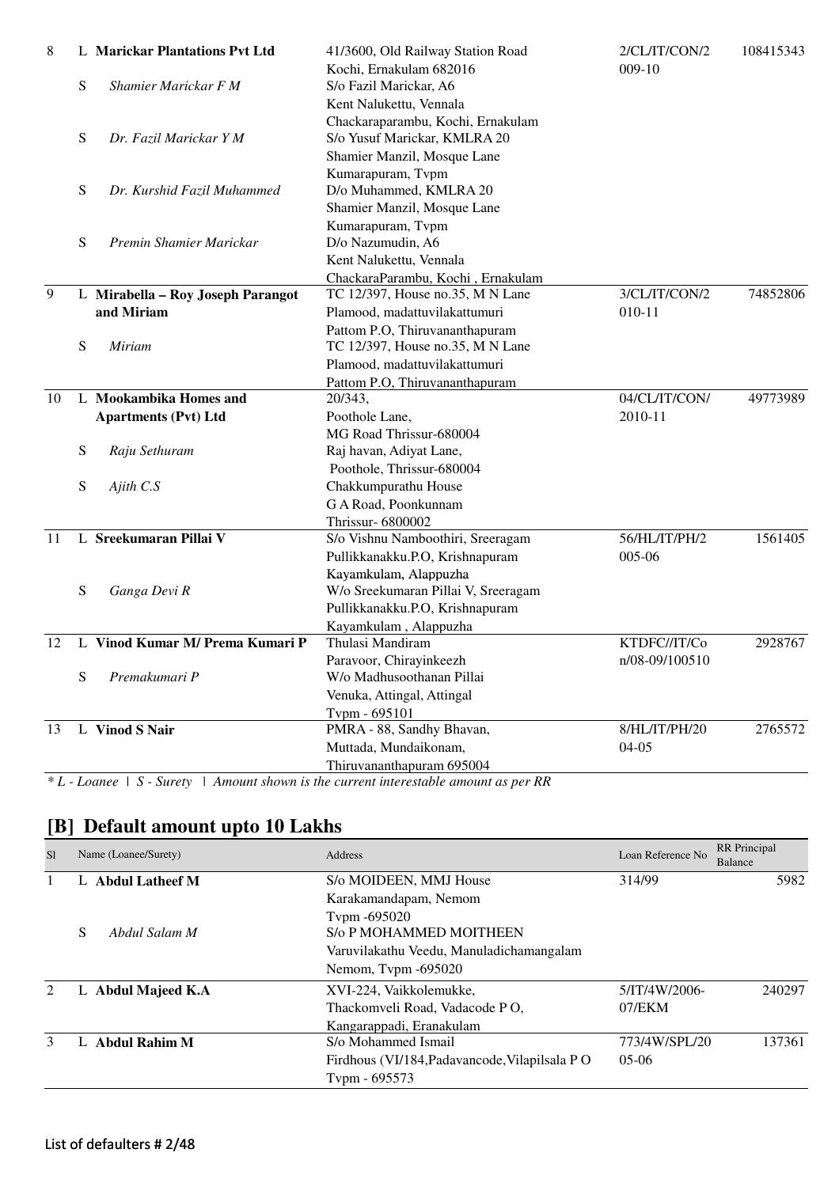| Sl | | Name (Loanee/Surety) | Address | Loan Reference No | Amount |
|---|---|---|---|---|---|
| 8 | L | **Marickar Plantations Pvt Ltd** | 41/3600, Old Railway Station Road Kochi, Ernakulam 682016 | 2/CL/IT/CON/2009-10 | 108415343 |
| | S | *Shamier Marickar F M* | S/o Fazil Marickar, A6 Kent Nalukettu, Vennala Chackaraparambu, Kochi, Ernakulam | | |
| | S | *Dr. Fazil Marickar Y M* | S/o Yusuf Marickar, KMLRA 20 Shamier Manzil, Mosque Lane Kumarapuram, Tvpm | | |
| | S | *Dr. Kurshid Fazil Muhammed* | D/o Muhammed, KMLRA 20 Shamier Manzil, Mosque Lane Kumarapuram, Tvpm | | |
| | S | *Premin Shamier Marickar* | D/o Nazumudin, A6 Kent Nalukettu, Vennala ChackaraParambu, Kochi , Ernakulam | | |
| 9 | L | **Mirabella – Roy Joseph Parangot and Miriam** | TC 12/397, House no.35, M N Lane Plamood, madattuvilakattumuri Pattom P.O, Thiruvananthapuram | 3/CL/IT/CON/2010-11 | 74852806 |
| | S | *Miriam* | TC 12/397, House no.35, M N Lane Plamood, madattuvilakattumuri Pattom P.O, Thiruvananthapuram | | |
| 10 | L | **Mookambika Homes and Apartments (Pvt) Ltd** | 20/343, Poothole Lane, MG Road Thrissur-680004 | 04/CL/IT/CON/2010-11 | 49773989 |
| | S | *Raju Sethuram* | Raj havan, Adiyat Lane, Poothole, Thrissur-680004 | | |
| | S | *Ajith C.S* | Chakkumpurathu House G A Road, Poonkunnam Thrissur- 6800002 | | |
| 11 | L | **Sreekumaran Pillai V** | S/o Vishnu Namboothiri, Sreeragam Pullikkanakku.P.O, Krishnapuram Kayamkulam, Alappuzha | 56/HL/IT/PH/2005-06 | 1561405 |
| | S | *Ganga Devi R* | W/o Sreekumaran Pillai V, Sreeragam Pullikkanakku.P.O, Krishnapuram Kayamkulam , Alappuzha | | |
| 12 | L | **Vinod Kumar M/ Prema Kumari P** | Thulasi Mandiram Paravoor, Chirayinkeezh | KTDFC//IT/Con/08-09/100510 | 2928767 |
| | S | *Premakumari P* | W/o Madhusoothanan Pillai Venuka, Attingal, Attingal Tvpm - 695101 | | |
| 13 | L | **Vinod S Nair** | PMRA - 88, Sandhy Bhavan, Muttada, Mundaikonam, Thiruvananthapuram 695004 | 8/HL/IT/PH/2004-05 | 2765572 |

*\* L - Loanee | S - Surety | Amount shown is the current interestable amount as per RR*

## [B] Default amount upto 10 Lakhs

| Sl | | Name (Loanee/Surety) | Address | Loan Reference No | RR Principal Balance |
|---|---|---|---|---|---|
| 1 | L | **Abdul Latheef M** | S/o MOIDEEN, MMJ House Karakamandapam, Nemom Tvpm -695020 | 314/99 | 5982 |
| | S | *Abdul Salam M* | S/o P MOHAMMED MOITHEEN Varuvilakathu Veedu, Manuladichamangalam Nemom, Tvpm -695020 | | |
| 2 | L | **Abdul Majeed K.A** | XVI-224, Vaikkolemukke, Thackomveli Road, Vadacode P O, Kangarappadi, Eranakulam | 5/IT/4W/2006-07/EKM | 240297 |
| 3 | L | **Abdul Rahim M** | S/o Mohammed Ismail Firdhous (VI/184,Padavancode,Vilapilsala P O Tvpm - 695573 | 773/4W/SPL/2005-06 | 137361 |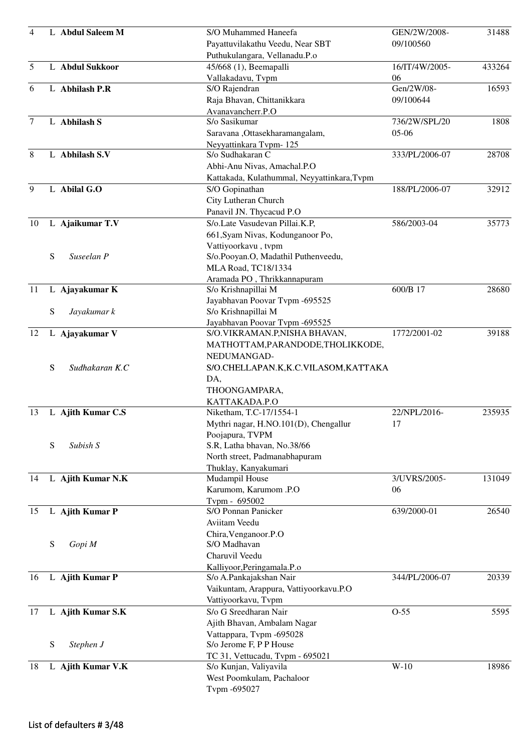| No. | | Name | Address | Reference | Amount |
|---|---|---|---|---|---|
| 4 | L | **Abdul Saleem M** | S/O Muhammed Haneefa<br>Payattuvilakathu Veedu, Near SBT<br>Puthukulangara, Vellanadu.P.o | GEN/2W/2008-09/100560 | 31488 |
| 5 | L | **Abdul Sukkoor** | 45/668 (1), Beemapalli<br>Vallakadavu, Tvpm | 16/IT/4W/2005-06 | 433264 |
| 6 | L | **Abhilash P.R** | S/O Rajendran<br>Raja Bhavan, Chittanikkara<br>Avanavancherr.P.O | Gen/2W/08-09/100644 | 16593 |
| 7 | L | **Abhilash S** | S/o Sasikumar<br>Saravana ,Ottasekharamangalam,<br>Neyyattinkara Tvpm- 125 | 736/2W/SPL/2005-06 | 1808 |
| 8 | L | **Abhilash S.V** | S/o Sudhakaran C<br>Abhi-Anu Nivas, Amachal.P.O<br>Kattakada, Kulathummal, Neyyattinkara,Tvpm | 333/PL/2006-07 | 28708 |
| 9 | L | **Abilal G.O** | S/O Gopinathan<br>City Lutheran Church<br>Panavil JN. Thycacud P.O | 188/PL/2006-07 | 32912 |
| 10 | L | **Ajaikumar T.V** | S/o.Late Vasudevan Pillai.K.P,<br>661,Syam Nivas, Kodunganoor Po,<br>Vattiyoorkavu , tvpm | 586/2003-04 | 35773 |
| | S | *Suseelan P* | S/o.Pooyan.O, Madathil Puthenveedu,<br>MLA Road, TC18/1334<br>Aramada PO , Thrikkannapuram | | |
| 11 | L | **Ajayakumar K** | S/o Krishnapillai M<br>Jayabhavan Poovar Tvpm -695525 | 600/B 17 | 28680 |
| | S | *Jayakumar k* | S/o Krishnapillai M<br>Jayabhavan Poovar Tvpm -695525 | | |
| 12 | L | **Ajayakumar V** | S/O.VIKRAMAN.P,NISHA BHAVAN,<br>MATHOTTAM,PARANDODE,THOLIKKODE,<br>NEDUMANGAD- | 1772/2001-02 | 39188 |
| | S | *Sudhakaran K.C* | S/O.CHELLAPAN.K,K.C.VILASOM,KATTAKADA,<br>THOONGAMPARA,<br>KATTAKADA.P.O | | |
| 13 | L | **Ajith Kumar C.S** | Niketham, T.C-17/1554-1<br>Mythri nagar, H.NO.101(D), Chengallur<br>Poojapura, TVPM | 22/NPL/2016-17 | 235935 |
| | S | *Subish S* | S.R, Latha bhavan, No.38/66<br>North street, Padmanabhapuram<br>Thuklay, Kanyakumari | | |
| 14 | L | **Ajith Kumar N.K** | Mudampil House<br>Karumom, Karumom .P.O<br>Tvpm - 695002 | 3/UVRS/2005-06 | 131049 |
| 15 | L | **Ajith Kumar P** | S/O Ponnan Panicker<br>Aviitam Veedu<br>Chira,Venganoor.P.O | 639/2000-01 | 26540 |
| | S | *Gopi M* | S/O Madhavan<br>Charuvil Veedu<br>Kalliyoor,Peringamala.P.o | | |
| 16 | L | **Ajith Kumar P** | S/o A.Pankajakshan Nair<br>Vaikuntam, Arappura, Vattiyoorkavu.P.O<br>Vattiyoorkavu, Tvpm | 344/PL/2006-07 | 20339 |
| 17 | L | **Ajith Kumar S.K** | S/o G Sreedharan Nair<br>Ajith Bhavan, Ambalam Nagar<br>Vattappara, Tvpm -695028 | O-55 | 5595 |
| | S | *Stephen J* | S/o Jerome F, P P House<br>TC 31, Vettucadu, Tvpm - 695021 | | |
| 18 | L | **Ajith Kumar V.K** | S/o Kunjan, Valiyavila<br>West Poomkulam, Pachaloor<br>Tvpm -695027 | W-10 | 18986 |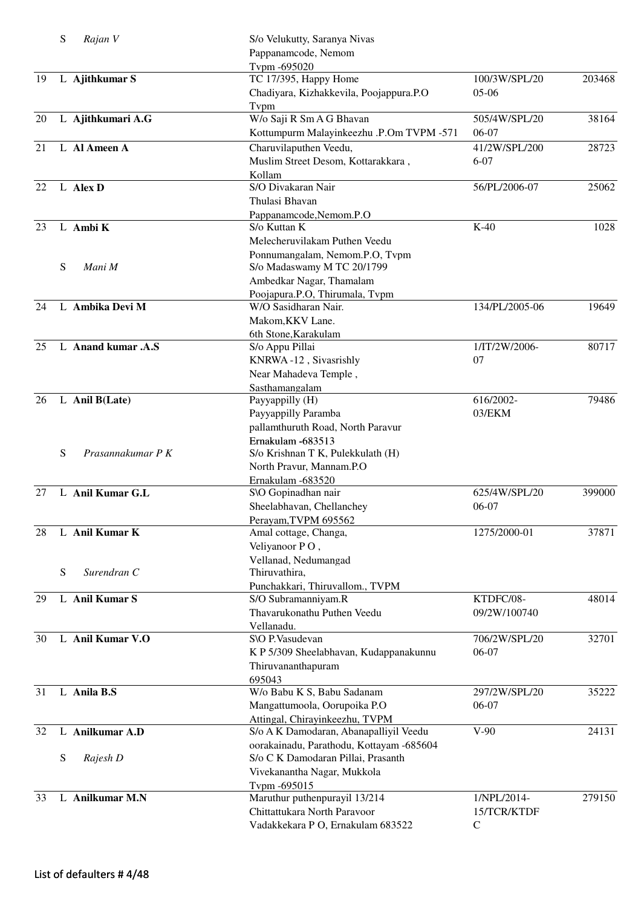| No. | Type | Name | Address | Loan No. | Amount |
|---|---|---|---|---|---|
| | S | *Rajan V* | S/o Velukutty, Saranya Nivas Pappanamcode, Nemom Tvpm -695020 | | |
| 19 | L | **Ajithkumar S** | TC 17/395, Happy Home Chadiyara, Kizhakkevila, Poojappura.P.O Tvpm | 100/3W/SPL/2005-06 | 203468 |
| 20 | L | **Ajithkumari A.G** | W/o Saji R Sm A G Bhavan Kottumpurm Malayinkeezhu .P.Om TVPM -571 | 505/4W/SPL/2006-07 | 38164 |
| 21 | L | **Al Ameen A** | Charuvilaputhen Veedu, Muslim Street Desom, Kottarakkara , Kollam | 41/2W/SPL/2006-07 | 28723 |
| 22 | L | **Alex D** | S/O Divakaran Nair Thulasi Bhavan Pappanamcode,Nemom.P.O | 56/PL/2006-07 | 25062 |
| 23 | L | **Ambi K** | S/o Kuttan K Melecheruvilakam Puthen Veedu Ponnumangalam, Nemom.P.O, Tvpm | K-40 | 1028 |
| | S | *Mani M* | S/o Madaswamy M TC 20/1799 Ambedkar Nagar, Thamalam Poojapura.P.O, Thirumala, Tvpm | | |
| 24 | L | **Ambika Devi M** | W/O Sasidharan Nair. Makom,KKV Lane. 6th Stone,Karakulam | 134/PL/2005-06 | 19649 |
| 25 | L | **Anand kumar .A.S** | S/o Appu Pillai KNRWA -12 , Sivasrishly Near Mahadeva Temple , Sasthamangalam | 1/IT/2W/2006-07 | 80717 |
| 26 | L | **Anil B(Late)** | Payyappilly (H) Payyappilly Paramba pallamthuruth Road, North Paravur Ernakulam -683513 | 616/2002-03/EKM | 79486 |
| | S | *Prasannakumar P K* | S/o Krishnan T K, Pulekkulath (H) North Pravur, Mannam.P.O Ernakulam -683520 | | |
| 27 | L | **Anil Kumar G.L** | S\O Gopinadhan nair Sheelabhavan, Chellanchey Perayam,TVPM 695562 | 625/4W/SPL/2006-07 | 399000 |
| 28 | L | **Anil Kumar K** | Amal cottage, Changa, Veliyanoor P O , Vellanad, Nedumangad | 1275/2000-01 | 37871 |
| | S | *Surendran C* | Thiruvathira, Punchakkari, Thiruvallom., TVPM | | |
| 29 | L | **Anil Kumar S** | S/O Subramanniyam.R Thavarukonathu Puthen Veedu Vellanadu. | KTDFC/08-09/2W/100740 | 48014 |
| 30 | L | **Anil Kumar V.O** | S\O P.Vasudevan K P 5/309 Sheelabhavan, Kudappanakunnu Thiruvananthapuram 695043 | 706/2W/SPL/2006-07 | 32701 |
| 31 | L | **Anila B.S** | W/o Babu K S, Babu Sadanam Mangattumoola, Oorupoika P.O Attingal, Chirayinkeezhu, TVPM | 297/2W/SPL/2006-07 | 35222 |
| 32 | L | **Anilkumar A.D** | S/o A K Damodaran, Abanapalliyil Veedu oorakainadu, Parathodu, Kottayam -685604 | V-90 | 24131 |
| | S | *Rajesh D* | S/o C K Damodaran Pillai, Prasanth Vivekanantha Nagar, Mukkola Tvpm -695015 | | |
| 33 | L | **Anilkumar M.N** | Maruthur puthenpurayil 13/214 Chittattukara North Paravoor Vadakkekara P O, Ernakulam 683522 | 1/NPL/2014-15/TCR/KTDFC | 279150 |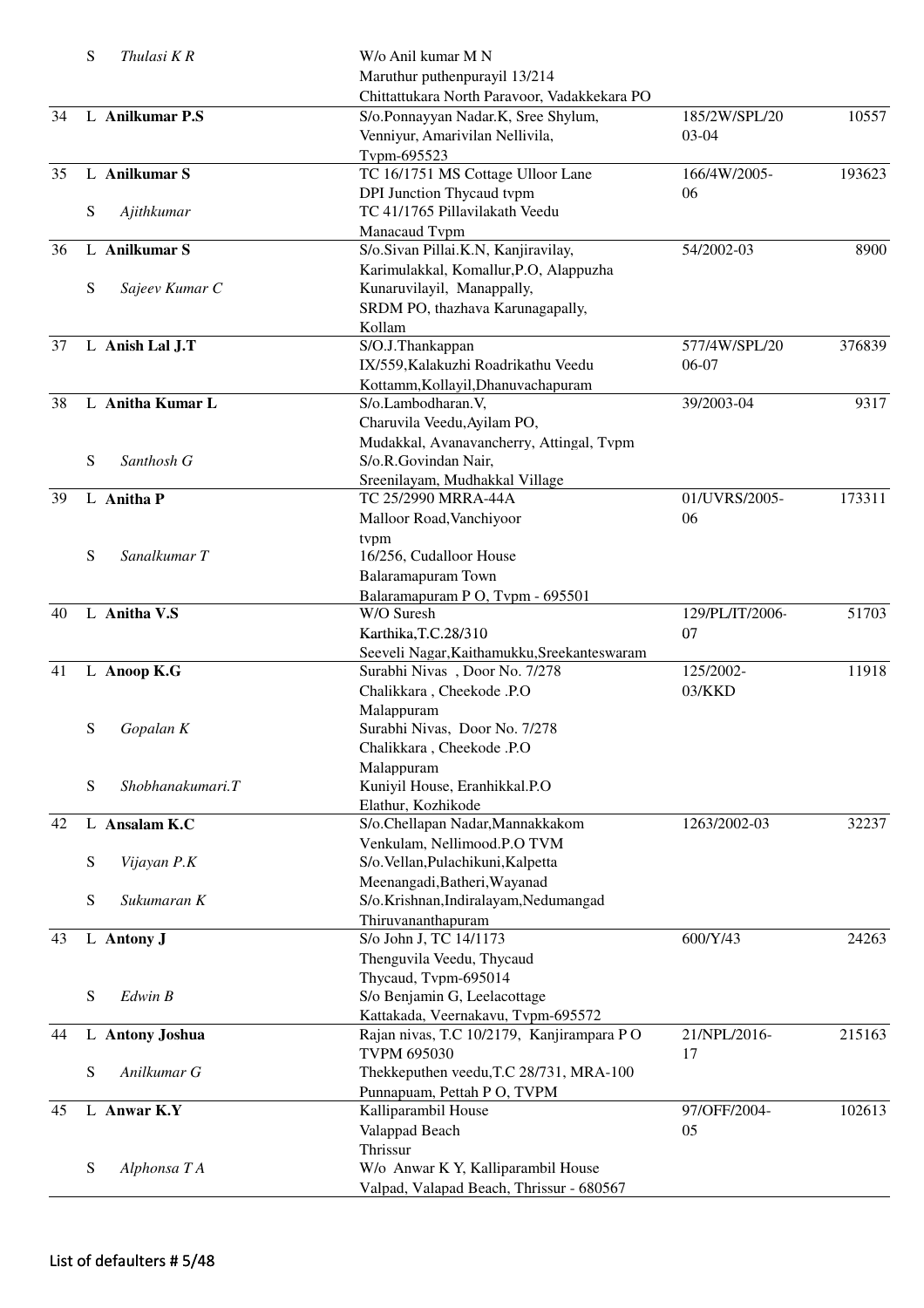| | | | | | |
|---|---|---|---|---|---|
| | S | *Thulasi K R* | W/o Anil kumar M N<br>Maruthur puthenpurayil 13/214<br>Chittattukara North Paravoor, Vadakkekara PO | | |
| 34 | L | **Anilkumar P.S** | S/o.Ponnayyan Nadar.K, Sree Shylum,<br>Venniyur, Amarivilan Nellivila,<br>Tvpm-695523 | 185/2W/SPL/2003-04 | 10557 |
| 35 | L | **Anilkumar S** | TC 16/1751 MS Cottage Ulloor Lane<br>DPI Junction Thycaud tvpm | 166/4W/2005-06 | 193623 |
| | S | *Ajithkumar* | TC 41/1765 Pillavilakath Veedu<br>Manacaud Tvpm | | |
| 36 | L | **Anilkumar S** | S/o.Sivan Pillai.K.N, Kanjiravilay,<br>Karimulakkal, Komallur,P.O, Alappuzha | 54/2002-03 | 8900 |
| | S | *Sajeev Kumar C* | Kunaruvilayil, Manappally,<br>SRDM PO, thazhava Karunagapally,<br>Kollam | | |
| 37 | L | **Anish Lal J.T** | S/O.J.Thankappan<br>IX/559,Kalakuzhi Roadrikathu Veedu<br>Kottamm,Kollayil,Dhanuvachapuram | 577/4W/SPL/2006-07 | 376839 |
| 38 | L | **Anitha Kumar L** | S/o.Lambodharan.V,<br>Charuvila Veedu,Ayilam PO,<br>Mudakkal, Avanavancherry, Attingal, Tvpm | 39/2003-04 | 9317 |
| | S | *Santhosh G* | S/o.R.Govindan Nair,<br>Sreenilayam, Mudhakkal Village | | |
| 39 | L | **Anitha P** | TC 25/2990 MRRA-44A<br>Malloor Road,Vanchiyoor<br>tvpm | 01/UVRS/2005-06 | 173311 |
| | S | *Sanalkumar T* | 16/256, Cudalloor House<br>Balaramapuram Town<br>Balaramapuram P O, Tvpm - 695501 | | |
| 40 | L | **Anitha V.S** | W/O Suresh<br>Karthika,T.C.28/310<br>Seeveli Nagar,Kaithamukku,Sreekanteswaram | 129/PL/IT/2006-07 | 51703 |
| 41 | L | **Anoop K.G** | Surabhi Nivas , Door No. 7/278<br>Chalikkara , Cheekode .P.O<br>Malappuram | 125/2002-03/KKD | 11918 |
| | S | *Gopalan K* | Surabhi Nivas, Door No. 7/278<br>Chalikkara , Cheekode .P.O<br>Malappuram | | |
| | S | *Shobhanakumari.T* | Kuniyil House, Eranhikkal.P.O<br>Elathur, Kozhikode | | |
| 42 | L | **Ansalam K.C** | S/o.Chellapan Nadar,Mannakkakom<br>Venkulam, Nellimood.P.O TVM | 1263/2002-03 | 32237 |
| | S | *Vijayan P.K* | S/o.Vellan,Pulachikuni,Kalpetta<br>Meenangadi,Batheri,Wayanad | | |
| | S | *Sukumaran K* | S/o.Krishnan,Indiralayam,Nedumangad<br>Thiruvananthapuram | | |
| 43 | L | **Antony J** | S/o John J, TC 14/1173<br>Thenguvila Veedu, Thycaud<br>Thycaud, Tvpm-695014 | 600/Y/43 | 24263 |
| | S | *Edwin B* | S/o Benjamin G, Leelacottage<br>Kattakada, Veernakavu, Tvpm-695572 | | |
| 44 | L | **Antony Joshua** | Rajan nivas, T.C 10/2179, Kanjirampara P O<br>TVPM 695030 | 21/NPL/2016-17 | 215163 |
| | S | *Anilkumar G* | Thekkeputhen veedu,T.C 28/731, MRA-100<br>Punnapuam, Pettah P O, TVPM | | |
| 45 | L | **Anwar K.Y** | Kalliparambil House<br>Valappad Beach<br>Thrissur | 97/OFF/2004-05 | 102613 |
| | S | *Alphonsa T A* | W/o Anwar K Y, Kalliparambil House<br>Valpad, Valapad Beach, Thrissur - 680567 | | |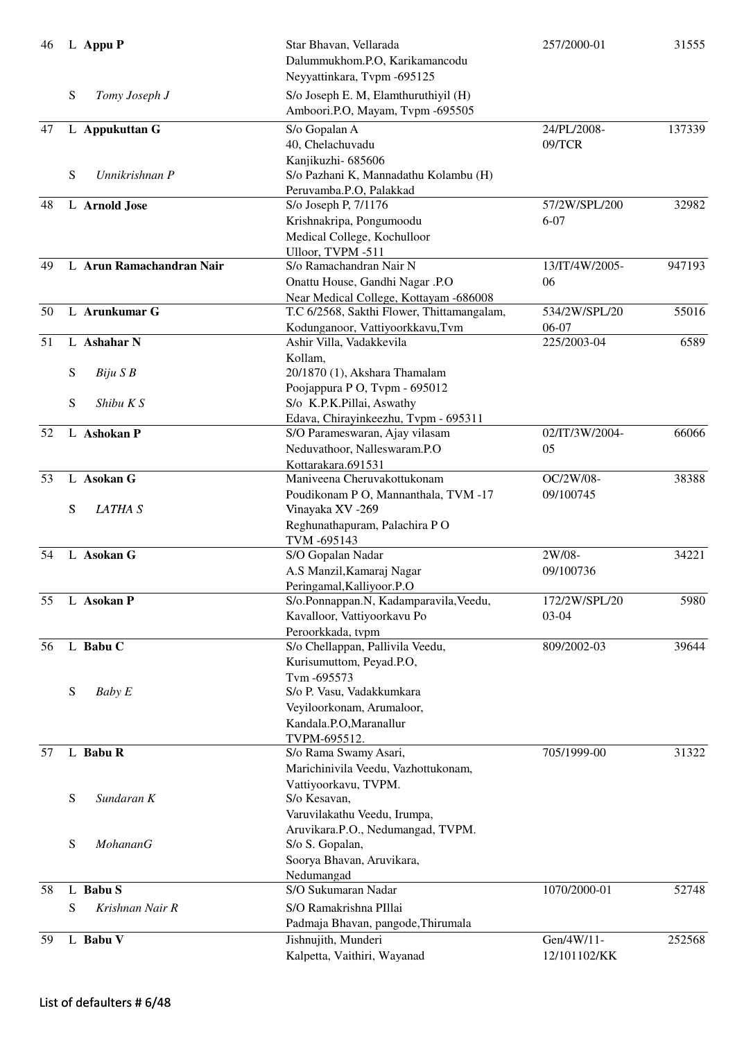| No. | | Name | Address | Loan No. | Amount |
|---|---|---|---|---|---|
| 46 | L | **Appu P** | Star Bhavan, Vellarada<br>Dalummukhom.P.O, Karikamancodu<br>Neyyattinkara, Tvpm -695125 | 257/2000-01 | 31555 |
| | S | *Tomy Joseph J* | S/o Joseph E. M, Elamthuruthiyil (H)<br>Amboori.P.O, Mayam, Tvpm -695505 | | |
| 47 | L | **Appukuttan G** | S/o Gopalan A<br>40, Chelachuvadu<br>Kanjikuzhi- 685606 | 24/PL/2008-09/TCR | 137339 |
| | S | *Unnikrishnan P* | S/o Pazhani K, Mannadathu Kolambu (H)<br>Peruvamba.P.O, Palakkad | | |
| 48 | L | **Arnold Jose** | S/o Joseph P, 7/1176<br>Krishnakripa, Pongumoodu<br>Medical College, Kochulloor<br>Ulloor, TVPM -511 | 57/2W/SPL/2006-07 | 32982 |
| 49 | L | **Arun Ramachandran Nair** | S/o Ramachandran Nair N<br>Onattu House, Gandhi Nagar .P.O<br>Near Medical College, Kottayam -686008 | 13/IT/4W/2005-06 | 947193 |
| 50 | L | **Arunkumar G** | T.C 6/2568, Sakthi Flower, Thittamangalam,<br>Kodunganoor, Vattiyoorkkavu,Tvm | 534/2W/SPL/2006-07 | 55016 |
| 51 | L | **Ashahar N** | Ashir Villa, Vadakkevila<br>Kollam, | 225/2003-04 | 6589 |
| | S | *Biju S B* | 20/1870 (1), Akshara Thamalam<br>Poojappura P O, Tvpm - 695012 | | |
| | S | *Shibu K S* | S/o K.P.K.Pillai, Aswathy<br>Edava, Chirayinkeezhu, Tvpm - 695311 | | |
| 52 | L | **Ashokan P** | S/O Parameswaran, Ajay vilasam<br>Neduvathoor, Nalleswaram.P.O<br>Kottarakara.691531 | 02/IT/3W/2004-05 | 66066 |
| 53 | L | **Asokan G** | Maniveena Cheruvakottukonam<br>Poudikonam P O, Mannanthala, TVM -17 | OC/2W/08-09/100745 | 38388 |
| | S | *LATHA S* | Vinayaka XV -269<br>Reghunathapuram, Palachira P O<br>TVM -695143 | | |
| 54 | L | **Asokan G** | S/O Gopalan Nadar<br>A.S Manzil,Kamaraj Nagar<br>Peringamal,Kalliyoor.P.O | 2W/08-09/100736 | 34221 |
| 55 | L | **Asokan P** | S/o.Ponnappan.N, Kadamparavila,Veedu,<br>Kavalloor, Vattiyoorkavu Po<br>Peroorkkada, tvpm | 172/2W/SPL/2003-04 | 5980 |
| 56 | L | **Babu C** | S/o Chellappan, Pallivila Veedu,<br>Kurisumuttom, Peyad.P.O,<br>Tvm -695573 | 809/2002-03 | 39644 |
| | S | *Baby E* | S/o P. Vasu, Vadakkumkara<br>Veyiloorkonam, Arumaloor,<br>Kandala.P.O,Maranallur<br>TVPM-695512. | | |
| 57 | L | **Babu R** | S/o Rama Swamy Asari,<br>Marichinivila Veedu, Vazhottukonam,<br>Vattiyoorkavu, TVPM. | 705/1999-00 | 31322 |
| | S | *Sundaran K* | S/o Kesavan,<br>Varuvilakathu Veedu, Irumpa,<br>Aruvikara.P.O., Nedumangad, TVPM. | | |
| | S | *MohananG* | S/o S. Gopalan,<br>Soorya Bhavan, Aruvikara,<br>Nedumangad | | |
| 58 | L | **Babu S** | S/O Sukumaran Nadar | 1070/2000-01 | 52748 |
| | S | *Krishnan Nair R* | S/O Ramakrishna PIllai<br>Padmaja Bhavan, pangode,Thirumala | | |
| 59 | L | **Babu V** | Jishnujith, Munderi<br>Kalpetta, Vaithiri, Wayanad | Gen/4W/11-12/101102/KK | 252568 |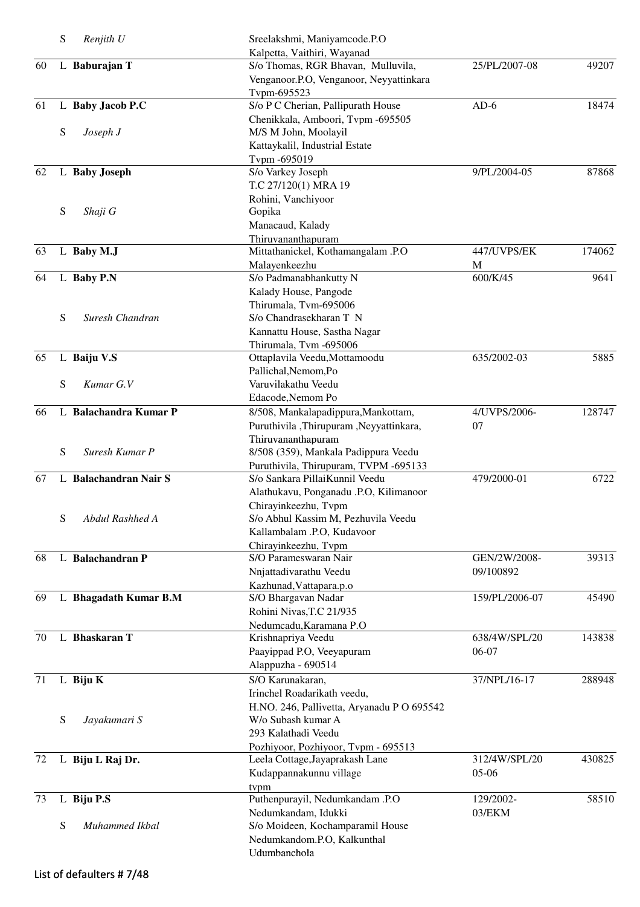| No | | Name | Address | Ref No | Amount |
|---|---|---|---|---|---|
| | S | *Renjith U* | Sreelakshmi, Maniyamcode.P.O Kalpetta, Vaithiri, Wayanad | | |
| 60 | L | **Baburajan T** | S/o Thomas, RGR Bhavan, Mulluvila, Venganoor.P.O, Venganoor, Neyyattinkara Tvpm-695523 | 25/PL/2007-08 | 49207 |
| 61 | L | **Baby Jacob P.C** | S/o P C Cherian, Pallipurath House Chenikkala, Amboori, Tvpm -695505 | AD-6 | 18474 |
| | S | *Joseph J* | M/S M John, Moolayil Kattaykalil, Industrial Estate Tvpm -695019 | | |
| 62 | L | **Baby Joseph** | S/o Varkey Joseph T.C 27/120(1) MRA 19 Rohini, Vanchiyoor | 9/PL/2004-05 | 87868 |
| | S | *Shaji G* | Gopika Manacaud, Kalady Thiruvananthapuram | | |
| 63 | L | **Baby M.J** | Mittathanickel, Kothamangalam .P.O Malayenkeezhu | 447/UVPS/EKM | 174062 |
| 64 | L | **Baby P.N** | S/o Padmanabhankutty N Kalady House, Pangode Thirumala, Tvm-695006 | 600/K/45 | 9641 |
| | S | *Suresh Chandran* | S/o Chandrasekharan T N Kannattu House, Sastha Nagar Thirumala, Tvm -695006 | | |
| 65 | L | **Baiju V.S** | Ottaplavila Veedu,Mottamoodu Pallichal,Nemom,Po | 635/2002-03 | 5885 |
| | S | *Kumar G.V* | Varuvilakathu Veedu Edacode,Nemom Po | | |
| 66 | L | **Balachandra Kumar P** | 8/508, Mankalapadippura,Mankottam, Puruthivila ,Thirupuram ,Neyyattinkara, Thiruvananthapuram | 4/UVPS/2006-07 | 128747 |
| | S | *Suresh Kumar P* | 8/508 (359), Mankala Padippura Veedu Puruthivila, Thirupuram, TVPM -695133 | | |
| 67 | L | **Balachandran Nair S** | S/o Sankara PillaiKunnil Veedu Alathukavu, Ponganadu .P.O, Kilimanoor Chirayinkeezhu, Tvpm | 479/2000-01 | 6722 |
| | S | *Abdul Rashhed A* | S/o Abhul Kassim M, Pezhuvila Veedu Kallambalam .P.O, Kudavoor Chirayinkeezhu, Tvpm | | |
| 68 | L | **Balachandran P** | S/O Parameswaran Nair Nnjattadivarathu Veedu Kazhunad,Vattapara.p.o | GEN/2W/2008-09/100892 | 39313 |
| 69 | L | **Bhagadath Kumar B.M** | S/O Bhargavan Nadar Rohini Nivas,T.C 21/935 Nedumcadu,Karamana P.O | 159/PL/2006-07 | 45490 |
| 70 | L | **Bhaskaran T** | Krishnapriya Veedu Paayippad P.O, Veeyapuram Alappuzha - 690514 | 638/4W/SPL/2006-07 | 143838 |
| 71 | L | **Biju K** | S/O Karunakaran, Irinchel Roadarikath veedu, H.NO. 246, Pallivetta, Aryanadu P O 695542 | 37/NPL/16-17 | 288948 |
| | S | *Jayakumari S* | W/o Subash kumar A 293 Kalathadi Veedu Pozhiyoor, Pozhiyoor, Tvpm - 695513 | | |
| 72 | L | **Biju L Raj Dr.** | Leela Cottage,Jayaprakash Lane Kudappannakunnu village tvpm | 312/4W/SPL/2005-06 | 430825 |
| 73 | L | **Biju P.S** | Puthenpurayil, Nedumkandam .P.O Nedumkandam, Idukki | 129/2002-03/EKM | 58510 |
| | S | *Muhammed Ikbal* | S/o Moideen, Kochamparamil House Nedumkandom.P.O, Kalkunthal Udumbanchola | | |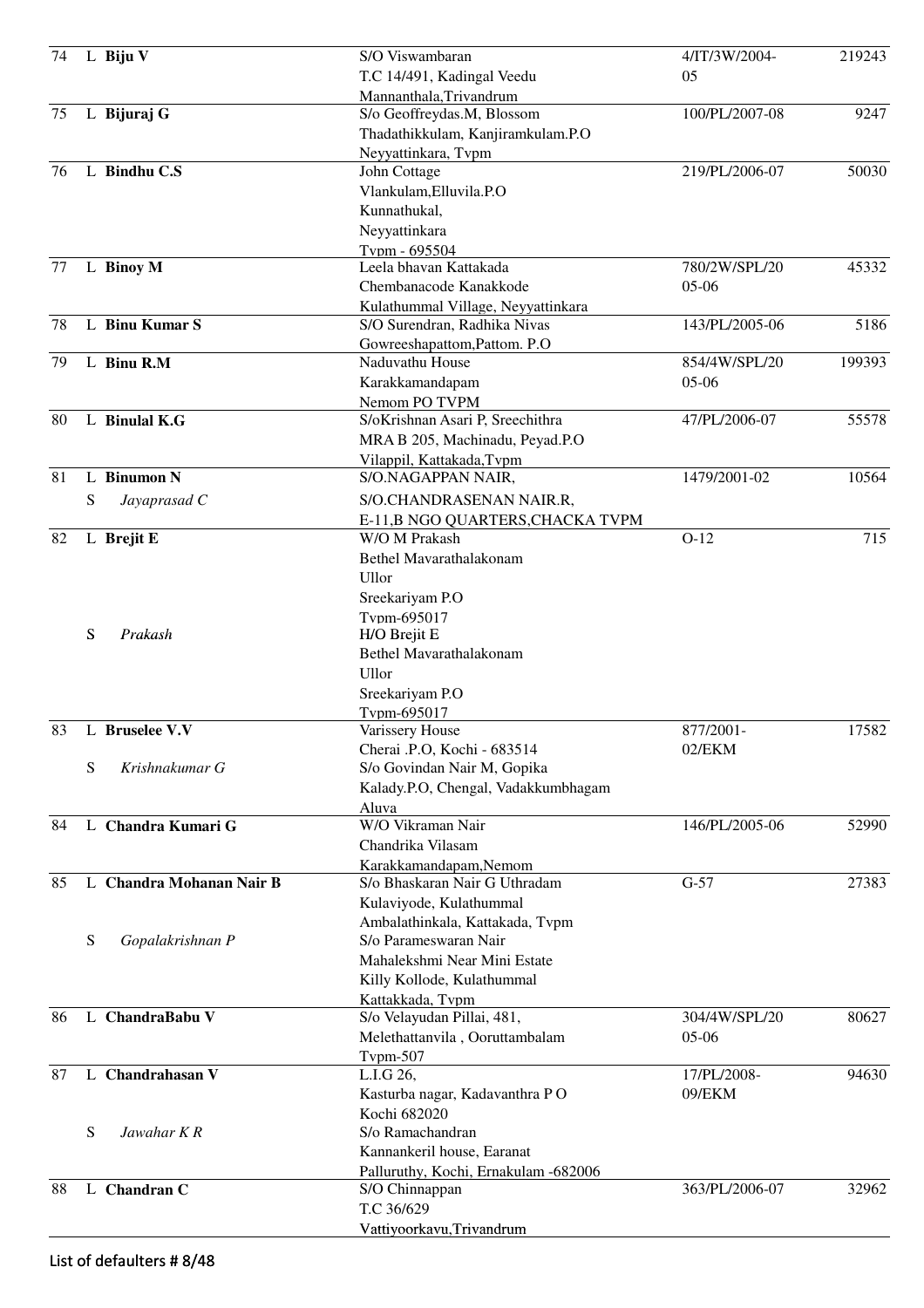| | | | | | |
|---|---|---|---|---|---|
| 74 | L | **Biju V** | S/O Viswambaran<br>T.C 14/491, Kadingal Veedu<br>Mannanthala,Trivandrum | 4/IT/3W/2004-05 | 219243 |
| 75 | L | **Bijuraj G** | S/o Geoffreydas.M, Blossom<br>Thadathikkulam, Kanjiramkulam.P.O<br>Neyyattinkara, Tvpm | 100/PL/2007-08 | 9247 |
| 76 | L | **Bindhu C.S** | John Cottage<br>Vlankulam,Elluvila.P.O<br>Kunnathukal,<br>Neyyattinkara<br>Tvpm - 695504 | 219/PL/2006-07 | 50030 |
| 77 | L | **Binoy M** | Leela bhavan Kattakada<br>Chembanacode Kanakkode<br>Kulathummal Village, Neyyattinkara | 780/2W/SPL/2005-06 | 45332 |
| 78 | L | **Binu Kumar S** | S/O Surendran, Radhika Nivas<br>Gowreeshapattom,Pattom. P.O | 143/PL/2005-06 | 5186 |
| 79 | L | **Binu R.M** | Naduvathu House<br>Karakkamandapam<br>Nemom PO TVPM | 854/4W/SPL/2005-06 | 199393 |
| 80 | L | **Binulal K.G** | S/oKrishnan Asari P, Sreechithra<br>MRA B 205, Machinadu, Peyad.P.O<br>Vilappil, Kattakada,Tvpm | 47/PL/2006-07 | 55578 |
| 81 | L | **Binumon N** | S/O.NAGAPPAN NAIR, | 1479/2001-02 | 10564 |
| | S | *Jayaprasad C* | S/O.CHANDRASENAN NAIR.R,<br>E-11,B NGO QUARTERS,CHACKA TVPM | | |
| 82 | L | **Brejit E** | W/O M Prakash<br>Bethel Mavarathalakonam<br>Ullor<br>Sreekariyam P.O<br>Tvpm-695017 | O-12 | 715 |
| | S | *Prakash* | H/O Brejit E<br>Bethel Mavarathalakonam<br>Ullor<br>Sreekariyam P.O<br>Tvpm-695017 | | |
| 83 | L | **Bruselee V.V** | Varissery House<br>Cherai .P.O, Kochi - 683514 | 877/2001-02/EKM | 17582 |
| | S | *Krishnakumar G* | S/o Govindan Nair M, Gopika<br>Kalady.P.O, Chengal, Vadakkumbhagam<br>Aluva | | |
| 84 | L | **Chandra Kumari G** | W/O Vikraman Nair<br>Chandrika Vilasam<br>Karakkamandapam,Nemom | 146/PL/2005-06 | 52990 |
| 85 | L | **Chandra Mohanan Nair B** | S/o Bhaskaran Nair G Uthradam<br>Kulaviyode, Kulathummal<br>Ambalathinkala, Kattakada, Tvpm | G-57 | 27383 |
| | S | *Gopalakrishnan P* | S/o Parameswaran Nair<br>Mahalekshmi Near Mini Estate<br>Killy Kollode, Kulathummal<br>Kattakkada, Tvpm | | |
| 86 | L | **ChandraBabu V** | S/o Velayudan Pillai, 481,<br>Melethattanvila , Ooruttambalam<br>Tvpm-507 | 304/4W/SPL/2005-06 | 80627 |
| 87 | L | **Chandrahasan V** | L.I.G 26,<br>Kasturba nagar, Kadavanthra P O<br>Kochi 682020 | 17/PL/2008-09/EKM | 94630 |
| | S | *Jawahar K R* | S/o Ramachandran<br>Kannankeril house, Earanat<br>Palluruthy, Kochi, Ernakulam -682006 | | |
| 88 | L | **Chandran C** | S/O Chinnappan<br>T.C 36/629<br>Vattiyoorkavu,Trivandrum | 363/PL/2006-07 | 32962 |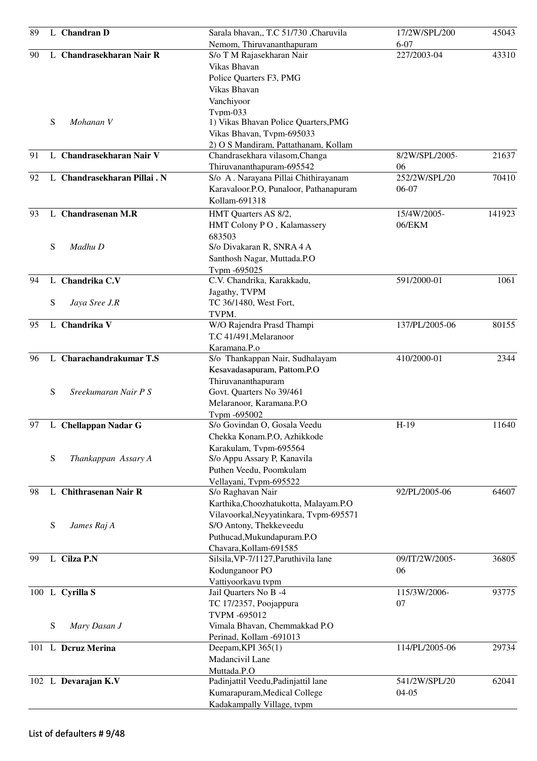| No. | | Name | Address | Reference | Amount |
|---|---|---|---|---|---|
| 89 | L | **Chandran D** | Sarala bhavan,, T.C 51/730 ,Charuvila Nemom, Thiruvananthapuram | 17/2W/SPL/2006-07 | 45043 |
| 90 | L | **Chandrasekharan Nair R** | S/o T M Rajasekharan Nair Vikas Bhavan Police Quarters F3, PMG Vikas Bhavan Vanchiyoor Tvpm-033 | 227/2003-04 | 43310 |
| | S | *Mohanan V* | 1) Vikas Bhavan Police Quarters,PMG Vikas Bhavan, Tvpm-695033 2) O S Mandiram, Pattathanam, Kollam | | |
| 91 | L | **Chandrasekharan Nair V** | Chandrasekhara vilasom,Changa Thiruvananthapuram-695542 | 8/2W/SPL/2005-06 | 21637 |
| 92 | L | **Chandrasekharan Pillai . N** | S/o A . Narayana Pillai Chithirayanam Karavaloor.P.O, Punaloor, Pathanapuram Kollam-691318 | 252/2W/SPL/2006-07 | 70410 |
| 93 | L | **Chandrasenan M.R** | HMT Quarters AS 8/2, HMT Colony P O , Kalamassery 683503 | 15/4W/2005-06/EKM | 141923 |
| | S | *Madhu D* | S/o Divakaran R, SNRA 4 A Santhosh Nagar, Muttada.P.O Tvpm -695025 | | |
| 94 | L | **Chandrika C.V** | C.V. Chandrika, Karakkadu, Jagathy, TVPM | 591/2000-01 | 1061 |
| | S | *Jaya Sree J.R* | TC 36/1480, West Fort, TVPM. | | |
| 95 | L | **Chandrika V** | W/O Rajendra Prasd Thampi T.C 41/491,Melaranoor Karamana.P.o | 137/PL/2005-06 | 80155 |
| 96 | L | **Charachandrakumar T.S** | S/o Thankappan Nair, Sudhalayam Kesavadasapuram, Pattom.P.O Thiruvananthapuram | 410/2000-01 | 2344 |
| | S | *Sreekumaran Nair P S* | Govt. Quarters No 39/461 Melaranoor, Karamana.P.O Tvpm -695002 | | |
| 97 | L | **Chellappan Nadar G** | S/o Govindan O, Gosala Veedu Chekka Konam.P.O, Azhikkode Karakulam, Tvpm-695564 | H-19 | 11640 |
| | S | *Thankappan Assary A* | S/o Appu Assary P, Kanavila Puthen Veedu, Poomkulam Vellayani, Tvpm-695522 | | |
| 98 | L | **Chithrasenan Nair R** | S/o Raghavan Nair Karthika,Choozhatukotta, Malayam.P.O Vilavoorkal,Neyyatinkara, Tvpm-695571 | 92/PL/2005-06 | 64607 |
| | S | *James Raj A* | S/O Antony, Thekkeveedu Puthucad,Mukundapuram.P.O Chavara,Kollam-691585 | | |
| 99 | L | **Cilza P.N** | Silsila,VP-7/1127,Paruthivila lane Kodunganoor PO Vattiyoorkavu tvpm | 09/IT/2W/2005-06 | 36805 |
| 100 | L | **Cyrilla S** | Jail Quarters No B -4 TC 17/2357, Poojappura TVPM -695012 | 115/3W/2006-07 | 93775 |
| | S | *Mary Dasan J* | Vimala Bhavan, Chemmakkad P.O Perinad, Kollam -691013 | | |
| 101 | L | **Dcruz Merina** | Deepam,KPI 365(1) Madancivil Lane Muttada.P.O | 114/PL/2005-06 | 29734 |
| 102 | L | **Devarajan K.V** | Padinjattil Veedu,Padinjattil lane Kumarapuram,Medical College Kadakampally Village, tvpm | 541/2W/SPL/2004-05 | 62041 |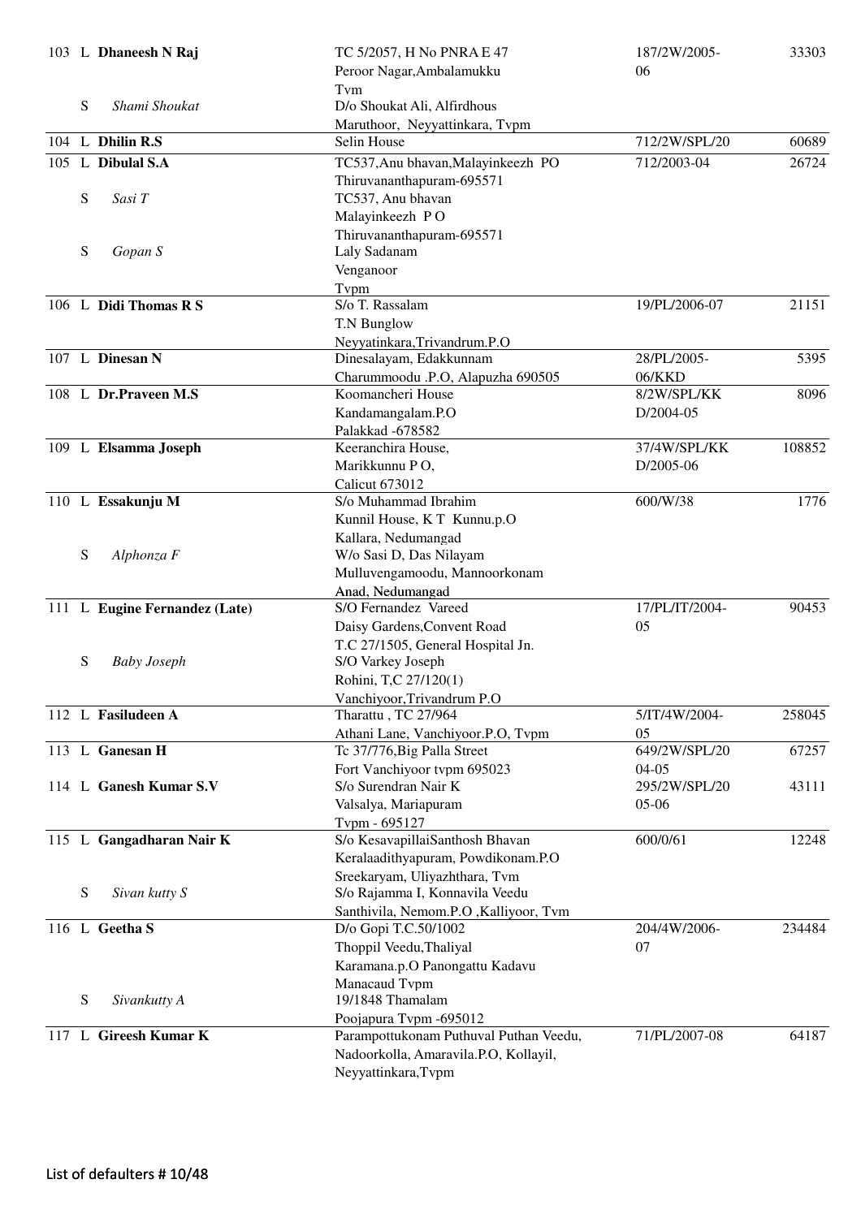| No | Type | Name | Address | Ref No | Amount |
|---|---|---|---|---|---|
| 103 | L | **Dhaneesh N Raj** | TC 5/2057, H No PNRA E 47<br>Peroor Nagar,Ambalamukku<br>Tvm | 187/2W/2005-06 | 33303 |
| | S | *Shami Shoukat* | D/o Shoukat Ali, Alfirdhous<br>Maruthoor, Neyyattinkara, Tvpm | | |
| 104 | L | **Dhilin R.S** | Selin House | 712/2W/SPL/20 | 60689 |
| 105 | L | **Dibulal S.A** | TC537,Anu bhavan,Malayinkeezh PO<br>Thiruvananthapuram-695571 | 712/2003-04 | 26724 |
| | S | *Sasi T* | TC537, Anu bhavan<br>Malayinkeezh P O<br>Thiruvananthapuram-695571 | | |
| | S | *Gopan S* | Laly Sadanam<br>Venganoor<br>Tvpm | | |
| 106 | L | **Didi Thomas R S** | S/o T. Rassalam<br>T.N Bunglow<br>Neyyatinkara,Trivandrum.P.O | 19/PL/2006-07 | 21151 |
| 107 | L | **Dinesan N** | Dinesalayam, Edakkunnam<br>Charummoodu .P.O, Alapuzha 690505 | 28/PL/2005-06/KKD | 5395 |
| 108 | L | **Dr.Praveen M.S** | Koomancheri House<br>Kandamangalam.P.O<br>Palakkad -678582 | 8/2W/SPL/KKD/2004-05 | 8096 |
| 109 | L | **Elsamma Joseph** | Keeranchira House,<br>Marikkunnu P O,<br>Calicut 673012 | 37/4W/SPL/KKD/2005-06 | 108852 |
| 110 | L | **Essakunju M** | S/o Muhammad Ibrahim<br>Kunnil House, K T Kunnu.p.O<br>Kallara, Nedumangad | 600/W/38 | 1776 |
| | S | *Alphonza F* | W/o Sasi D, Das Nilayam<br>Mulluvengamoodu, Mannoorkonam<br>Anad, Nedumangad | | |
| 111 | L | **Eugine Fernandez (Late)** | S/O Fernandez Vareed<br>Daisy Gardens,Convent Road<br>T.C 27/1505, General Hospital Jn. | 17/PL/IT/2004-05 | 90453 |
| | S | *Baby Joseph* | S/O Varkey Joseph<br>Rohini, T,C 27/120(1)<br>Vanchiyoor,Trivandrum P.O | | |
| 112 | L | **Fasiludeen A** | Tharattu , TC 27/964<br>Athani Lane, Vanchiyoor.P.O, Tvpm | 5/IT/4W/2004-05 | 258045 |
| 113 | L | **Ganesan H** | Tc 37/776,Big Palla Street<br>Fort Vanchiyoor tvpm 695023 | 649/2W/SPL/2004-05 | 67257 |
| 114 | L | **Ganesh Kumar S.V** | S/o Surendran Nair K<br>Valsalya, Mariapuram<br>Tvpm - 695127 | 295/2W/SPL/2005-06 | 43111 |
| 115 | L | **Gangadharan Nair K** | S/o KesavapillaiSanthosh Bhavan<br>Keralaadithyapuram, Powdikonam.P.O<br>Sreekaryam, Uliyazhthara, Tvm | 600/0/61 | 12248 |
| | S | *Sivan kutty S* | S/o Rajamma I, Konnavila Veedu<br>Santhivila, Nemom.P.O ,Kalliyoor, Tvm | | |
| 116 | L | **Geetha S** | D/o Gopi T.C.50/1002<br>Thoppil Veedu,Thaliyal<br>Karamana.p.O Panongattu Kadavu<br>Manacaud Tvpm | 204/4W/2006-07 | 234484 |
| | S | *Sivankutty A* | 19/1848 Thamalam<br>Poojapura Tvpm -695012 | | |
| 117 | L | **Gireesh Kumar K** | Parampottukonam Puthuval Puthan Veedu,<br>Nadoorkolla, Amaravila.P.O, Kollayil,<br>Neyyattinkara,Tvpm | 71/PL/2007-08 | 64187 |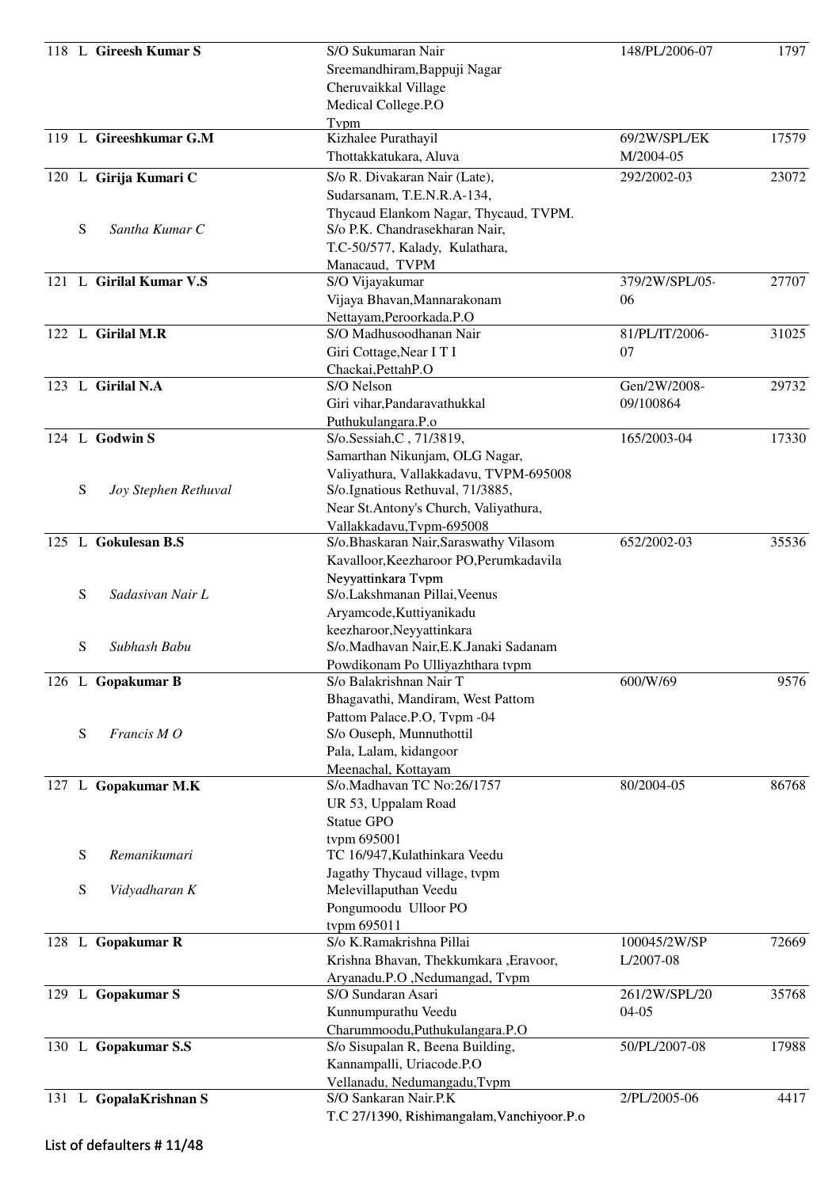| No. | Type | Name | Address | Ref No. | Amount |
|---|---|---|---|---|---|
| 118 | L | **Gireesh Kumar S** | S/O Sukumaran Nair Sreemandhiram,Bappuji Nagar Cheruvaikkal Village Medical College.P.O Tvpm | 148/PL/2006-07 | 1797 |
| 119 | L | **Gireeshkumar G.M** | Kizhalee Purathayil Thottakkatukara, Aluva | 69/2W/SPL/EKM/2004-05 | 17579 |
| 120 | L | **Girija Kumari C** | S/o R. Divakaran Nair (Late), Sudarsanam, T.E.N.R.A-134, Thycaud Elankom Nagar, Thycaud, TVPM. | 292/2002-03 | 23072 |
| | S | *Santha Kumar C* | S/o P.K. Chandrasekharan Nair, T.C-50/577, Kalady, Kulathara, Manacaud, TVPM | | |
| 121 | L | **Girilal Kumar V.S** | S/O Vijayakumar Vijaya Bhavan,Mannarakonam Nettayam,Peroorkada.P.O | 379/2W/SPL/05-06 | 27707 |
| 122 | L | **Girilal M.R** | S/O Madhusoodhanan Nair Giri Cottage,Near I T I Chackai,PettahP.O | 81/PL/IT/2006-07 | 31025 |
| 123 | L | **Girilal N.A** | S/O Nelson Giri vihar,Pandaravathukkal Puthukulangara.P.o | Gen/2W/2008-09/100864 | 29732 |
| 124 | L | **Godwin S** | S/o.Sessiah,C , 71/3819, Samarthan Nikunjam, OLG Nagar, Valiyathura, Vallakkadavu, TVPM-695008 | 165/2003-04 | 17330 |
| | S | *Joy Stephen Rethuval* | S/o.Ignatious Rethuval, 71/3885, Near St.Antony's Church, Valiyathura, Vallakkadavu,Tvpm-695008 | | |
| 125 | L | **Gokulesan B.S** | S/o.Bhaskaran Nair,Saraswathy Vilasom Kavalloor,Keezharoor PO,Perumkadavila Neyyattinkara Tvpm | 652/2002-03 | 35536 |
| | S | *Sadasivan Nair L* | S/o.Lakshmanan Pillai,Veenus Aryamcode,Kuttiyanikadu keezharoor,Neyyattinkara | | |
| | S | *Subhash Babu* | S/o.Madhavan Nair,E.K.Janaki Sadanam Powdikonam Po Ulliyazhthara tvpm | | |
| 126 | L | **Gopakumar B** | S/o Balakrishnan Nair T Bhagavathi, Mandiram, West Pattom Pattom Palace.P.O, Tvpm -04 | 600/W/69 | 9576 |
| | S | *Francis M O* | S/o Ouseph, Munnuthottil Pala, Lalam, kidangoor Meenachal, Kottayam | | |
| 127 | L | **Gopakumar M.K** | S/o.Madhavan TC No:26/1757 UR 53, Uppalam Road Statue GPO tvpm 695001 | 80/2004-05 | 86768 |
| | S | *Remanikumari* | TC 16/947,Kulathinkara Veedu Jagathy Thycaud village, tvpm | | |
| | S | *Vidyadharan K* | Melevillaputhan Veedu Pongumoodu Ulloor PO tvpm 695011 | | |
| 128 | L | **Gopakumar R** | S/o K.Ramakrishna Pillai Krishna Bhavan, Thekkumkara ,Eravoor, Aryanadu.P.O ,Nedumangad, Tvpm | 100045/2W/SPL/2007-08 | 72669 |
| 129 | L | **Gopakumar S** | S/O Sundaran Asari Kunnumpurathu Veedu Charummoodu,Puthukulangara.P.O | 261/2W/SPL/2004-05 | 35768 |
| 130 | L | **Gopakumar S.S** | S/o Sisupalan R, Beena Building, Kannampalli, Uriacode.P.O Vellanadu, Nedumangadu,Tvpm | 50/PL/2007-08 | 17988 |
| 131 | L | **GopalaKrishnan S** | S/O Sankaran Nair.P.K T.C 27/1390, Rishimangalam,Vanchiyoor.P.o | 2/PL/2005-06 | 4417 |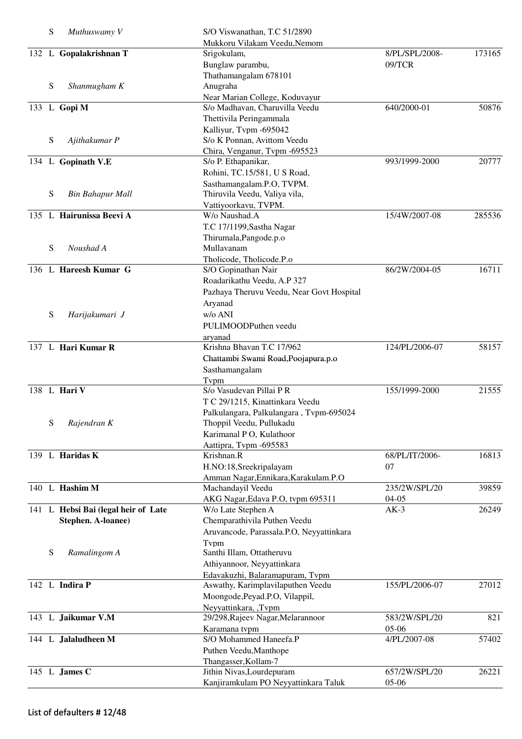| No. | L/S | Name | Address | Loan No. | Amount |
|---|---|---|---|---|---|
| | S | *Muthuswamy V* | S/O Viswanathan, T.C 51/2890<br>Mukkoru Vilakam Veedu,Nemom | | |
| 132 | L | **Gopalakrishnan T** | Srigokulam,<br>Bunglaw parambu,<br>Thathamangalam 678101 | 8/PL/SPL/2008-09/TCR | 173165 |
| | S | *Shanmugham K* | Anugraha<br>Near Marian College, Koduvayur | | |
| 133 | L | **Gopi M** | S/o Madhavan, Charuvilla Veedu<br>Thettivila Peringammala<br>Kalliyur, Tvpm -695042 | 640/2000-01 | 50876 |
| | S | *Ajithakumar P* | S/o K Ponnan, Avittom Veedu<br>Chira, Venganur, Tvpm -695523 | | |
| 134 | L | **Gopinath V.E** | S/o P. Ethapanikar,<br>Rohini, TC.15/581, U S Road,<br>Sasthamangalam.P.O, TVPM. | 993/1999-2000 | 20777 |
| | S | *Bin Bahapur Mall* | Thiruvila Veedu, Valiya vila,<br>Vattiyoorkavu, TVPM. | | |
| 135 | L | **Hairunissa Beevi A** | W/o Naushad.A<br>T.C 17/1199,Sastha Nagar<br>Thirumala,Pangode.p.o | 15/4W/2007-08 | 285536 |
| | S | *Noushad A* | Mullavanam<br>Tholicode, Tholicode.P.o | | |
| 136 | L | **Hareesh Kumar G** | S/O Gopinathan Nair<br>Roadarikathu Veedu, A.P 327<br>Pazhaya Theruvu Veedu, Near Govt Hospital<br>Aryanad | 86/2W/2004-05 | 16711 |
| | S | *Harijakumari J* | w/o ANI<br>PULIMOODPuthen veedu<br>aryanad | | |
| 137 | L | **Hari Kumar R** | Krishna Bhavan T.C 17/962<br>Chattambi Swami Road,Poojapura.p.o<br>Sasthamangalam<br>Tvpm | 124/PL/2006-07 | 58157 |
| 138 | L | **Hari V** | S/o Vasudevan Pillai P R<br>T C 29/1215, Kinattinkara Veedu<br>Palkulangara, Palkulangara , Tvpm-695024 | 155/1999-2000 | 21555 |
| | S | *Rajendran K* | Thoppil Veedu, Pullukadu<br>Karimanal P O, Kulathoor<br>Aattipra, Tvpm -695583 | | |
| 139 | L | **Haridas K** | Krishnan.R<br>H.NO:18,Sreekripalayam<br>Amman Nagar,Ennikara,Karakulam.P.O | 68/PL/IT/2006-07 | 16813 |
| 140 | L | **Hashim M** | Machandayil Veedu<br>AKG Nagar,Edava P.O, tvpm 695311 | 235/2W/SPL/2004-05 | 39859 |
| 141 | L | **Hebsi Bai (legal heir of Late Stephen. A-loanee)** | W/o Late Stephen A<br>Chemparathivila Puthen Veedu<br>Aruvancode, Parassala.P.O, Neyyattinkara<br>Tvpm | AK-3 | 26249 |
| | S | *Ramalingom A* | Santhi Illam, Ottatheruvu<br>Athiyannoor, Neyyattinkara<br>Edavakuzhi, Balaramapuram, Tvpm | | |
| 142 | L | **Indira P** | Aswathy, Karimplavilaputhen Veedu<br>Moongode,Peyad.P.O, Vilappil,<br>Neyyattinkara, ,Tvpm | 155/PL/2006-07 | 27012 |
| 143 | L | **Jaikumar V.M** | 29/298,Rajeev Nagar,Melarannoor<br>Karamana tvpm | 583/2W/SPL/2005-06 | 821 |
| 144 | L | **Jalaludheen M** | S/O Mohammed Haneefa.P<br>Puthen Veedu,Manthope<br>Thangasser,Kollam-7 | 4/PL/2007-08 | 57402 |
| 145 | L | **James C** | Jithin Nivas,Lourdepuram<br>Kanjiramkulam PO Neyyattinkara Taluk | 657/2W/SPL/2005-06 | 26221 |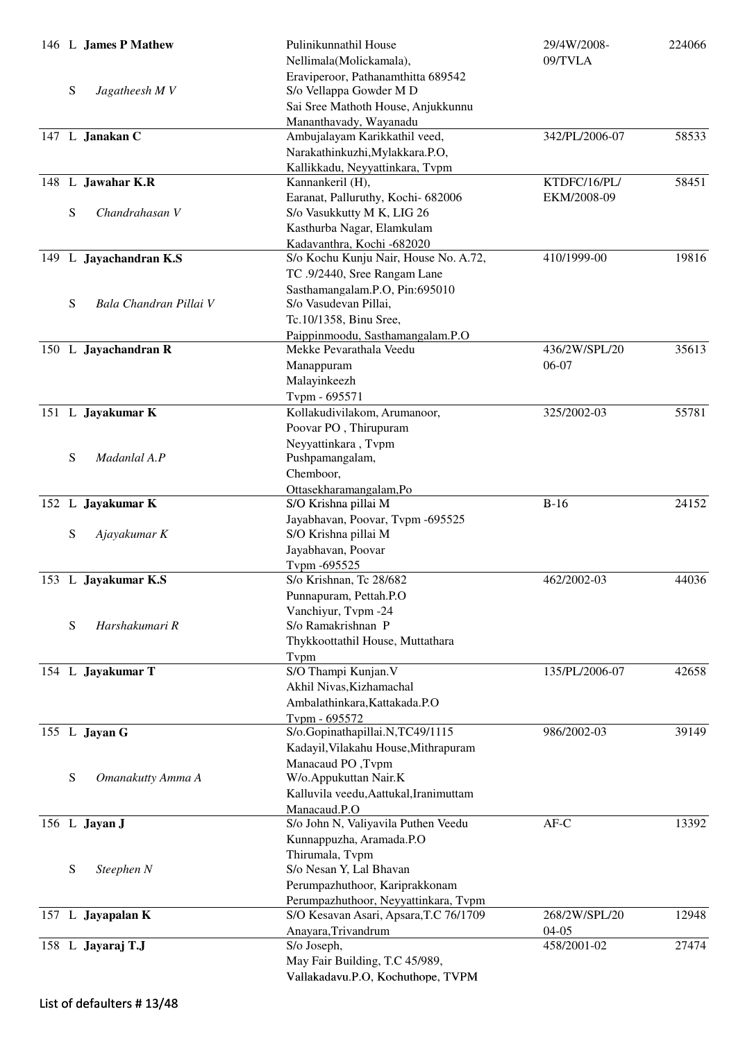| No. | Type | Name | Address | Loan No. | Amount |
|---|---|---|---|---|---|
| 146 | L | **James P Mathew** | Pulinikunnathil House Nellimala(Molickamala), Eraviperoor, Pathanamthitta 689542 | 29/4W/2008-09/TVLA | 224066 |
| | S | *Jagatheesh M V* | S/o Vellappa Gowder M D Sai Sree Mathoth House, Anjukkunnu Mananthavady, Wayanadu | | |
| 147 | L | **Janakan C** | Ambujalayam Karikkathil veed, Narakathinkuzhi,Mylakkara.P.O, Kallikkadu, Neyyattinkara, Tvpm | 342/PL/2006-07 | 58533 |
| 148 | L | **Jawahar K.R** | Kannankeril (H), Earanat, Palluruthy, Kochi- 682006 | KTDFC/16/PL/ EKM/2008-09 | 58451 |
| | S | *Chandrahasan V* | S/o Vasukkutty M K, LIG 26 Kasthurba Nagar, Elamkulam Kadavanthra, Kochi -682020 | | |
| 149 | L | **Jayachandran K.S** | S/o Kochu Kunju Nair, House No. A.72, TC .9/2440, Sree Rangam Lane Sasthamangalam.P.O, Pin:695010 | 410/1999-00 | 19816 |
| | S | *Bala Chandran Pillai V* | S/o Vasudevan Pillai, Tc.10/1358, Binu Sree, Paippinmoodu, Sasthamangalam.P.O | | |
| 150 | L | **Jayachandran R** | Mekke Pevarathala Veedu Manappuram Malayinkeezh Tvpm - 695571 | 436/2W/SPL/2006-07 | 35613 |
| 151 | L | **Jayakumar K** | Kollakudivilakom, Arumanoor, Poovar PO , Thirupuram Neyyattinkara , Tvpm | 325/2002-03 | 55781 |
| | S | *Madanlal A.P* | Pushpamangalam, Chemboor, Ottasekharamangalam,Po | | |
| 152 | L | **Jayakumar K** | S/O Krishna pillai M Jayabhavan, Poovar, Tvpm -695525 | B-16 | 24152 |
| | S | *Ajayakumar K* | S/O Krishna pillai M Jayabhavan, Poovar Tvpm -695525 | | |
| 153 | L | **Jayakumar K.S** | S/o Krishnan, Tc 28/682 Punnapuram, Pettah.P.O Vanchiyur, Tvpm -24 | 462/2002-03 | 44036 |
| | S | *Harshakumari R* | S/o Ramakrishnan P Thykkoottathil House, Muttathara Tvpm | | |
| 154 | L | **Jayakumar T** | S/O Thampi Kunjan.V Akhil Nivas,Kizhamachal Ambalathinkara,Kattakada.P.O Tvpm - 695572 | 135/PL/2006-07 | 42658 |
| 155 | L | **Jayan G** | S/o.Gopinathapillai.N,TC49/1115 Kadayil,Vilakahu House,Mithrapuram Manacaud PO ,Tvpm | 986/2002-03 | 39149 |
| | S | *Omanakutty Amma A* | W/o.Appukuttan Nair.K Kalluvila veedu,Aattukal,Iranimuttam Manacaud.P.O | | |
| 156 | L | **Jayan J** | S/o John N, Valiyavila Puthen Veedu Kunnappuzha, Aramada.P.O Thirumala, Tvpm | AF-C | 13392 |
| | S | *Steephen N* | S/o Nesan Y, Lal Bhavan Perumpazhuthoor, Kariprakkonam Perumpazhuthoor, Neyyattinkara, Tvpm | | |
| 157 | L | **Jayapalan K** | S/O Kesavan Asari, Apsara,T.C 76/1709 Anayara,Trivandrum | 268/2W/SPL/2004-05 | 12948 |
| 158 | L | **Jayaraj T.J** | S/o Joseph, May Fair Building, T.C 45/989, Vallakadavu.P.O, Kochuthope, TVPM | 458/2001-02 | 27474 |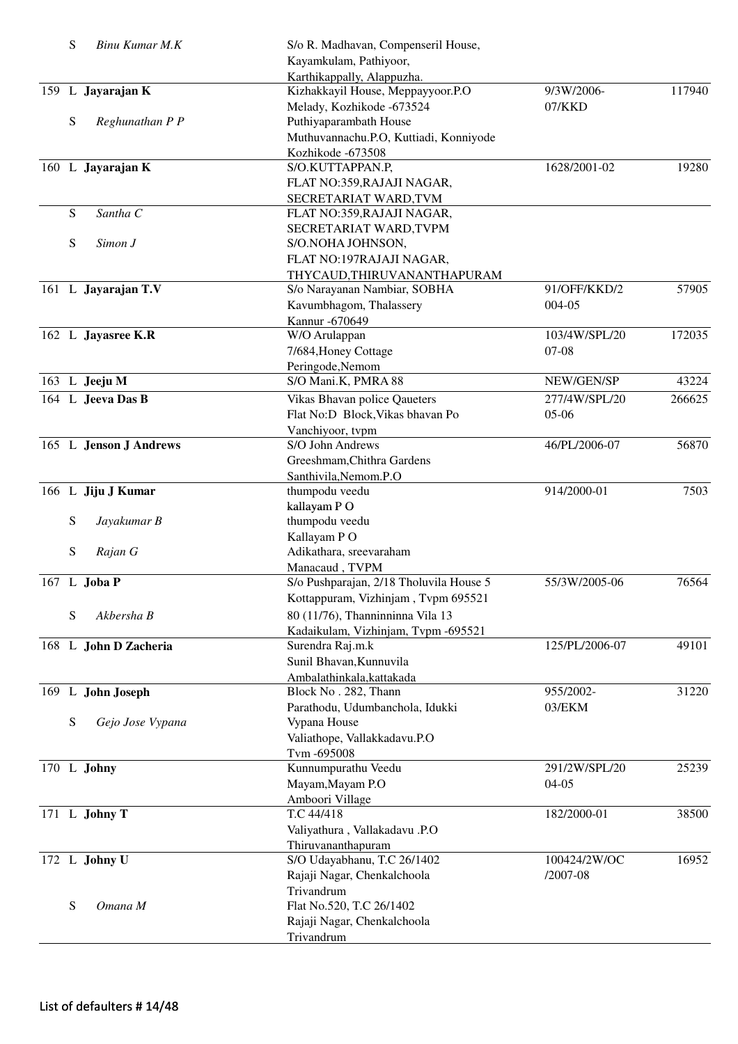| No. | Type | Name | Address | Ref No. | Amount |
|---|---|---|---|---|---|
| | S | *Binu Kumar M.K* | S/o R. Madhavan, Compenseril House, Kayamkulam, Pathiyoor, Karthikappally, Alappuzha. | | |
| 159 | L | **Jayarajan K** | Kizhakkayil House, Meppayyoor.P.O Melady, Kozhikode -673524 | 9/3W/2006-07/KKD | 117940 |
| | S | *Reghunathan P P* | Puthiyaparambath House Muthuvannachu.P.O, Kuttiadi, Konniyode Kozhikode -673508 | | |
| 160 | L | **Jayarajan K** | S/O.KUTTAPPAN.P, FLAT NO:359,RAJAJI NAGAR, SECRETARIAT WARD,TVM | 1628/2001-02 | 19280 |
| | S | *Santha C* | FLAT NO:359,RAJAJI NAGAR, SECRETARIAT WARD,TVPM | | |
| | S | *Simon J* | S/O.NOHA JOHNSON, FLAT NO:197RAJAJI NAGAR, THYCAUD,THIRUVANANTHAPURAM | | |
| 161 | L | **Jayarajan T.V** | S/o Narayanan Nambiar, SOBHA Kavumbhagom, Thalassery Kannur -670649 | 91/OFF/KKD/2004-05 | 57905 |
| 162 | L | **Jayasree K.R** | W/O Arulappan 7/684,Honey Cottage Peringode,Nemom | 103/4W/SPL/2007-08 | 172035 |
| 163 | L | **Jeeju M** | S/O Mani.K, PMRA 88 | NEW/GEN/SP | 43224 |
| 164 | L | **Jeeva Das B** | Vikas Bhavan police Qaueters Flat No:D Block,Vikas bhavan Po Vanchiyoor, tvpm | 277/4W/SPL/2005-06 | 266625 |
| 165 | L | **Jenson J Andrews** | S/O John Andrews Greeshmam,Chithra Gardens Santhivila,Nemom.P.O | 46/PL/2006-07 | 56870 |
| 166 | L | **Jiju J Kumar** | thumpodu veedu kallayam P O | 914/2000-01 | 7503 |
| | S | *Jayakumar B* | thumpodu veedu Kallayam P O | | |
| | S | *Rajan G* | Adikathara, sreevaraham Manacaud , TVPM | | |
| 167 | L | **Joba P** | S/o Pushparajan, 2/18 Tholuvila House 5 Kottappuram, Vizhinjam , Tvpm 695521 | 55/3W/2005-06 | 76564 |
| | S | *Akbersha B* | 80 (11/76), Thanninninna Vila 13 Kadaikulam, Vizhinjam, Tvpm -695521 | | |
| 168 | L | **John D Zacheria** | Surendra Raj.m.k Sunil Bhavan,Kunnuvila Ambalathinkala,kattakada | 125/PL/2006-07 | 49101 |
| 169 | L | **John Joseph** | Block No . 282, Thann Parathodu, Udumbanchola, Idukki | 955/2002-03/EKM | 31220 |
| | S | *Gejo Jose Vypana* | Vypana House Valiathope, Vallakkadavu.P.O Tvm -695008 | | |
| 170 | L | **Johny** | Kunnumpurathu Veedu Mayam,Mayam P.O Amboori Village | 291/2W/SPL/2004-05 | 25239 |
| 171 | L | **Johny T** | T.C 44/418 Valiyathura , Vallakadavu .P.O Thiruvananthapuram | 182/2000-01 | 38500 |
| 172 | L | **Johny U** | S/O Udayabhanu, T.C 26/1402 Rajaji Nagar, Chenkalchoola Trivandrum | 100424/2W/OC/2007-08 | 16952 |
| | S | *Omana M* | Flat No.520, T.C 26/1402 Rajaji Nagar, Chenkalchoola Trivandrum | | |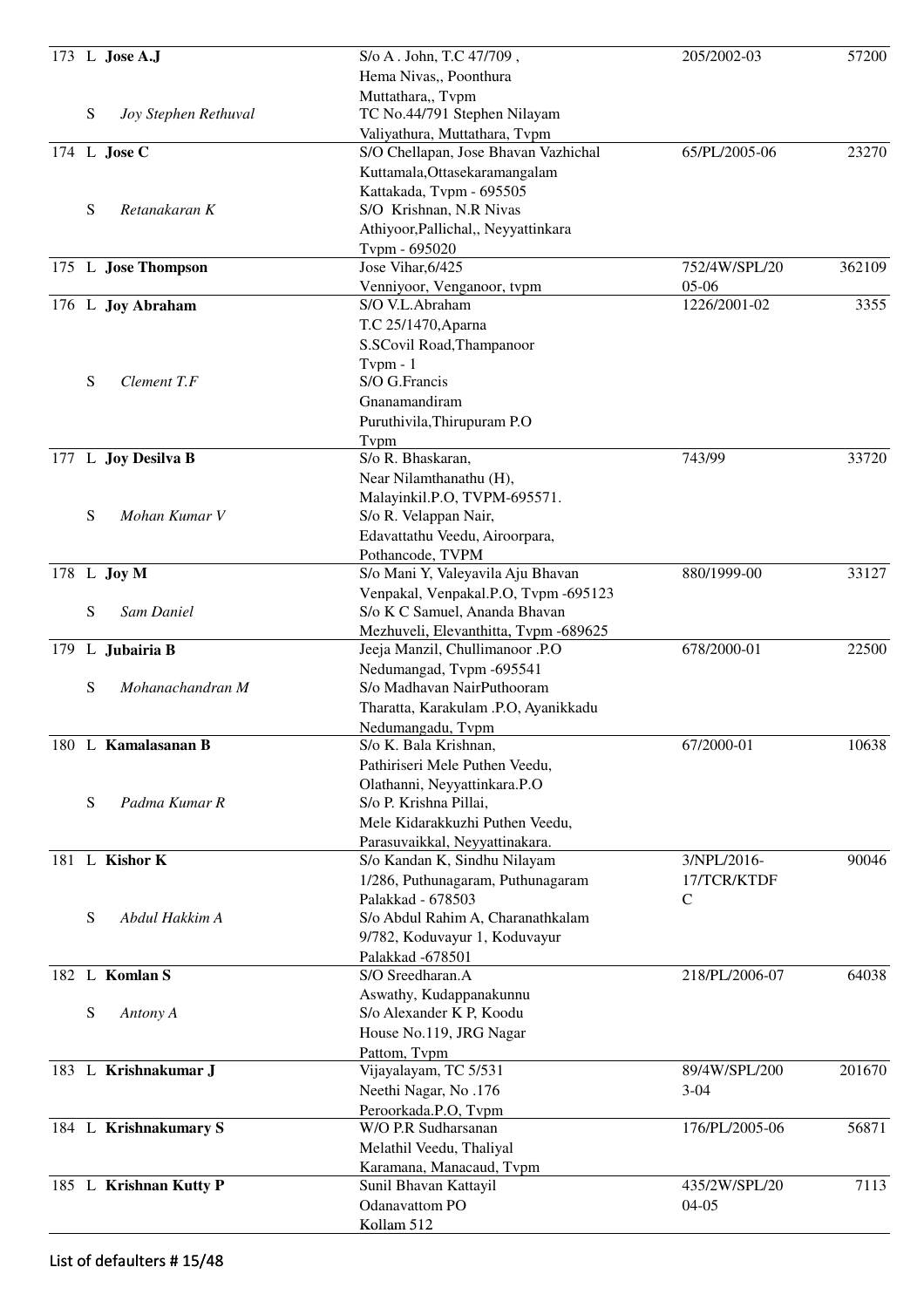| No. | Type | Name | Address | Ref No. | Amount |
|---|---|---|---|---|---|
| 173 | L | **Jose A.J** | S/o A . John, T.C 47/709 , Hema Nivas,, Poonthura Muttathara,, Tvpm | 205/2002-03 | 57200 |
| | S | *Joy Stephen Rethuval* | TC No.44/791 Stephen Nilayam Valiyathura, Muttathara, Tvpm | | |
| 174 | L | **Jose C** | S/O Chellapan, Jose Bhavan Vazhichal Kuttamala,Ottasekaramangalam Kattakada, Tvpm - 695505 | 65/PL/2005-06 | 23270 |
| | S | *Retanakaran K* | S/O Krishnan, N.R Nivas Athiyoor,Pallichal,, Neyyattinkara Tvpm - 695020 | | |
| 175 | L | **Jose Thompson** | Jose Vihar,6/425 Venniyoor, Venganoor, tvpm | 752/4W/SPL/2005-06 | 362109 |
| 176 | L | **Joy Abraham** | S/O V.L.Abraham T.C 25/1470,Aparna S.SCovil Road,Thampanoor Tvpm - 1 | 1226/2001-02 | 3355 |
| | S | *Clement T.F* | S/O G.Francis Gnanamandiram Puruthivila,Thirupuram P.O Tvpm | | |
| 177 | L | **Joy Desilva B** | S/o R. Bhaskaran, Near Nilamthanathu (H), Malayinkil.P.O, TVPM-695571. | 743/99 | 33720 |
| | S | *Mohan Kumar V* | S/o R. Velappan Nair, Edavattathu Veedu, Airoorpara, Pothancode, TVPM | | |
| 178 | L | **Joy M** | S/o Mani Y, Valeyavila Aju Bhavan Venpakal, Venpakal.P.O, Tvpm -695123 | 880/1999-00 | 33127 |
| | S | *Sam Daniel* | S/o K C Samuel, Ananda Bhavan Mezhuveli, Elevanthitta, Tvpm -689625 | | |
| 179 | L | **Jubairia B** | Jeeja Manzil, Chullimanoor .P.O Nedumangad, Tvpm -695541 | 678/2000-01 | 22500 |
| | S | *Mohanachandran M* | S/o Madhavan NairPuthooram Tharatta, Karakulam .P.O, Ayanikkadu Nedumangadu, Tvpm | | |
| 180 | L | **Kamalasanan B** | S/o K. Bala Krishnan, Pathiriseri Mele Puthen Veedu, Olathanni, Neyyattinkara.P.O | 67/2000-01 | 10638 |
| | S | *Padma Kumar R* | S/o P. Krishna Pillai, Mele Kidarakkuzhi Puthen Veedu, Parasuvaikkal, Neyyattinakara. | | |
| 181 | L | **Kishor K** | S/o Kandan K, Sindhu Nilayam 1/286, Puthunagaram, Puthunagaram Palakkad - 678503 | 3/NPL/2016-17/TCR/KTDFC | 90046 |
| | S | *Abdul Hakkim A* | S/o Abdul Rahim A, Charanathkalam 9/782, Koduvayur 1, Koduvayur Palakkad -678501 | | |
| 182 | L | **Komlan S** | S/O Sreedharan.A Aswathy, Kudappanakunnu | 218/PL/2006-07 | 64038 |
| | S | *Antony A* | S/o Alexander K P, Koodu House No.119, JRG Nagar Pattom, Tvpm | | |
| 183 | L | **Krishnakumar J** | Vijayalayam, TC 5/531 Neethi Nagar, No .176 Peroorkada.P.O, Tvpm | 89/4W/SPL/2003-04 | 201670 |
| 184 | L | **Krishnakumary S** | W/O P.R Sudharsanan Melathil Veedu, Thaliyal Karamana, Manacaud, Tvpm | 176/PL/2005-06 | 56871 |
| 185 | L | **Krishnan Kutty P** | Sunil Bhavan Kattayil Odanavattom PO Kollam 512 | 435/2W/SPL/2004-05 | 7113 |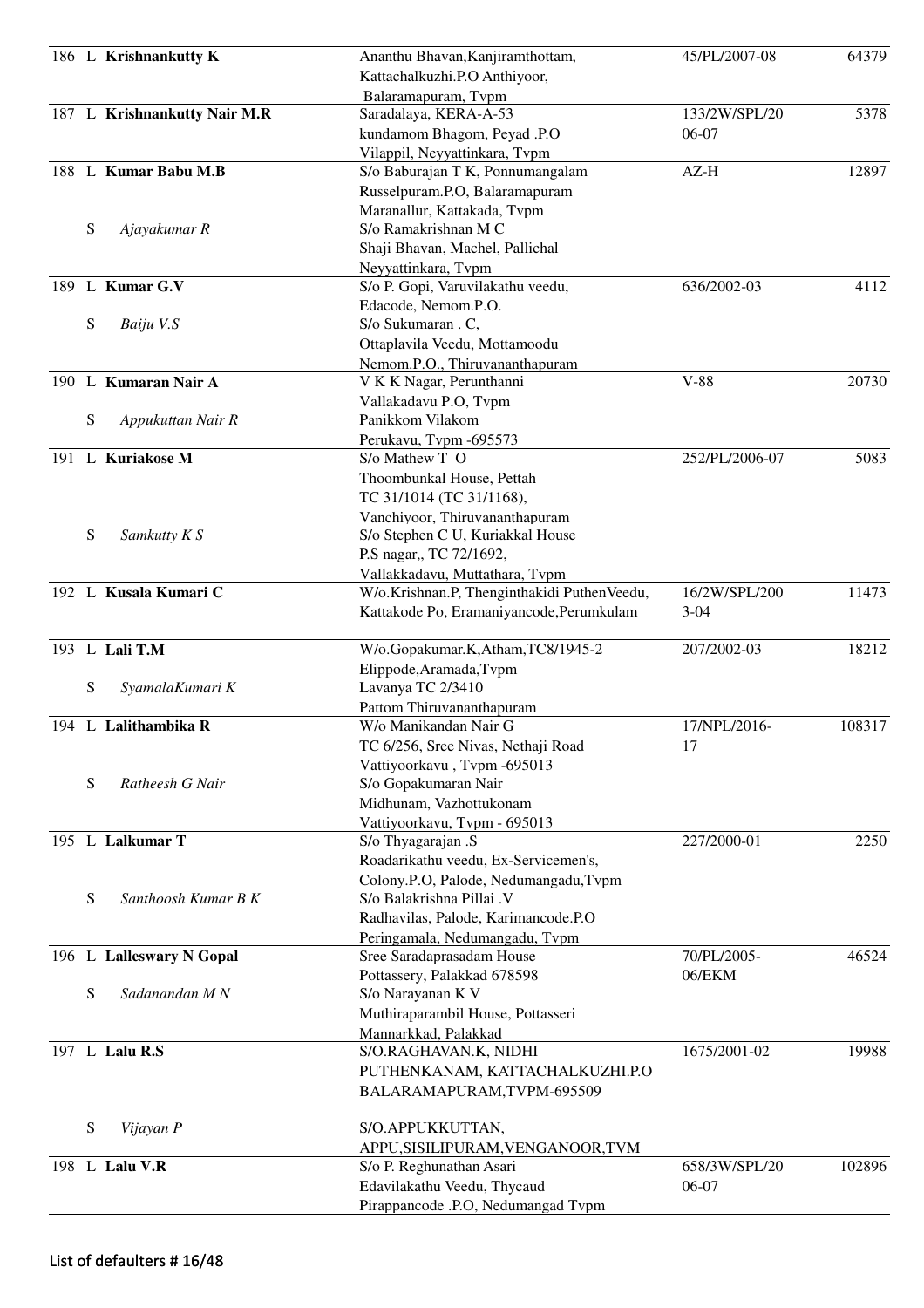| No. | Type | Name | Address | Ref No. | Amount |
|---|---|---|---|---|---|
| 186 | L | **Krishnankutty K** | Ananthu Bhavan,Kanjiramthottam, Kattachalkuzhi.P.O Anthiyoor, Balaramapuram, Tvpm | 45/PL/2007-08 | 64379 |
| 187 | L | **Krishnankutty Nair M.R** | Saradalaya, KERA-A-53 kundamom Bhagom, Peyad .P.O Vilappil, Neyyattinkara, Tvpm | 133/2W/SPL/2006-07 | 5378 |
| 188 | L | **Kumar Babu M.B** | S/o Baburajan T K, Ponnumangalam Russelpuram.P.O, Balaramapuram Maranallur, Kattakada, Tvpm | AZ-H | 12897 |
| | S | *Ajayakumar R* | S/o Ramakrishnan M C Shaji Bhavan, Machel, Pallichal Neyyattinkara, Tvpm | | |
| 189 | L | **Kumar G.V** | S/o P. Gopi, Varuvilakathu veedu, Edacode, Nemom.P.O. | 636/2002-03 | 4112 |
| | S | *Baiju V.S* | S/o Sukumaran . C, Ottaplavila Veedu, Mottamoodu Nemom.P.O., Thiruvananthapuram | | |
| 190 | L | **Kumaran Nair A** | V K K Nagar, Perunthanni Vallakadavu P.O, Tvpm | V-88 | 20730 |
| | S | *Appukuttan Nair R* | Panikkom Vilakom Perukavu, Tvpm -695573 | | |
| 191 | L | **Kuriakose M** | S/o Mathew T O Thoombunkal House, Pettah TC 31/1014 (TC 31/1168), Vanchiyoor, Thiruvananthapuram | 252/PL/2006-07 | 5083 |
| | S | *Samkutty K S* | S/o Stephen C U, Kuriakkal House P.S nagar,, TC 72/1692, Vallakkadavu, Muttathara, Tvpm | | |
| 192 | L | **Kusala Kumari C** | W/o.Krishnan.P, Thenginthakidi PuthenVeedu, Kattakode Po, Eramaniyancode,Perumkulam | 16/2W/SPL/2003-04 | 11473 |
| 193 | L | **Lali T.M** | W/o.Gopakumar.K,Atham,TC8/1945-2 Elippode,Aramada,Tvpm | 207/2002-03 | 18212 |
| | S | *SyamalaKumari K* | Lavanya TC 2/3410 Pattom Thiruvananthapuram | | |
| 194 | L | **Lalithambika R** | W/o Manikandan Nair G TC 6/256, Sree Nivas, Nethaji Road Vattiyoorkavu , Tvpm -695013 | 17/NPL/2016-17 | 108317 |
| | S | *Ratheesh G Nair* | S/o Gopakumaran Nair Midhunam, Vazhottukonam Vattiyoorkavu, Tvpm - 695013 | | |
| 195 | L | **Lalkumar T** | S/o Thyagarajan .S Roadarikathu veedu, Ex-Servicemen's, Colony.P.O, Palode, Nedumangadu,Tvpm | 227/2000-01 | 2250 |
| | S | *Santhoosh Kumar B K* | S/o Balakrishna Pillai .V Radhavilas, Palode, Karimancode.P.O Peringamala, Nedumangadu, Tvpm | | |
| 196 | L | **Lalleswary N Gopal** | Sree Saradaprasadam House Pottassery, Palakkad 678598 | 70/PL/2005-06/EKM | 46524 |
| | S | *Sadanandan M N* | S/o Narayanan K V Muthiraparambil House, Pottasseri Mannarkkad, Palakkad | | |
| 197 | L | **Lalu R.S** | S/O.RAGHAVAN.K, NIDHI PUTHENKANAM, KATTACHALKUZHI.P.O BALARAMAPURAM,TVPM-695509 | 1675/2001-02 | 19988 |
| | S | *Vijayan P* | S/O.APPUKKUTTAN, APPU,SISILIPURAM,VENGANOOR,TVM | | |
| 198 | L | **Lalu V.R** | S/o P. Reghunathan Asari Edavilakathu Veedu, Thycaud Pirappancode .P.O, Nedumangad Tvpm | 658/3W/SPL/2006-07 | 102896 |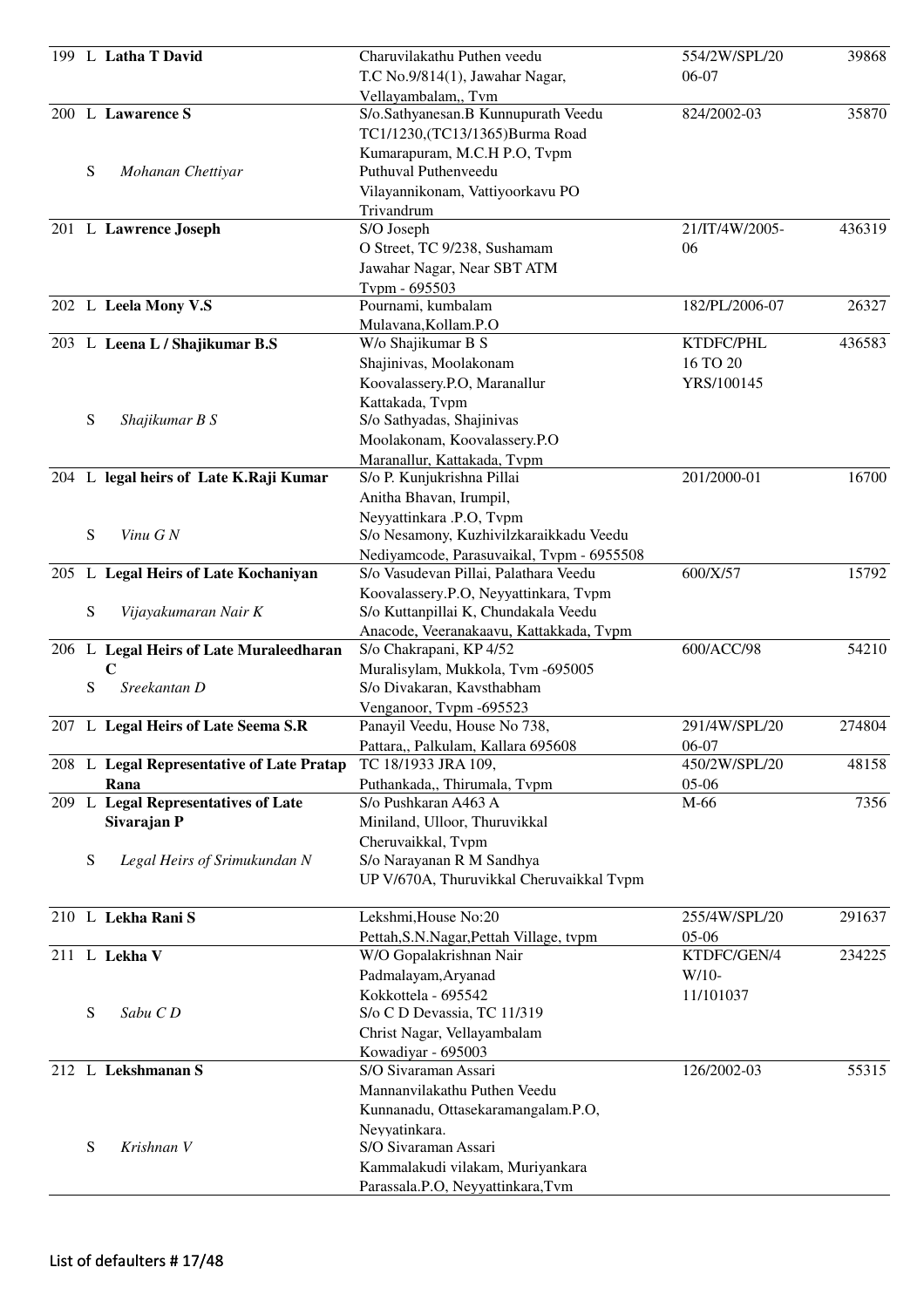| No. | Type | Name | Address | Loan No. | Amount |
|---|---|---|---|---|---|
| 199 | L | **Latha T David** | Charuvilakathu Puthen veedu<br>T.C No.9/814(1), Jawahar Nagar,<br>Vellayambalam,, Tvm | 554/2W/SPL/2006-07 | 39868 |
| 200 | L | **Lawarence S** | S/o.Sathyanesan.B Kunnupurath Veedu<br>TC1/1230,(TC13/1365)Burma Road<br>Kumarapuram, M.C.H P.O, Tvpm | 824/2002-03 | 35870 |
| | S | *Mohanan Chettiyar* | Puthuval Puthenveedu<br>Vilayannikonam, Vattiyoorkavu PO<br>Trivandrum | | |
| 201 | L | **Lawrence Joseph** | S/O Joseph<br>O Street, TC 9/238, Sushamam<br>Jawahar Nagar, Near SBT ATM<br>Tvpm - 695503 | 21/IT/4W/2005-06 | 436319 |
| 202 | L | **Leela Mony V.S** | Pournami, kumbalam<br>Mulavana,Kollam.P.O | 182/PL/2006-07 | 26327 |
| 203 | L | **Leena L / Shajikumar B.S** | W/o Shajikumar B S<br>Shajinivas, Moolakonam<br>Koovalassery.P.O, Maranallur<br>Kattakada, Tvpm | KTDFC/PHL 16 TO 20 YRS/100145 | 436583 |
| | S | *Shajikumar B S* | S/o Sathyadas, Shajinivas<br>Moolakonam, Koovalassery.P.O<br>Maranallur, Kattakada, Tvpm | | |
| 204 | L | **legal heirs of Late K.Raji Kumar** | S/o P. Kunjukrishna Pillai<br>Anitha Bhavan, Irumpil,<br>Neyyattinkara .P.O, Tvpm | 201/2000-01 | 16700 |
| | S | *Vinu G N* | S/o Nesamony, Kuzhivilzkaraikkadu Veedu<br>Nediyamcode, Parasuvaikal, Tvpm - 6955508 | | |
| 205 | L | **Legal Heirs of Late Kochaniyan** | S/o Vasudevan Pillai, Palathara Veedu<br>Koovalassery.P.O, Neyyattinkara, Tvpm | 600/X/57 | 15792 |
| | S | *Vijayakumaran Nair K* | S/o Kuttanpillai K, Chundakala Veedu<br>Anacode, Veeranakaavu, Kattakkada, Tvpm | | |
| 206 | L | **Legal Heirs of Late Muraleedharan C** | S/o Chakrapani, KP 4/52<br>Muralisylam, Mukkola, Tvm -695005 | 600/ACC/98 | 54210 |
| | S | *Sreekantan D* | S/o Divakaran, Kavsthabham<br>Venganoor, Tvpm -695523 | | |
| 207 | L | **Legal Heirs of Late Seema S.R** | Panayil Veedu, House No 738,<br>Pattara,, Palkulam, Kallara 695608 | 291/4W/SPL/2006-07 | 274804 |
| 208 | L | **Legal Representative of Late Pratap Rana** | TC 18/1933 JRA 109,<br>Puthankada,, Thirumala, Tvpm | 450/2W/SPL/2005-06 | 48158 |
| 209 | L | **Legal Representatives of Late Sivarajan P** | S/o Pushkaran A463 A<br>Miniland, Ulloor, Thuruvikkal<br>Cheruvaikkal, Tvpm | M-66 | 7356 |
| | S | *Legal Heirs of Srimukundan N* | S/o Narayanan R M Sandhya<br>UP V/670A, Thuruvikkal Cheruvaikkal Tvpm | | |
| 210 | L | **Lekha Rani S** | Lekshmi,House No:20<br>Pettah,S.N.Nagar,Pettah Village, tvpm | 255/4W/SPL/2005-06 | 291637 |
| 211 | L | **Lekha V** | W/O Gopalakrishnan Nair<br>Padmalayam,Aryanad<br>Kokkottela - 695542 | KTDFC/GEN/4W/10-11/101037 | 234225 |
| | S | *Sabu C D* | S/o C D Devassia, TC 11/319<br>Christ Nagar, Vellayambalam<br>Kowadiyar - 695003 | | |
| 212 | L | **Lekshmanan S** | S/O Sivaraman Assari<br>Mannanvilakathu Puthen Veedu<br>Kunnanadu, Ottasekaramangalam.P.O,<br>Neyyatinkara. | 126/2002-03 | 55315 |
| | S | *Krishnan V* | S/O Sivaraman Assari<br>Kammalakudi vilakam, Muriyankara<br>Parassala.P.O, Neyyattinkara,Tvm | | |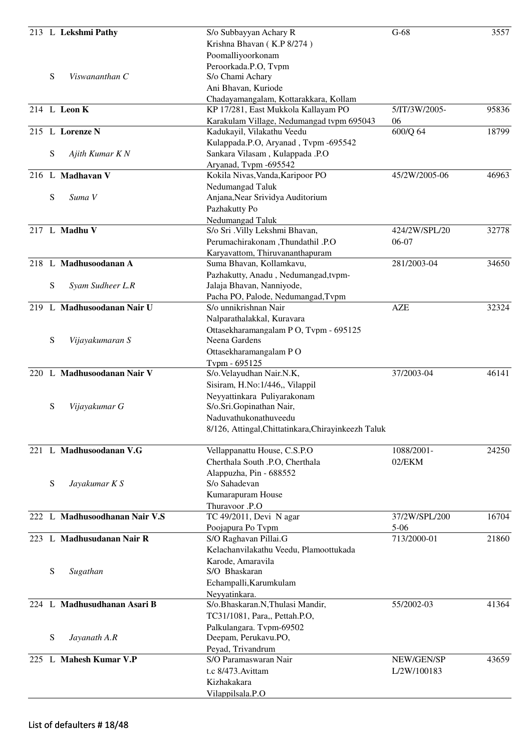| No. | Type | Name | Address | Ref No. | Amount |
|---|---|---|---|---|---|
| 213 | L | **Lekshmi Pathy** | S/o Subbayyan Achary R<br>Krishna Bhavan ( K.P 8/274 )<br>Poomalliyoorkonam<br>Peroorkada.P.O, Tvpm | G-68 | 3557 |
| | S | *Viswananthan C* | S/o Chami Achary<br>Ani Bhavan, Kuriode<br>Chadayamangalam, Kottarakkara, Kollam | | |
| 214 | L | **Leon K** | KP 17/281, East Mukkola Kallayam PO<br>Karakulam Village, Nedumangad tvpm 695043 | 5/IT/3W/2005-06 | 95836 |
| 215 | L | **Lorenze N** | Kadukayil, Vilakathu Veedu<br>Kulappada.P.O, Aryanad , Tvpm -695542 | 600/Q 64 | 18799 |
| | S | *Ajith Kumar K N* | Sankara Vilasam , Kulappada .P.O<br>Aryanad, Tvpm -695542 | | |
| 216 | L | **Madhavan V** | Kokila Nivas,Vanda,Karipoor PO<br>Nedumangad Taluk | 45/2W/2005-06 | 46963 |
| | S | *Suma V* | Anjana,Near Srividya Auditorium<br>Pazhakutty Po<br>Nedumangad Taluk | | |
| 217 | L | **Madhu V** | S/o Sri .Villy Lekshmi Bhavan,<br>Perumachirakonam ,Thundathil .P.O<br>Karyavattom, Thiruvananthapuram | 424/2W/SPL/2006-07 | 32778 |
| 218 | L | **Madhusoodanan A** | Suma Bhavan, Kollamkavu,<br>Pazhakutty, Anadu , Nedumangad,tvpm- | 281/2003-04 | 34650 |
| | S | *Syam Sudheer L.R* | Jalaja Bhavan, Nanniyode,<br>Pacha PO, Palode, Nedumangad,Tvpm | | |
| 219 | L | **Madhusoodanan Nair U** | S/o unnikrishnan Nair<br>Nalparathalakkal, Kuravara<br>Ottasekharamangalam P O, Tvpm - 695125 | AZE | 32324 |
| | S | *Vijayakumaran S* | Neena Gardens<br>Ottasekharamangalam P O<br>Tvpm - 695125 | | |
| 220 | L | **Madhusoodanan Nair V** | S/o.Velayudhan Nair.N.K,<br>Sisiram, H.No:1/446,, Vilappil<br>Neyyattinkara Puliyarakonam | 37/2003-04 | 46141 |
| | S | *Vijayakumar G* | S/o.Sri.Gopinathan Nair,<br>Naduvathukonathuveedu<br>8/126, Attingal,Chittatinkara,Chirayinkeezh Taluk | | |
| 221 | L | **Madhusoodanan V.G** | Vellappanattu House, C.S.P.O<br>Cherthala South .P.O, Cherthala<br>Alappuzha, Pin - 688552 | 1088/2001-02/EKM | 24250 |
| | S | *Jayakumar K S* | S/o Sahadevan<br>Kumarapuram House<br>Thuravoor .P.O | | |
| 222 | L | **Madhusoodhanan Nair V.S** | TC 49/2011, Devi N agar<br>Poojapura Po Tvpm | 37/2W/SPL/2005-06 | 16704 |
| 223 | L | **Madhusudanan Nair R** | S/O Raghavan Pillai.G<br>Kelachanvilakathu Veedu, Plamoottukada<br>Karode, Amaravila | 713/2000-01 | 21860 |
| | S | *Sugathan* | S/O Bhaskaran<br>Echampalli,Karumkulam<br>Neyyatinkara. | | |
| 224 | L | **Madhusudhanan Asari B** | S/o.Bhaskaran.N,Thulasi Mandir,<br>TC31/1081, Para,, Pettah.P.O,<br>Palkulangara. Tvpm-69502 | 55/2002-03 | 41364 |
| | S | *Jayanath A.R* | Deepam, Perukavu.PO,<br>Peyad, Trivandrum | | |
| 225 | L | **Mahesh Kumar V.P** | S/O Paramaswaran Nair<br>t.c 8/473.Avittam<br>Kizhakakara<br>Vilappilsala.P.O | NEW/GEN/SPL/2W/100183 | 43659 |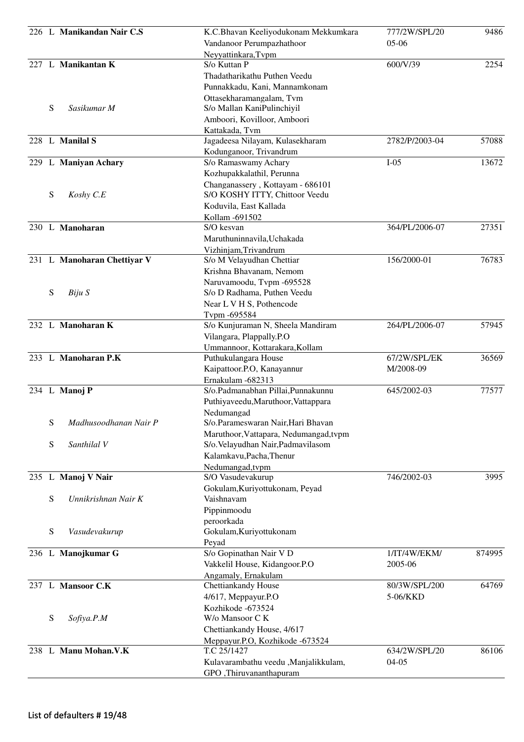| No. | Type | Name | Address | Reference | Amount |
|---|---|---|---|---|---|
| 226 | L | **Manikandan Nair C.S** | K.C.Bhavan Keeliyodukonam Mekkumkara Vandanoor Perumpazhathoor Neyyattinkara,Tvpm | 777/2W/SPL/2005-06 | 9486 |
| 227 | L | **Manikantan K** | S/o Kuttan P Thadatharikathu Puthen Veedu Punnakkadu, Kani, Mannamkonam Ottasekharamangalam, Tvm | 600/V/39 | 2254 |
| | S | *Sasikumar M* | S/o Mallan KaniPulinchiyil Amboori, Kovilloor, Amboori Kattakada, Tvm | | |
| 228 | L | **Manilal S** | Jagadeesa Nilayam, Kulasekharam Kodunganoor, Trivandrum | 2782/P/2003-04 | 57088 |
| 229 | L | **Maniyan Achary** | S/o Ramaswamy Achary Kozhupakkalathil, Perunna Changanassery , Kottayam - 686101 | I-05 | 13672 |
| | S | *Koshy C.E* | S/O KOSHY ITTY, Chittoor Veedu Koduvila, East Kallada Kollam -691502 | | |
| 230 | L | **Manoharan** | S/O kesvan Maruthuninnavila,Uchakada Vizhinjam,Trivandrum | 364/PL/2006-07 | 27351 |
| 231 | L | **Manoharan Chettiyar V** | S/o M Velayudhan Chettiar Krishna Bhavanam, Nemom Naruvamoodu, Tvpm -695528 | 156/2000-01 | 76783 |
| | S | *Biju S* | S/o D Radhama, Puthen Veedu Near L V H S, Pothencode Tvpm -695584 | | |
| 232 | L | **Manoharan K** | S/o Kunjuraman N, Sheela Mandiram Vilangara, Plappally.P.O Ummannoor, Kottarakara,Kollam | 264/PL/2006-07 | 57945 |
| 233 | L | **Manoharan P.K** | Puthukulangara House Kaipattoor.P.O, Kanayannur Ernakulam -682313 | 67/2W/SPL/EKM/2008-09 | 36569 |
| 234 | L | **Manoj P** | S/o.Padmanabhan Pillai,Punnakunnu Puthiyaveedu,Maruthoor,Vattappara Nedumangad | 645/2002-03 | 77577 |
| | S | *Madhusoodhanan Nair P* | S/o.Parameswaran Nair,Hari Bhavan Maruthoor,Vattapara, Nedumangad,tvpm | | |
| | S | *Santhilal V* | S/o.Velayudhan Nair,Padmavilasom Kalamkavu,Pacha,Thenur Nedumangad,tvpm | | |
| 235 | L | **Manoj V Nair** | S/O Vasudevakurup Gokulam,Kuriyottukonam, Peyad | 746/2002-03 | 3995 |
| | S | *Unnikrishnan Nair K* | Vaishnavam Pippinmoodu peroorkada | | |
| | S | *Vasudevakurup* | Gokulam,Kuriyottukonam Peyad | | |
| 236 | L | **Manojkumar G** | S/o Gopinathan Nair V D Vakkelil House, Kidangoor.P.O Angamaly, Ernakulam | 1/IT/4W/EKM/2005-06 | 874995 |
| 237 | L | **Mansoor C.K** | Chettiankandy House 4/617, Meppayur.P.O Kozhikode -673524 | 80/3W/SPL/2005-06/KKD | 64769 |
| | S | *Sofiya.P.M* | W/o Mansoor C K Chettiankandy House, 4/617 Meppayur.P.O, Kozhikode -673524 | | |
| 238 | L | **Manu Mohan.V.K** | T.C 25/1427 Kulavarambathu veedu ,Manjalikkulam, GPO ,Thiruvananthapuram | 634/2W/SPL/2004-05 | 86106 |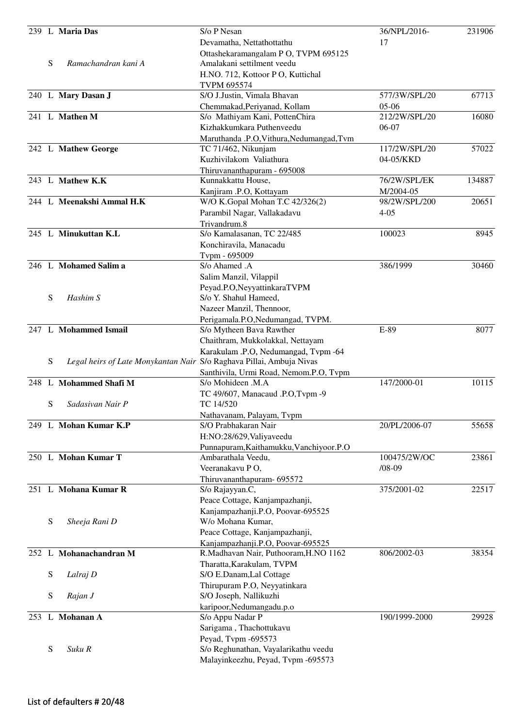| No. | Type | Name | Address | Reference | Amount |
|---|---|---|---|---|---|
| 239 | L | **Maria Das** | S/o P Nesan<br>Devamatha, Nettathottathu<br>Ottashekaramangalam P O, TVPM 695125 | 36/NPL/2016-17 | 231906 |
| | S | *Ramachandran kani A* | Amalakani settilment veedu<br>H.NO. 712, Kottoor P O, Kuttichal<br>TVPM 695574 | | |
| 240 | L | **Mary Dasan J** | S/O J.Justin, Vimala Bhavan<br>Chemmakad,Periyanad, Kollam | 577/3W/SPL/2005-06 | 67713 |
| 241 | L | **Mathen M** | S/o Mathiyam Kani, PottenChira<br>Kizhakkumkara Puthenveedu<br>Maruthanda .P.O,Vithura,Nedumangad,Tvm | 212/2W/SPL/2006-07 | 16080 |
| 242 | L | **Mathew George** | TC 71/462, Nikunjam<br>Kuzhivilakom Valiathura<br>Thiruvananthapuram - 695008 | 117/2W/SPL/2004-05/KKD | 57022 |
| 243 | L | **Mathew K.K** | Kunnakkattu House,<br>Kanjiram .P.O, Kottayam | 76/2W/SPL/EKM/2004-05 | 134887 |
| 244 | L | **Meenakshi Ammal H.K** | W/O K.Gopal Mohan T.C 42/326(2)<br>Parambil Nagar, Vallakadavu<br>Trivandrum.8 | 98/2W/SPL/2004-05 | 20651 |
| 245 | L | **Minukuttan K.L** | S/o Kamalasanan, TC 22/485<br>Konchiravila, Manacadu<br>Tvpm - 695009 | 100023 | 8945 |
| 246 | L | **Mohamed Salim a** | S/o Ahamed .A<br>Salim Manzil, Vilappil<br>Peyad.P.O,NeyyattinkaraTVPM | 386/1999 | 30460 |
| | S | *Hashim S* | S/o Y. Shahul Hameed,<br>Nazeer Manzil, Thennoor,<br>Perigamala.P.O,Nedumangad, TVPM. | | |
| 247 | L | **Mohammed Ismail** | S/o Mytheen Bava Rawther<br>Chaithram, Mukkolakkal, Nettayam<br>Karakulam .P.O, Nedumangad, Tvpm -64 | E-89 | 8077 |
| | S | *Legal heirs of Late Monykantan Nair* | S/o Raghava Pillai, Ambuja Nivas<br>Santhivila, Urmi Road, Nemom.P.O, Tvpm | | |
| 248 | L | **Mohammed Shafi M** | S/o Mohideen .M.A<br>TC 49/607, Manacaud .P.O,Tvpm -9 | 147/2000-01 | 10115 |
| | S | *Sadasivan Nair P* | TC 14/520<br>Nathavanam, Palayam, Tvpm | | |
| 249 | L | **Mohan Kumar K.P** | S/O Prabhakaran Nair<br>H:NO:28/629,Valiyaveedu<br>Punnapuram,Kaithamukku,Vanchiyoor.P.O | 20/PL/2006-07 | 55658 |
| 250 | L | **Mohan Kumar T** | Ambarathala Veedu,<br>Veeranakavu P O,<br>Thiruvananthapuram- 695572 | 100475/2W/OC/08-09 | 23861 |
| 251 | L | **Mohana Kumar R** | S/o Rajayyan.C,<br>Peace Cottage, Kanjampazhanji,<br>Kanjampazhanji.P.O, Poovar-695525 | 375/2001-02 | 22517 |
| | S | *Sheeja Rani D* | W/o Mohana Kumar,<br>Peace Cottage, Kanjampazhanji,<br>Kanjampazhanji.P.O, Poovar-695525 | | |
| 252 | L | **Mohanachandran M** | R.Madhavan Nair, Puthooram,H.NO 1162<br>Tharatta,Karakulam, TVPM | 806/2002-03 | 38354 |
| | S | *Lalraj D* | S/O E.Danam,Lal Cottage<br>Thirupuram P.O, Neyyatinkara | | |
| | S | *Rajan J* | S/O Joseph, Nallikuzhi<br>karipoor,Nedumangadu.p.o | | |
| 253 | L | **Mohanan A** | S/o Appu Nadar P<br>Sarigama , Thachottukavu<br>Peyad, Tvpm -695573 | 190/1999-2000 | 29928 |
| | S | *Suku R* | S/o Reghunathan, Vayalarikathu veedu<br>Malayinkeezhu, Peyad, Tvpm -695573 | | |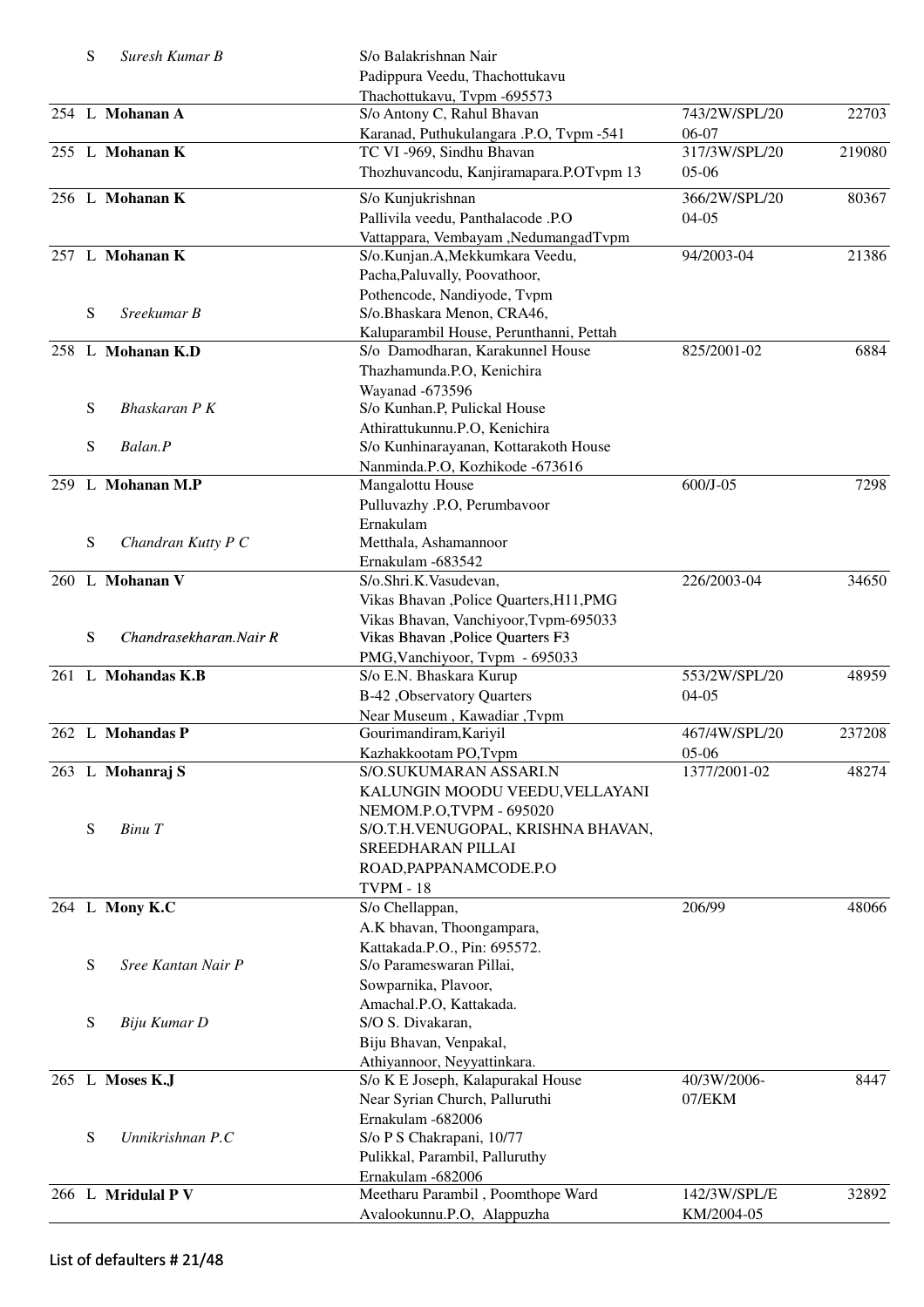| No. | L/S | Name | Address | Ref No. | Amount |
|---|---|---|---|---|---|
| | S | *Suresh Kumar B* | S/o Balakrishnan Nair<br>Padippura Veedu, Thachottukavu<br>Thachottukavu, Tvpm -695573 | | |
| 254 | L | **Mohanan A** | S/o Antony C, Rahul Bhavan<br>Karanad, Puthukulangara .P.O, Tvpm -541 | 743/2W/SPL/20 06-07 | 22703 |
| 255 | L | **Mohanan K** | TC VI -969, Sindhu Bhavan<br>Thozhuvancodu, Kanjiramapara.P.OTvpm 13 | 317/3W/SPL/20 05-06 | 219080 |
| 256 | L | **Mohanan K** | S/o Kunjukrishnan<br>Pallivila veedu, Panthalacode .P.O<br>Vattappara, Vembayam ,NedumangadTvpm | 366/2W/SPL/20 04-05 | 80367 |
| 257 | L | **Mohanan K** | S/o.Kunjan.A,Mekkumkara Veedu,<br>Pacha,Paluvally, Poovathoor,<br>Pothencode, Nandiyode, Tvpm | 94/2003-04 | 21386 |
| | S | *Sreekumar B* | S/o.Bhaskara Menon, CRA46,<br>Kaluparambil House, Perunthanni, Pettah | | |
| 258 | L | **Mohanan K.D** | S/o Damodharan, Karakunnel House<br>Thazhamunda.P.O, Kenichira<br>Wayanad -673596 | 825/2001-02 | 6884 |
| | S | *Bhaskaran P K* | S/o Kunhan.P, Pulickal House<br>Athirattukunnu.P.O, Kenichira | | |
| | S | *Balan.P* | S/o Kunhinarayanan, Kottarakoth House<br>Nanminda.P.O, Kozhikode -673616 | | |
| 259 | L | **Mohanan M.P** | Mangalottu House<br>Pulluvazhy .P.O, Perumbavoor<br>Ernakulam | 600/J-05 | 7298 |
| | S | *Chandran Kutty P C* | Metthala, Ashamannoor<br>Ernakulam -683542 | | |
| 260 | L | **Mohanan V** | S/o.Shri.K.Vasudevan,<br>Vikas Bhavan ,Police Quarters,H11,PMG<br>Vikas Bhavan, Vanchiyoor,Tvpm-695033 | 226/2003-04 | 34650 |
| | S | *Chandrasekharan.Nair R* | Vikas Bhavan ,Police Quarters F3<br>PMG,Vanchiyoor, Tvpm - 695033 | | |
| 261 | L | **Mohandas K.B** | S/o E.N. Bhaskara Kurup<br>B-42 ,Observatory Quarters<br>Near Museum , Kawadiar ,Tvpm | 553/2W/SPL/20 04-05 | 48959 |
| 262 | L | **Mohandas P** | Gourimandiram,Kariyil<br>Kazhakkootam PO,Tvpm | 467/4W/SPL/20 05-06 | 237208 |
| 263 | L | **Mohanraj S** | S/O.SUKUMARAN ASSARI.N<br>KALUNGIN MOODU VEEDU,VELLAYANI<br>NEMOM.P.O,TVPM - 695020 | 1377/2001-02 | 48274 |
| | S | *Binu T* | S/O.T.H.VENUGOPAL, KRISHNA BHAVAN,<br>SREEDHARAN PILLAI<br>ROAD,PAPPANAMCODE.P.O<br>TVPM - 18 | | |
| 264 | L | **Mony K.C** | S/o Chellappan,<br>A.K bhavan, Thoongampara,<br>Kattakada.P.O., Pin: 695572. | 206/99 | 48066 |
| | S | *Sree Kantan Nair P* | S/o Parameswaran Pillai,<br>Sowparnika, Plavoor,<br>Amachal.P.O, Kattakada. | | |
| | S | *Biju Kumar D* | S/O S. Divakaran,<br>Biju Bhavan, Venpakal,<br>Athiyannoor, Neyyattinkara. | | |
| 265 | L | **Moses K.J** | S/o K E Joseph, Kalapurakal House<br>Near Syrian Church, Palluruthi<br>Ernakulam -682006 | 40/3W/2006-07/EKM | 8447 |
| | S | *Unnikrishnan P.C* | S/o P S Chakrapani, 10/77<br>Pulikkal, Parambil, Palluruthy<br>Ernakulam -682006 | | |
| 266 | L | **Mridulal P V** | Meetharu Parambil , Poomthope Ward<br>Avalookunnu.P.O, Alappuzha | 142/3W/SPL/EKM/2004-05 | 32892 |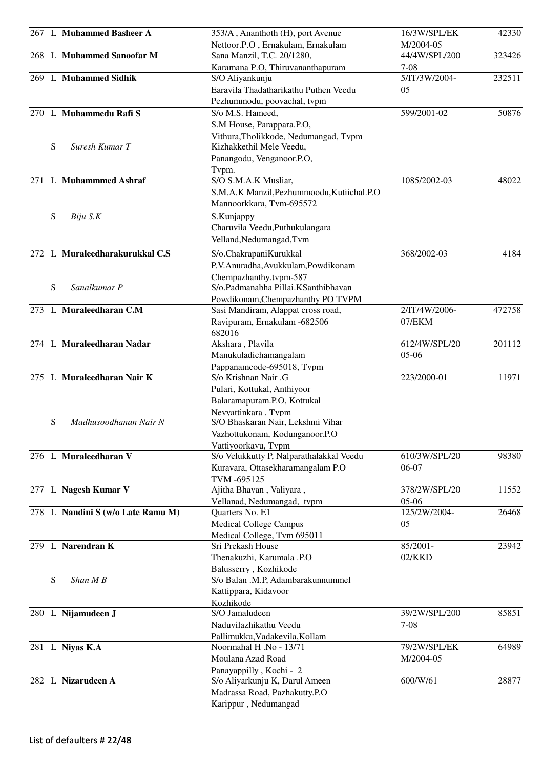| No. | Type | Name | Address | Ref No. | Amount |
|---|---|---|---|---|---|
| 267 | L | **Muhammed Basheer A** | 353/A , Ananthoth (H), port Avenue Nettoor.P.O , Ernakulam, Ernakulam | 16/3W/SPL/EKM/2004-05 | 42330 |
| 268 | L | **Muhammed Sanoofar M** | Sana Manzil, T.C. 20/1280, Karamana P.O, Thiruvananthapuram | 44/4W/SPL/2007-08 | 323426 |
| 269 | L | **Muhammed Sidhik** | S/O Aliyankunju Earavila Thadatharikathu Puthen Veedu Pezhummodu, poovachal, tvpm | 5/IT/3W/2004-05 | 232511 |
| 270 | L | **Muhammedu Rafi S** | S/o M.S. Hameed, S.M House, Parappara.P.O, Vithura,Tholikkode, Nedumangad, Tvpm | 599/2001-02 | 50876 |
| | S | *Suresh Kumar T* | Kizhakkethil Mele Veedu, Panangodu, Venganoor.P.O, Tvpm. | | |
| 271 | L | **Muhammmed Ashraf** | S/O S.M.A.K Musliar, S.M.A.K Manzil,Pezhummoodu,Kutiichal.P.O Mannoorkkara, Tvm-695572 | 1085/2002-03 | 48022 |
| | S | *Biju S.K* | S.Kunjappy Charuvila Veedu,Puthukulangara Velland,Nedumangad,Tvm | | |
| 272 | L | **Muraleedharakurukkal C.S** | S/o.ChakrapaniKurukkal P.V.Anuradha,Avukkulam,Powdikonam Chempazhanthy.tvpm-587 | 368/2002-03 | 4184 |
| | S | *Sanalkumar P* | S/o.Padmanabha Pillai.KSanthibhavan Powdikonam,Chempazhanthy PO TVPM | | |
| 273 | L | **Muraleedharan C.M** | Sasi Mandiram, Alappat cross road, Ravipuram, Ernakulam -682506 682016 | 2/IT/4W/2006-07/EKM | 472758 |
| 274 | L | **Muraleedharan Nadar** | Akshara , Plavila Manukuladichamangalam Pappanamcode-695018, Tvpm | 612/4W/SPL/2005-06 | 201112 |
| 275 | L | **Muraleedharan Nair K** | S/o Krishnan Nair .G Pulari, Kottukal, Anthiyoor Balaramapuram.P.O, Kottukal Neyyattinkara , Tvpm | 223/2000-01 | 11971 |
| | S | *Madhusoodhanan Nair N* | S/O Bhaskaran Nair, Lekshmi Vihar Vazhottukonam, Kodunganoor.P.O Vattiyoorkavu, Tvpm | | |
| 276 | L | **Muraleedharan V** | S/o Velukkutty P, Nalparathalakkal Veedu Kuravara, Ottasekharamangalam P.O TVM -695125 | 610/3W/SPL/2006-07 | 98380 |
| 277 | L | **Nagesh Kumar V** | Ajitha Bhavan , Valiyara , Vellanad, Nedumangad, tvpm | 378/2W/SPL/2005-06 | 11552 |
| 278 | L | **Nandini S (w/o Late Ramu M)** | Quarters No. E1 Medical College Campus Medical College, Tvm 695011 | 125/2W/2004-05 | 26468 |
| 279 | L | **Narendran K** | Sri Prekash House Thenakuzhi, Karumala .P.O Balusserry , Kozhikode | 85/2001-02/KKD | 23942 |
| | S | *Shan M B* | S/o Balan .M.P, Adambarakunnummel Kattippara, Kidavoor Kozhikode | | |
| 280 | L | **Nijamudeen J** | S/O Jamaludeen Naduvilazhikathu Veedu Pallimukku,Vadakevila,Kollam | 39/2W/SPL/2007-08 | 85851 |
| 281 | L | **Niyas K.A** | Noormahal H .No - 13/71 Moulana Azad Road Panayappilly , Kochi - 2 | 79/2W/SPL/EKM/2004-05 | 64989 |
| 282 | L | **Nizarudeen A** | S/o Aliyarkunju K, Darul Ameen Madrassa Road, Pazhakutty.P.O Karippur , Nedumangad | 600/W/61 | 28877 |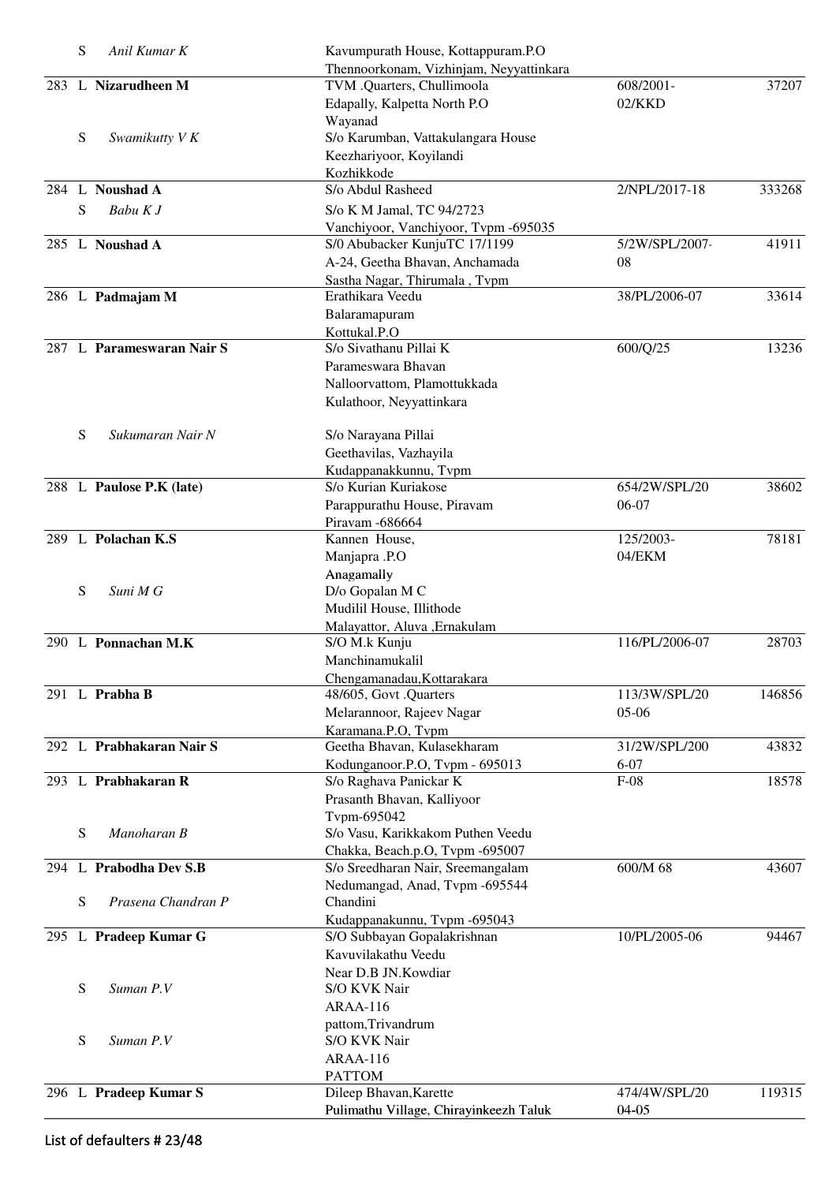| No. | L/S | Name | Address | Reference | Amount |
|---|---|---|---|---|---|
| | S | *Anil Kumar K* | Kavumpurath House, Kottappuram.P.O Thennoorkonam, Vizhinjam, Neyyattinkara | | |
| 283 | L | **Nizarudheen M** | TVM .Quarters, Chullimoola Edapally, Kalpetta North P.O Wayanad | 608/2001-02/KKD | 37207 |
| | S | *Swamikutty V K* | S/o Karumban, Vattakulangara House Keezhariyoor, Koyilandi Kozhikkode | | |
| 284 | L | **Noushad A** | S/o Abdul Rasheed | 2/NPL/2017-18 | 333268 |
| | S | *Babu K J* | S/o K M Jamal, TC 94/2723 Vanchiyoor, Vanchiyoor, Tvpm -695035 | | |
| 285 | L | **Noushad A** | S/0 Abubacker KunjuTC 17/1199 A-24, Geetha Bhavan, Anchamada Sastha Nagar, Thirumala , Tvpm | 5/2W/SPL/2007-08 | 41911 |
| 286 | L | **Padmajam M** | Erathikara Veedu Balaramapuram Kottukal.P.O | 38/PL/2006-07 | 33614 |
| 287 | L | **Parameswaran Nair S** | S/o Sivathanu Pillai K Parameswara Bhavan Nalloorvattom, Plamottukkada Kulathoor, Neyyattinkara | 600/Q/25 | 13236 |
| | S | *Sukumaran Nair N* | S/o Narayana Pillai Geethavilas, Vazhayila Kudappanakkunnu, Tvpm | | |
| 288 | L | **Paulose P.K (late)** | S/o Kurian Kuriakose Parappurathu House, Piravam Piravam -686664 | 654/2W/SPL/2006-07 | 38602 |
| 289 | L | **Polachan K.S** | Kannen House, Manjapra .P.O Anagamally | 125/2003-04/EKM | 78181 |
| | S | *Suni M G* | D/o Gopalan M C Mudilil House, Illithode Malayattor, Aluva ,Ernakulam | | |
| 290 | L | **Ponnachan M.K** | S/O M.k Kunju Manchinamukalil Chengamanadau,Kottarakara | 116/PL/2006-07 | 28703 |
| 291 | L | **Prabha B** | 48/605, Govt .Quarters Melarannoor, Rajeev Nagar Karamana.P.O, Tvpm | 113/3W/SPL/2005-06 | 146856 |
| 292 | L | **Prabhakaran Nair S** | Geetha Bhavan, Kulasekharam Kodunganoor.P.O, Tvpm - 695013 | 31/2W/SPL/2006-07 | 43832 |
| 293 | L | **Prabhakaran R** | S/o Raghava Panickar K Prasanth Bhavan, Kalliyoor Tvpm-695042 | F-08 | 18578 |
| | S | *Manoharan B* | S/o Vasu, Karikkakom Puthen Veedu Chakka, Beach.p.O, Tvpm -695007 | | |
| 294 | L | **Prabodha Dev S.B** | S/o Sreedharan Nair, Sreemangalam Nedumangad, Anad, Tvpm -695544 | 600/M 68 | 43607 |
| | S | *Prasena Chandran P* | Chandini Kudappanakunnu, Tvpm -695043 | | |
| 295 | L | **Pradeep Kumar G** | S/O Subbayan Gopalakrishnan Kavuvilakathu Veedu Near D.B JN.Kowdiar | 10/PL/2005-06 | 94467 |
| | S | *Suman P.V* | S/O KVK Nair ARAA-116 pattom,Trivandrum | | |
| | S | *Suman P.V* | S/O KVK Nair ARAA-116 PATTOM | | |
| 296 | L | **Pradeep Kumar S** | Dileep Bhavan,Karette Pulimathu Village, Chirayinkeezh Taluk | 474/4W/SPL/2004-05 | 119315 |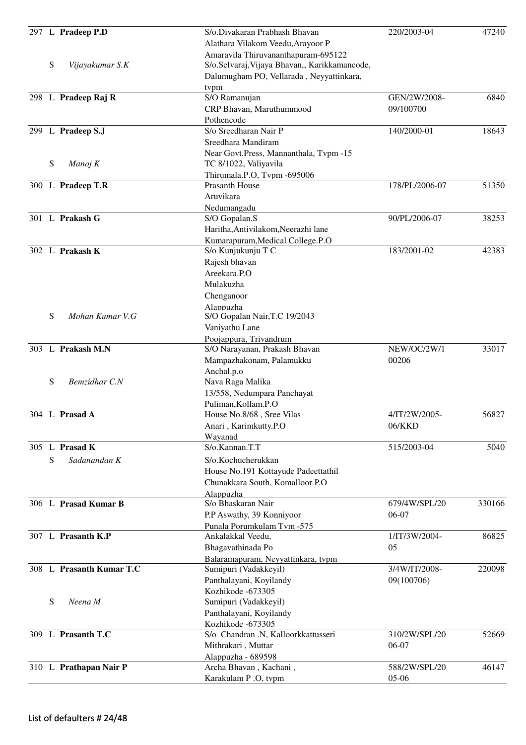| No. | Type | Name | Address | Ref No. | Amount |
|---|---|---|---|---|---|
| 297 | L | **Pradeep P.D** | S/o.Divakaran Prabhash Bhavan Alathara Vilakom Veedu,Arayoor P Amaravila Thiruvananthapuram-695122 | 220/2003-04 | 47240 |
| | S | *Vijayakumar S.K* | S/o.Selvaraj,Vijaya Bhavan,, Karikkamancode, Dalumugham PO, Vellarada , Neyyattinkara, tvpm | | |
| 298 | L | **Pradeep Raj R** | S/O Ramanujan CRP Bhavan, Maruthummood Pothencode | GEN/2W/2008-09/100700 | 6840 |
| 299 | L | **Pradeep S.J** | S/o Sreedharan Nair P Sreedhara Mandiram Near Govt.Press, Mannanthala, Tvpm -15 | 140/2000-01 | 18643 |
| | S | *Manoj K* | TC 8/1022, Valiyavila Thirumala.P.O, Tvpm -695006 | | |
| 300 | L | **Pradeep T.R** | Prasanth House Aruvikara Nedumangadu | 178/PL/2006-07 | 51350 |
| 301 | L | **Prakash G** | S/O Gopalan.S Haritha,Antivilakom,Neerazhi lane Kumarapuram,Medical College.P.O | 90/PL/2006-07 | 38253 |
| 302 | L | **Prakash K** | S/o Kunjukunju T C Rajesh bhavan Areekara.P.O Mulakuzha Chenganoor Alappuzha | 183/2001-02 | 42383 |
| | S | *Mohan Kumar V.G* | S/O Gopalan Nair,T.C 19/2043 Vaniyathu Lane Poojappura, Trivandrum | | |
| 303 | L | **Prakash M.N** | S/O Narayanan, Prakash Bhavan Mampazhakonam, Palamukku Anchal.p.o | NEW/OC/2W/100206 | 33017 |
| | S | *Bemzidhar C.N* | Nava Raga Malika 13/558, Nedumpara Panchayat Puliman,Kollam.P.O | | |
| 304 | L | **Prasad A** | House No.8/68 , Sree Vilas Anari , Karimkutty.P.O Wayanad | 4/IT/2W/2005-06/KKD | 56827 |
| 305 | L | **Prasad K** | S/o.Kannan.T.T | 515/2003-04 | 5040 |
| | S | *Sadanandan K* | S/o.Kochucherukkan House No.191 Kottayude Padeettathil Chunakkara South, Komalloor P.O Alappuzha | | |
| 306 | L | **Prasad Kumar B** | S/o Bhaskaran Nair P.P Aswathy, 39 Konniyoor Punala Porumkulam Tvm -575 | 679/4W/SPL/2006-07 | 330166 |
| 307 | L | **Prasanth K.P** | Ankalakkal Veedu, Bhagavathinada Po Balaramapuram, Neyyattinkara, tvpm | 1/IT/3W/2004-05 | 86825 |
| 308 | L | **Prasanth Kumar T.C** | Sumipuri (Vadakkeyil) Panthalayani, Koyilandy Kozhikode -673305 | 3/4W/IT/2008-09(100706) | 220098 |
| | S | *Neena M* | Sumipuri (Vadakkeyil) Panthalayani, Koyilandy Kozhikode -673305 | | |
| 309 | L | **Prasanth T.C** | S/o Chandran .N, Kalloorkkattusseri Mithrakari , Muttar Alappuzha - 689598 | 310/2W/SPL/2006-07 | 52669 |
| 310 | L | **Prathapan Nair P** | Archa Bhavan , Kachani , Karakulam P .O, tvpm | 588/2W/SPL/2005-06 | 46147 |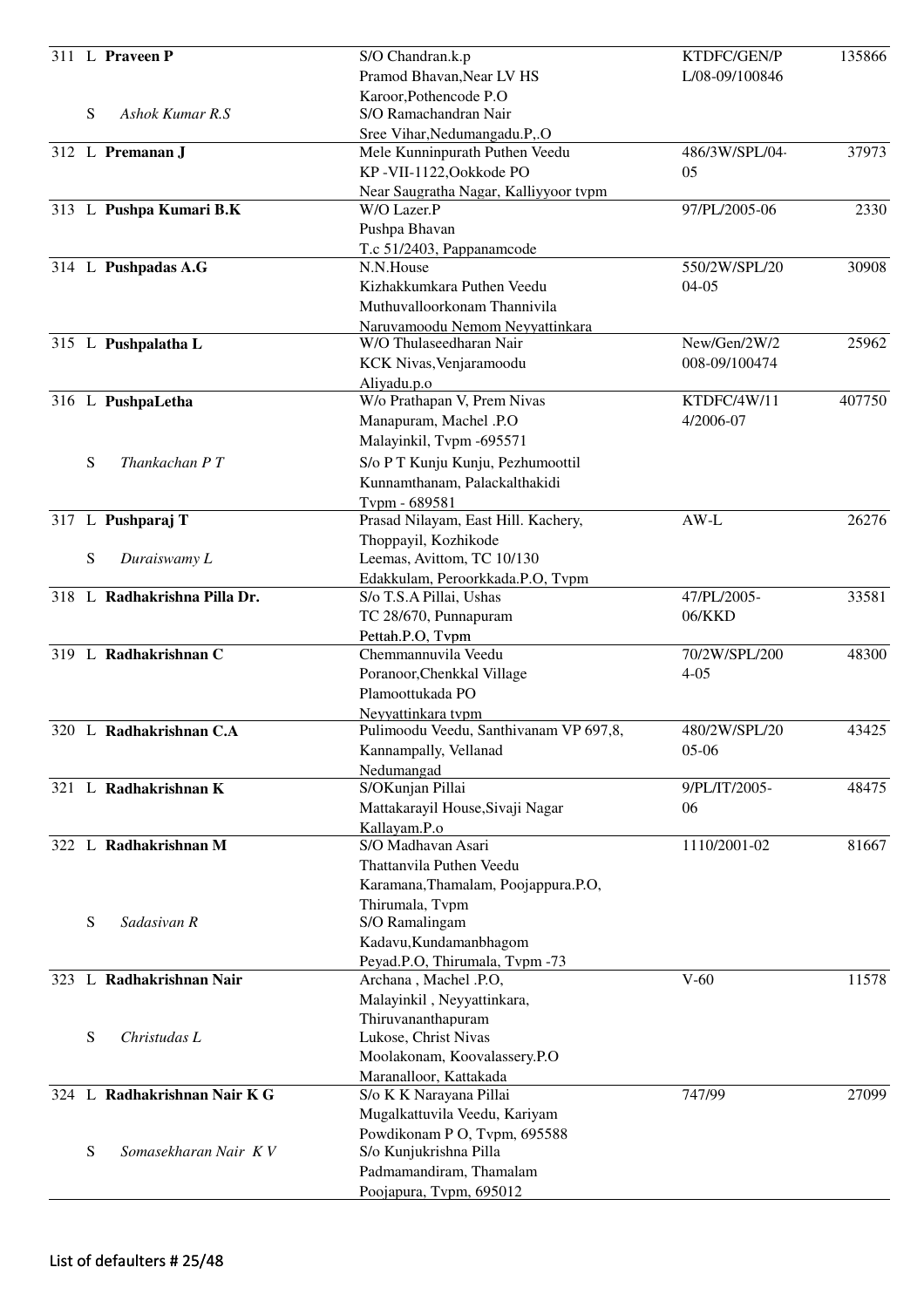| No. | | Name | Address | Loan No. | Amount |
|---|---|---|---|---|---|
| 311 | L | **Praveen P** | S/O Chandran.k.p Pramod Bhavan,Near LV HS Karoor,Pothencode P.O | KTDFC/GEN/PL/08-09/100846 | 135866 |
| | S | *Ashok Kumar R.S* | S/O Ramachandran Nair Sree Vihar,Nedumangadu.P,.O | | |
| 312 | L | **Premanan J** | Mele Kunninpurath Puthen Veedu KP -VII-1122,Ookkode PO Near Saugratha Nagar, Kalliyyoor tvpm | 486/3W/SPL/04-05 | 37973 |
| 313 | L | **Pushpa Kumari B.K** | W/O Lazer.P Pushpa Bhavan T.c 51/2403, Pappanamcode | 97/PL/2005-06 | 2330 |
| 314 | L | **Pushpadas A.G** | N.N.House Kizhakkumkara Puthen Veedu Muthuvalloorkonam Thannivila Naruvamoodu Nemom Neyyattinkara | 550/2W/SPL/2004-05 | 30908 |
| 315 | L | **Pushpalatha L** | W/O Thulaseedharan Nair KCK Nivas,Venjaramoodu Aliyadu.p.o | New/Gen/2W/2008-09/100474 | 25962 |
| 316 | L | **PushpaLetha** | W/o Prathapan V, Prem Nivas Manapuram, Machel .P.O Malayinkil, Tvpm -695571 | KTDFC/4W/114/2006-07 | 407750 |
| | S | *Thankachan P T* | S/o P T Kunju Kunju, Pezhumoottil Kunnamthanam, Palackalthakidi Tvpm - 689581 | | |
| 317 | L | **Pushparaj T** | Prasad Nilayam, East Hill. Kachery, Thoppayil, Kozhikode | AW-L | 26276 |
| | S | *Duraiswamy L* | Leemas, Avittom, TC 10/130 Edakkulam, Peroorkkada.P.O, Tvpm | | |
| 318 | L | **Radhakrishna Pilla Dr.** | S/o T.S.A Pillai, Ushas TC 28/670, Punnapuram Pettah.P.O, Tvpm | 47/PL/2005-06/KKD | 33581 |
| 319 | L | **Radhakrishnan C** | Chemmannuvila Veedu Poranoor,Chenkkal Village Plamoottukada PO Neyyattinkara tvpm | 70/2W/SPL/2004-05 | 48300 |
| 320 | L | **Radhakrishnan C.A** | Pulimoodu Veedu, Santhivanam VP 697,8, Kannampally, Vellanad Nedumangad | 480/2W/SPL/2005-06 | 43425 |
| 321 | L | **Radhakrishnan K** | S/OKunjan Pillai Mattakarayil House,Sivaji Nagar Kallayam.P.o | 9/PL/IT/2005-06 | 48475 |
| 322 | L | **Radhakrishnan M** | S/O Madhavan Asari Thattanvila Puthen Veedu Karamana,Thamalam, Poojappura.P.O, Thirumala, Tvpm | 1110/2001-02 | 81667 |
| | S | *Sadasivan R* | S/O Ramalingam Kadavu,Kundamanbhagom Peyad.P.O, Thirumala, Tvpm -73 | | |
| 323 | L | **Radhakrishnan Nair** | Archana , Machel .P.O, Malayinkil , Neyyattinkara, Thiruvananthapuram | V-60 | 11578 |
| | S | *Christudas L* | Lukose, Christ Nivas Moolakonam, Koovalassery.P.O Maranalloor, Kattakada | | |
| 324 | L | **Radhakrishnan Nair K G** | S/o K K Narayana Pillai Mugalkattuvila Veedu, Kariyam Powdikonam P O, Tvpm, 695588 | 747/99 | 27099 |
| | S | *Somasekharan Nair K V* | S/o Kunjukrishna Pilla Padmamandiram, Thamalam Poojapura, Tvpm, 695012 | | |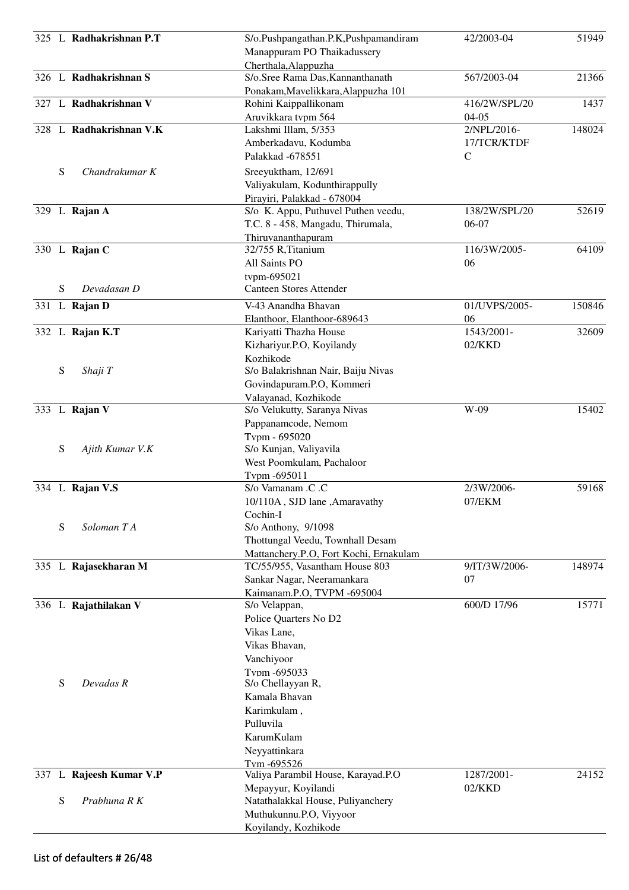| No. | Type | Name | Address | Ref. No. | Amount |
|---|---|---|---|---|---|
| 325 | L | **Radhakrishnan P.T** | S/o.Pushpangathan.P.K,Pushpamandiram Manappuram PO Thaikadussery Cherthala,Alappuzha | 42/2003-04 | 51949 |
| 326 | L | **Radhakrishnan S** | S/o.Sree Rama Das,Kannanthanath Ponakam,Mavelikkara,Alappuzha 101 | 567/2003-04 | 21366 |
| 327 | L | **Radhakrishnan V** | Rohini Kaippallikonam Aruvikkara tvpm 564 | 416/2W/SPL/2004-05 | 1437 |
| 328 | L | **Radhakrishnan V.K** | Lakshmi Illam, 5/353 Amberkadavu, Kodumba Palakkad -678551 | 2/NPL/2016-17/TCR/KTDFC | 148024 |
| | S | *Chandrakumar K* | Sreeyuktham, 12/691 Valiyakulam, Kodunthirappully Pirayiri, Palakkad - 678004 | | |
| 329 | L | **Rajan A** | S/o K. Appu, Puthuvel Puthen veedu, T.C. 8 - 458, Mangadu, Thirumala, Thiruvananthapuram | 138/2W/SPL/2006-07 | 52619 |
| 330 | L | **Rajan C** | 32/755 R,Titanium All Saints PO tvpm-695021 | 116/3W/2005-06 | 64109 |
| | S | *Devadasan D* | Canteen Stores Attender | | |
| 331 | L | **Rajan D** | V-43 Anandha Bhavan Elanthoor, Elanthoor-689643 | 01/UVPS/2005-06 | 150846 |
| 332 | L | **Rajan K.T** | Kariyatti Thazha House Kizhariyur.P.O, Koyilandy Kozhikode | 1543/2001-02/KKD | 32609 |
| | S | *Shaji T* | S/o Balakrishnan Nair, Baiju Nivas Govindapuram.P.O, Kommeri Valayanad, Kozhikode | | |
| 333 | L | **Rajan V** | S/o Velukutty, Saranya Nivas Pappanamcode, Nemom Tvpm - 695020 | W-09 | 15402 |
| | S | *Ajith Kumar V.K* | S/o Kunjan, Valiyavila West Poomkulam, Pachaloor Tvpm -695011 | | |
| 334 | L | **Rajan V.S** | S/o Vamanam .C .C 10/110A , SJD lane ,Amaravathy Cochin-I | 2/3W/2006-07/EKM | 59168 |
| | S | *Soloman T A* | S/o Anthony, 9/1098 Thottungal Veedu, Townhall Desam Mattanchery.P.O, Fort Kochi, Ernakulam | | |
| 335 | L | **Rajasekharan M** | TC/55/955, Vasantham House 803 Sankar Nagar, Neeramankara Kaimanam.P.O, TVPM -695004 | 9/IT/3W/2006-07 | 148974 |
| 336 | L | **Rajathilakan V** | S/o Velappan, Police Quarters No D2 Vikas Lane, Vikas Bhavan, Vanchiyoor Tvpm -695033 | 600/D 17/96 | 15771 |
| | S | *Devadas R* | S/o Chellayyan R, Kamala Bhavan Karimkulam , Pulluvila KarumKulam Neyyattinkara Tvm -695526 | | |
| 337 | L | **Rajeesh Kumar V.P** | Valiya Parambil House, Karayad.P.O Mepayyur, Koyilandi | 1287/2001-02/KKD | 24152 |
| | S | *Prabhuna R K* | Natathalakkal House, Puliyanchery Muthukunnu.P.O, Viyyoor Koyilandy, Kozhikode | | |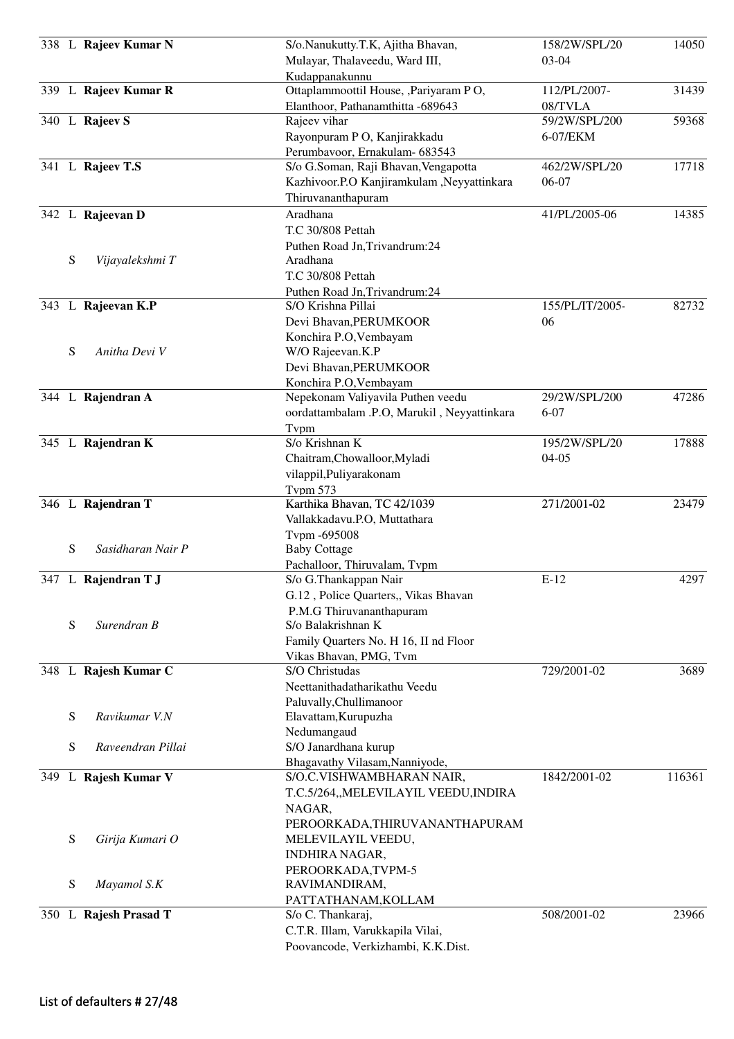| No. | Type | Name | Address | Ref No. | Amount |
|---|---|---|---|---|---|
| 338 | L | **Rajeev Kumar N** | S/o.Nanukutty.T.K, Ajitha Bhavan, Mulayar, Thalaveedu, Ward III, Kudappanakunnu | 158/2W/SPL/2003-04 | 14050 |
| 339 | L | **Rajeev Kumar R** | Ottaplammoottil House, ,Pariyaram P O, Elanthoor, Pathanamthitta -689643 | 112/PL/2007-08/TVLA | 31439 |
| 340 | L | **Rajeev S** | Rajeev vihar Rayonpuram P O, Kanjirakkadu Perumbavoor, Ernakulam- 683543 | 59/2W/SPL/2006-07/EKM | 59368 |
| 341 | L | **Rajeev T.S** | S/o G.Soman, Raji Bhavan,Vengapotta Kazhivoor.P.O Kanjiramkulam ,Neyyattinkara Thiruvananthapuram | 462/2W/SPL/2006-07 | 17718 |
| 342 | L | **Rajeevan D** | Aradhana T.C 30/808 Pettah Puthen Road Jn,Trivandrum:24 | 41/PL/2005-06 | 14385 |
| | S | *Vijayalekshmi T* | Aradhana T.C 30/808 Pettah Puthen Road Jn,Trivandrum:24 | | |
| 343 | L | **Rajeevan K.P** | S/O Krishna Pillai Devi Bhavan,PERUMKOOR Konchira P.O,Vembayam | 155/PL/IT/2005-06 | 82732 |
| | S | *Anitha Devi V* | W/O Rajeevan.K.P Devi Bhavan,PERUMKOOR Konchira P.O,Vembayam | | |
| 344 | L | **Rajendran A** | Nepekonam Valiyavila Puthen veedu oordattambalam .P.O, Marukil , Neyyattinkara Tvpm | 29/2W/SPL/2006-07 | 47286 |
| 345 | L | **Rajendran K** | S/o Krishnan K Chaitram,Chowalloor,Myladi vilappil,Puliyarakonam Tvpm 573 | 195/2W/SPL/2004-05 | 17888 |
| 346 | L | **Rajendran T** | Karthika Bhavan, TC 42/1039 Vallakkadavu.P.O, Muttathara Tvpm -695008 | 271/2001-02 | 23479 |
| | S | *Sasidharan Nair P* | Baby Cottage Pachalloor, Thiruvalam, Tvpm | | |
| 347 | L | **Rajendran T J** | S/o G.Thankappan Nair G.12 , Police Quarters,, Vikas Bhavan P.M.G Thiruvananthapuram | E-12 | 4297 |
| | S | *Surendran B* | S/o Balakrishnan K Family Quarters No. H 16, II nd Floor Vikas Bhavan, PMG, Tvm | | |
| 348 | L | **Rajesh Kumar C** | S/O Christudas Neettanithadatharikathu Veedu Paluvally,Chullimanoor | 729/2001-02 | 3689 |
| | S | *Ravikumar V.N* | Elavattam,Kurupuzha Nedumangaud | | |
| | S | *Raveendran Pillai* | S/O Janardhana kurup Bhagavathy Vilasam,Nanniyode, | | |
| 349 | L | **Rajesh Kumar V** | S/O.C.VISHWAMBHARAN NAIR, T.C.5/264,,MELEVILAYIL VEEDU,INDIRA NAGAR, PEROORKADA,THIRUVANANTHAPURAM | 1842/2001-02 | 116361 |
| | S | *Girija Kumari O* | MELEVILAYIL VEEDU, INDHIRA NAGAR, PEROORKADA,TVPM-5 | | |
| | S | *Mayamol S.K* | RAVIMANDIRAM, PATTATHANAM,KOLLAM | | |
| 350 | L | **Rajesh Prasad T** | S/o C. Thankaraj, C.T.R. Illam, Varukkapila Vilai, Poovancode, Verkizhambi, K.K.Dist. | 508/2001-02 | 23966 |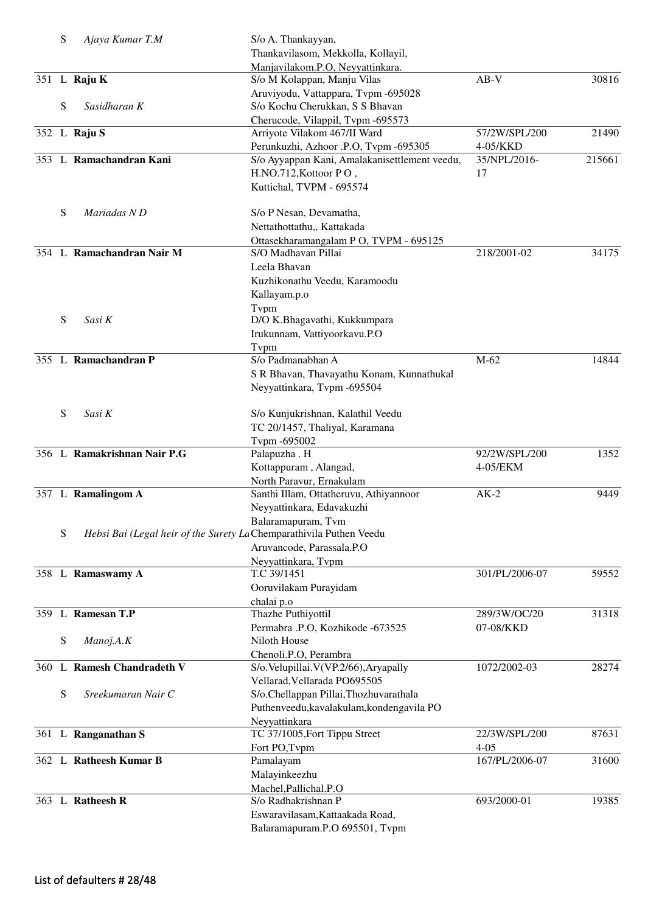| | | | | | |
|---|---|---|---|---|---|
| | S | *Ajaya Kumar T.M* | S/o A. Thankayyan, Thankavilasom, Mekkolla, Kollayil, Manjavilakom.P.O, Neyyatinkara. | | |
| 351 | L | **Raju K** | S/o M Kolappan, Manju Vilas Aruviyodu, Vattappara, Tvpm -695028 | AB-V | 30816 |
| | S | *Sasidharan K* | S/o Kochu Cherukkan, S S Bhavan Cherucode, Vilappil, Tvpm -695573 | | |
| 352 | L | **Raju S** | Arriyote Vilakom 467/II Ward Perunkuzhi, Azhoor .P.O, Tvpm -695305 | 57/2W/SPL/200 4-05/KKD | 21490 |
| 353 | L | **Ramachandran Kani** | S/o Ayyappan Kani, Amalakanisettlement veedu, H.NO.712,Kottoor P O , Kuttichal, TVPM - 695574 | 35/NPL/2016-17 | 215661 |
| | S | *Mariadas N D* | S/o P Nesan, Devamatha, Nettathottathu,, Kattakada Ottasekharamangalam P O, TVPM - 695125 | | |
| 354 | L | **Ramachandran Nair M** | S/O Madhavan Pillai Leela Bhavan Kuzhikonathu Veedu, Karamoodu Kallayam.p.o Tvpm | 218/2001-02 | 34175 |
| | S | *Sasi K* | D/O K.Bhagavathi, Kukkumpara Irukunnam, Vattiyoorkavu.P.O Tvpm | | |
| 355 | L | **Ramachandran P** | S/o Padmanabhan A S R Bhavan, Thavayathu Konam, Kunnathukal Neyyattinkara, Tvpm -695504 | M-62 | 14844 |
| | S | *Sasi K* | S/o Kunjukrishnan, Kalathil Veedu TC 20/1457, Thaliyal, Karamana Tvpm -695002 | | |
| 356 | L | **Ramakrishnan Nair P.G** | Palapuzha . H Kottappuram , Alangad, North Paravur, Ernakulam | 92/2W/SPL/200 4-05/EKM | 1352 |
| 357 | L | **Ramalingom A** | Santhi Illam, Ottatheruvu, Athiyannoor Neyyattinkara, Edavakuzhi Balaramapuram, Tvm | AK-2 | 9449 |
| | S | *Hebsi Bai (Legal heir of the Surety La* | Chemparathivila Puthen Veedu Aruvancode, Parassala.P.O Neyyattinkara, Tvpm | | |
| 358 | L | **Ramaswamy A** | T.C 39/1451 Ooruvilakam Purayidam chalai p.o | 301/PL/2006-07 | 59552 |
| 359 | L | **Ramesan T.P** | Thazhe Puthiyottil Permabra .P.O, Kozhikode -673525 | 289/3W/OC/20 07-08/KKD | 31318 |
| | S | *Manoj.A.K* | Niloth House Chenoli.P.O, Perambra | | |
| 360 | L | **Ramesh Chandradeth V** | S/o.Velupillai.V(VP.2/66),Aryapally Vellarad,Vellarada PO695505 | 1072/2002-03 | 28274 |
| | S | *Sreekumaran Nair C* | S/o.Chellappan Pillai,Thozhuvarathala Puthenveedu,kavalakulam,kondengavila PO Neyyattinkara | | |
| 361 | L | **Ranganathan S** | TC 37/1005,Fort Tippu Street Fort PO,Tvpm | 22/3W/SPL/200 4-05 | 87631 |
| 362 | L | **Ratheesh Kumar B** | Pamalayam Malayinkeezhu Machel,Pallichal.P.O | 167/PL/2006-07 | 31600 |
| 363 | L | **Ratheesh R** | S/o Radhakrishnan P Eswaravilasam,Kattaakada Road, Balaramapuram.P.O 695501, Tvpm | 693/2000-01 | 19385 |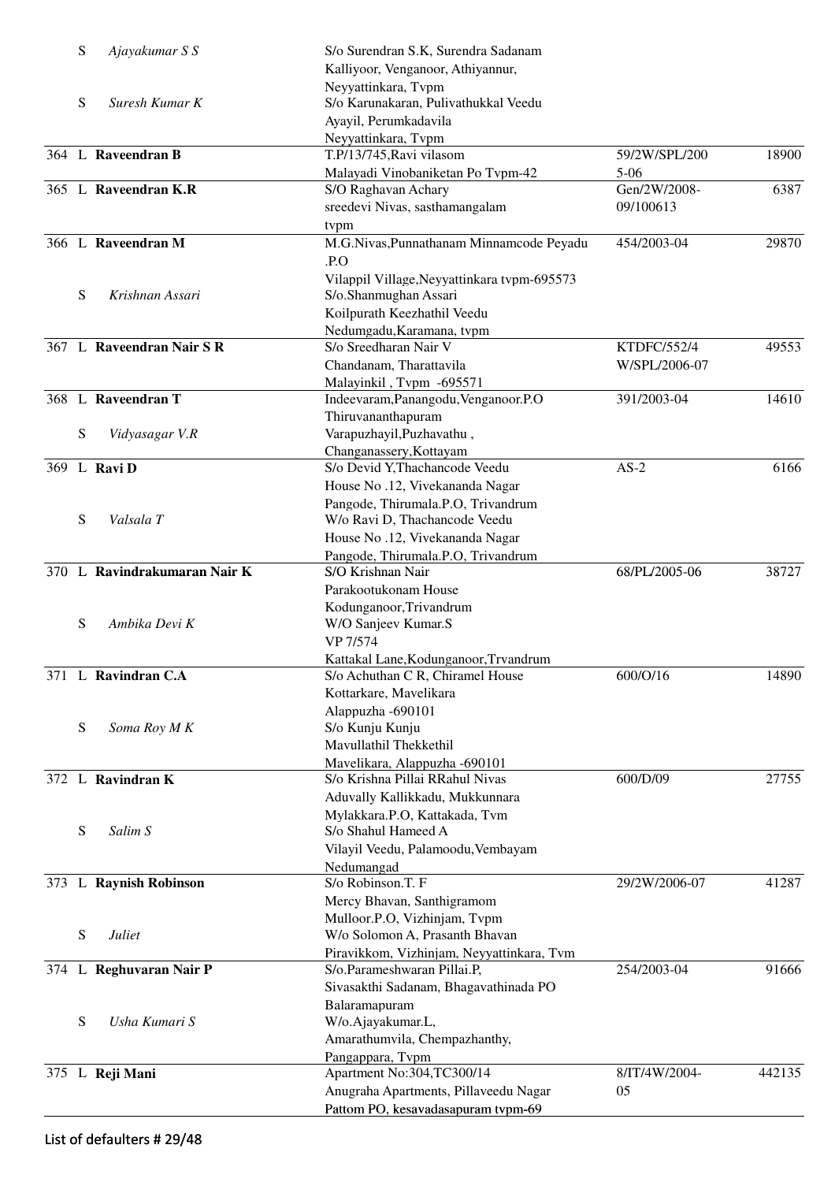| No | Type | Name | Address | Loan No | Amount |
|---|---|---|---|---|---|
| | S | *Ajayakumar S S* | S/o Surendran S.K, Surendra Sadanam Kalliyoor, Venganoor, Athiyannur, Neyyattinkara, Tvpm | | |
| | S | *Suresh Kumar K* | S/o Karunakaran, Pulivathukkal Veedu Ayayil, Perumkadavila Neyyattinkara, Tvpm | | |
| 364 | L | **Raveendran B** | T.P/13/745,Ravi vilasom Malayadi Vinobaniketan Po Tvpm-42 | 59/2W/SPL/2005-06 | 18900 |
| 365 | L | **Raveendran K.R** | S/O Raghavan Achary sreedevi Nivas, sasthamangalam tvpm | Gen/2W/2008-09/100613 | 6387 |
| 366 | L | **Raveendran M** | M.G.Nivas,Punnathanam Minnamcode Peyadu .P.O Vilappil Village,Neyyattinkara tvpm-695573 | 454/2003-04 | 29870 |
| | S | *Krishnan Assari* | S/o.Shanmughan Assari Koilpurath Keezhathil Veedu Nedumgadu,Karamana, tvpm | | |
| 367 | L | **Raveendran Nair S R** | S/o Sreedharan Nair V Chandanam, Tharattavila Malayinkil , Tvpm -695571 | KTDFC/552/4 W/SPL/2006-07 | 49553 |
| 368 | L | **Raveendran T** | Indeevaram,Panangodu,Venganoor.P.O Thiruvananthapuram | 391/2003-04 | 14610 |
| | S | *Vidyasagar V.R* | Varapuzhayil,Puzhavathu , Changanassery,Kottayam | | |
| 369 | L | **Ravi D** | S/o Devid Y,Thachancode Veedu House No .12, Vivekananda Nagar Pangode, Thirumala.P.O, Trivandrum | AS-2 | 6166 |
| | S | *Valsala T* | W/o Ravi D, Thachancode Veedu House No .12, Vivekananda Nagar Pangode, Thirumala.P.O, Trivandrum | | |
| 370 | L | **Ravindrakumaran Nair K** | S/O Krishnan Nair Parakootukonam House Kodunganoor,Trivandrum | 68/PL/2005-06 | 38727 |
| | S | *Ambika Devi K* | W/O Sanjeev Kumar.S VP 7/574 Kattakal Lane,Kodunganoor,Trvandrum | | |
| 371 | L | **Ravindran C.A** | S/o Achuthan C R, Chiramel House Kottarkare, Mavelikara Alappuzha -690101 | 600/O/16 | 14890 |
| | S | *Soma Roy M K* | S/o Kunju Kunju Mavullathil Thekkethil Mavelikara, Alappuzha -690101 | | |
| 372 | L | **Ravindran K** | S/o Krishna Pillai RRahul Nivas Aduvally Kallikkadu, Mukkunnara Mylakkara.P.O, Kattakada, Tvm | 600/D/09 | 27755 |
| | S | *Salim S* | S/o Shahul Hameed A Vilayil Veedu, Palamoodu,Vembayam Nedumangad | | |
| 373 | L | **Raynish Robinson** | S/o Robinson.T. F Mercy Bhavan, Santhigramom Mulloor.P.O, Vizhinjam, Tvpm | 29/2W/2006-07 | 41287 |
| | S | *Juliet* | W/o Solomon A, Prasanth Bhavan Piravikkom, Vizhinjam, Neyyattinkara, Tvm | | |
| 374 | L | **Reghuvaran Nair P** | S/o.Parameshwaran Pillai.P, Sivasakthi Sadanam, Bhagavathinada PO Balaramapuram | 254/2003-04 | 91666 |
| | S | *Usha Kumari S* | W/o.Ajayakumar.L, Amarathumvila, Chempazhanthy, Pangappara, Tvpm | | |
| 375 | L | **Reji Mani** | Apartment No:304,TC300/14 Anugraha Apartments, Pillaveedu Nagar Pattom PO, kesavadasapuram tvpm-69 | 8/IT/4W/2004-05 | 442135 |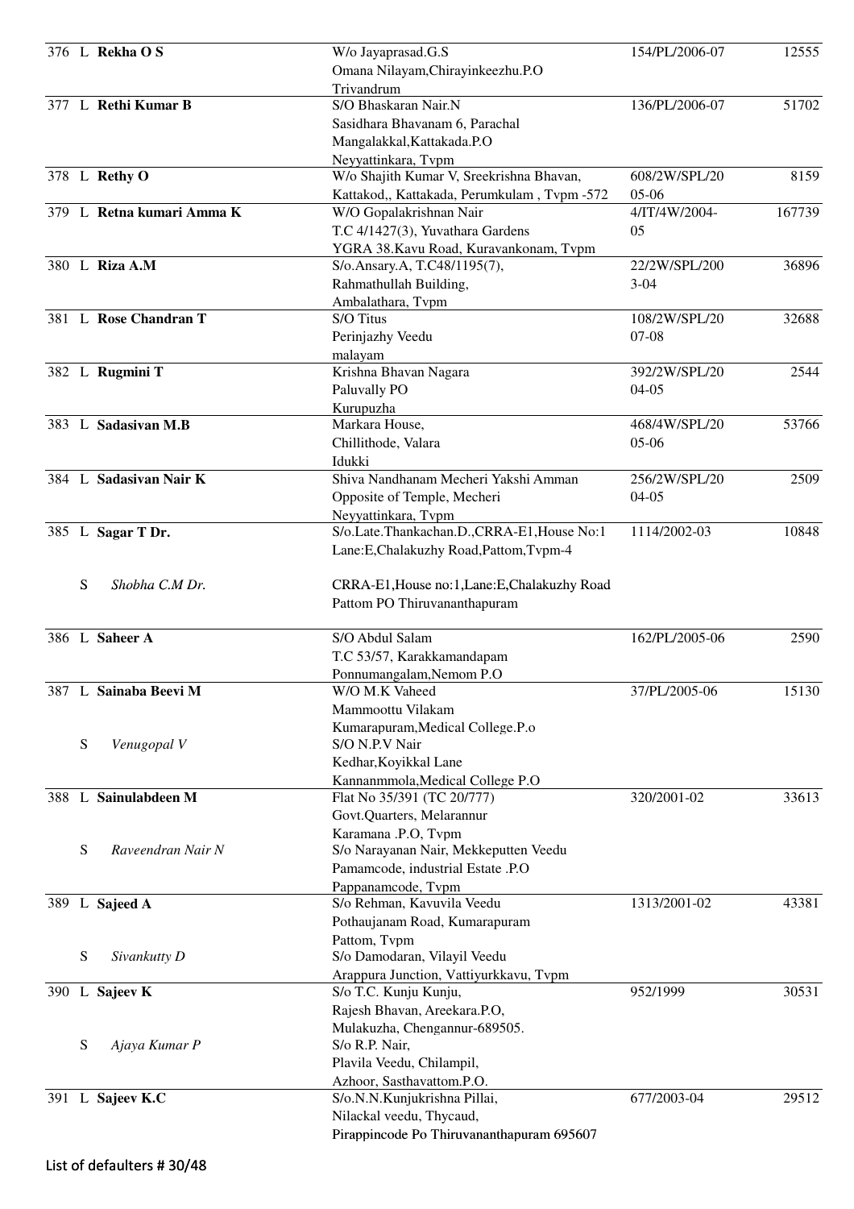| No. | Type | Name | Address | Ref No. | Amount |
|---|---|---|---|---|---|
| 376 | L | **Rekha O S** | W/o Jayaprasad.G.S Omana Nilayam,Chirayinkeezhu.P.O Trivandrum | 154/PL/2006-07 | 12555 |
| 377 | L | **Rethi Kumar B** | S/O Bhaskaran Nair.N Sasidhara Bhavanam 6, Parachal Mangalakkal,Kattakada.P.O Neyyattinkara, Tvpm | 136/PL/2006-07 | 51702 |
| 378 | L | **Rethy O** | W/o Shajith Kumar V, Sreekrishna Bhavan, Kattakod,, Kattakada, Perumkulam , Tvpm -572 | 608/2W/SPL/2005-06 | 8159 |
| 379 | L | **Retna kumari Amma K** | W/O Gopalakrishnan Nair T.C 4/1427(3), Yuvathara Gardens YGRA 38.Kavu Road, Kuravankonam, Tvpm | 4/IT/4W/2004-05 | 167739 |
| 380 | L | **Riza A.M** | S/o.Ansary.A, T.C48/1195(7), Rahmathullah Building, Ambalathara, Tvpm | 22/2W/SPL/2003-04 | 36896 |
| 381 | L | **Rose Chandran T** | S/O Titus Perinjazhy Veedu malayam | 108/2W/SPL/2007-08 | 32688 |
| 382 | L | **Rugmini T** | Krishna Bhavan Nagara Paluvally PO Kurupuzha | 392/2W/SPL/2004-05 | 2544 |
| 383 | L | **Sadasivan M.B** | Markara House, Chillithode, Valara Idukki | 468/4W/SPL/2005-06 | 53766 |
| 384 | L | **Sadasivan Nair K** | Shiva Nandhanam Mecheri Yakshi Amman Opposite of Temple, Mecheri Neyyattinkara, Tvpm | 256/2W/SPL/2004-05 | 2509 |
| 385 | L | **Sagar T Dr.** | S/o.Late.Thankachan.D.,CRRA-E1,House No:1 Lane:E,Chalakuzhy Road,Pattom,Tvpm-4 | 1114/2002-03 | 10848 |
| | S | *Shobha C.M Dr.* | CRRA-E1,House no:1,Lane:E,Chalakuzhy Road Pattom PO Thiruvananthapuram | | |
| 386 | L | **Saheer A** | S/O Abdul Salam T.C 53/57, Karakkamandapam Ponnumangalam,Nemom P.O | 162/PL/2005-06 | 2590 |
| 387 | L | **Sainaba Beevi M** | W/O M.K Vaheed Mammoottu Vilakam Kumarapuram,Medical College.P.o | 37/PL/2005-06 | 15130 |
| | S | *Venugopal V* | S/O N.P.V Nair Kedhar,Koyikkal Lane Kannanmmola,Medical College P.O | | |
| 388 | L | **Sainulabdeen M** | Flat No 35/391 (TC 20/777) Govt.Quarters, Melarannur Karamana .P.O, Tvpm | 320/2001-02 | 33613 |
| | S | *Raveendran Nair N* | S/o Narayanan Nair, Mekkeputten Veedu Pamamcode, industrial Estate .P.O Pappanamcode, Tvpm | | |
| 389 | L | **Sajeed A** | S/o Rehman, Kavuvila Veedu Pothaujanam Road, Kumarapuram Pattom, Tvpm | 1313/2001-02 | 43381 |
| | S | *Sivankutty D* | S/o Damodaran, Vilayil Veedu Arappura Junction, Vattiyurkkavu, Tvpm | | |
| 390 | L | **Sajeev K** | S/o T.C. Kunju Kunju, Rajesh Bhavan, Areekara.P.O, Mulakuzha, Chengannur-689505. | 952/1999 | 30531 |
| | S | *Ajaya Kumar P* | S/o R.P. Nair, Plavila Veedu, Chilampil, Azhoor, Sasthavattom.P.O. | | |
| 391 | L | **Sajeev K.C** | S/o.N.N.Kunjukrishna Pillai, Nilackal veedu, Thycaud, Pirappincode Po Thiruvananthapuram 695607 | 677/2003-04 | 29512 |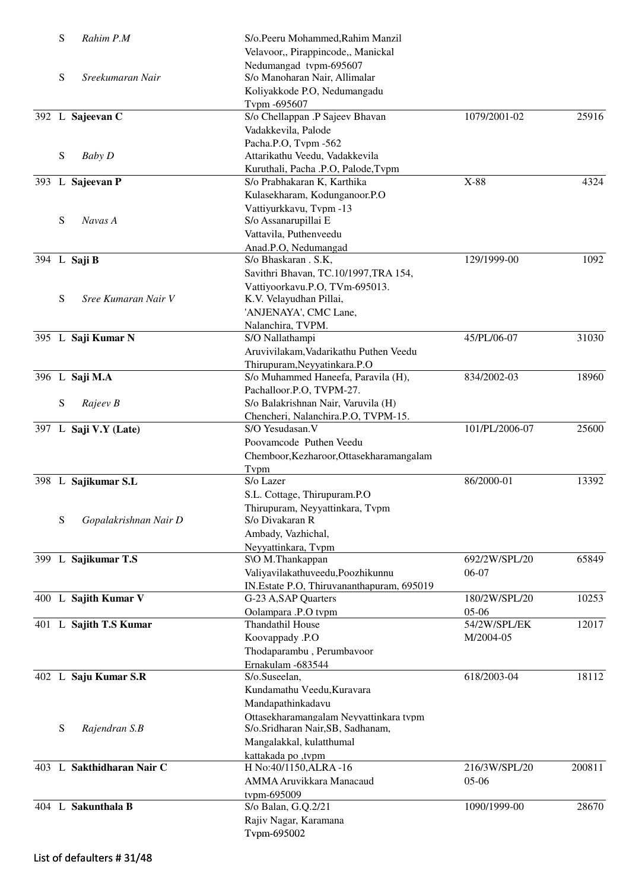| No. | Type | Name | Address | Loan No. | Amount |
|---|---|---|---|---|---|
| | S | *Rahim P.M* | S/o.Peeru Mohammed,Rahim Manzil Velavoor,, Pirappincode,, Manickal Nedumangad tvpm-695607 | | |
| | S | *Sreekumaran Nair* | S/o Manoharan Nair, Allimalar Koliyakkode P.O, Nedumangadu Tvpm -695607 | | |
| 392 | L | **Sajeevan C** | S/o Chellappan .P Sajeev Bhavan Vadakkevila, Palode Pacha.P.O, Tvpm -562 | 1079/2001-02 | 25916 |
| | S | *Baby D* | Attarikathu Veedu, Vadakkevila Kuruthali, Pacha .P.O, Palode,Tvpm | | |
| 393 | L | **Sajeevan P** | S/o Prabhakaran K, Karthika Kulasekharam, Kodunganoor.P.O Vattiyurkkavu, Tvpm -13 | X-88 | 4324 |
| | S | *Navas A* | S/o Assanarupillai E Vattavila, Puthenveedu Anad.P.O, Nedumangad | | |
| 394 | L | **Saji B** | S/o Bhaskaran . S.K, Savithri Bhavan, TC.10/1997,TRA 154, Vattiyoorkavu.P.O, TVm-695013. | 129/1999-00 | 1092 |
| | S | *Sree Kumaran Nair V* | K.V. Velayudhan Pillai, 'ANJENAYA', CMC Lane, Nalanchira, TVPM. | | |
| 395 | L | **Saji Kumar N** | S/O Nallathampi Aruvivilakam,Vadarikathu Puthen Veedu Thirupuram,Neyyatinkara.P.O | 45/PL/06-07 | 31030 |
| 396 | L | **Saji M.A** | S/o Muhammed Haneefa, Paravila (H), Pachalloor.P.O, TVPM-27. | 834/2002-03 | 18960 |
| | S | *Rajeev B* | S/o Balakrishnan Nair, Varuvila (H) Chencheri, Nalanchira.P.O, TVPM-15. | | |
| 397 | L | **Saji V.Y (Late)** | S/O Yesudasan.V Poovamcode Puthen Veedu Chemboor,Kezharoor,Ottasekharamangalam Tvpm | 101/PL/2006-07 | 25600 |
| 398 | L | **Sajikumar S.L** | S/o Lazer S.L. Cottage, Thirupuram.P.O Thirupuram, Neyyattinkara, Tvpm | 86/2000-01 | 13392 |
| | S | *Gopalakrishnan Nair D* | S/o Divakaran R Ambady, Vazhichal, Neyyattinkara, Tvpm | | |
| 399 | L | **Sajikumar T.S** | S\O M.Thankappan Valiyavilakathuveedu,Poozhikunnu IN.Estate P.O, Thiruvananthapuram, 695019 | 692/2W/SPL/2006-07 | 65849 |
| 400 | L | **Sajith Kumar V** | G-23 A,SAP Quarters Oolampara .P.O tvpm | 180/2W/SPL/2005-06 | 10253 |
| 401 | L | **Sajith T.S Kumar** | Thandathil House Koovappady .P.O Thodaparambu , Perumbavoor Ernakulam -683544 | 54/2W/SPL/EKM/2004-05 | 12017 |
| 402 | L | **Saju Kumar S.R** | S/o.Suseelan, Kundamathu Veedu,Kuravara Mandapathinkadavu Ottasekharamangalam Neyyattinkara tvpm | 618/2003-04 | 18112 |
| | S | *Rajendran S.B* | S/o.Sridharan Nair,SB, Sadhanam, Mangalakkal, kulatthumal kattakada po ,tvpm | | |
| 403 | L | **Sakthidharan Nair C** | H No:40/1150,ALRA -16 AMMA Aruvikkara Manacaud tvpm-695009 | 216/3W/SPL/2005-06 | 200811 |
| 404 | L | **Sakunthala B** | S/o Balan, G.Q.2/21 Rajiv Nagar, Karamana Tvpm-695002 | 1090/1999-00 | 28670 |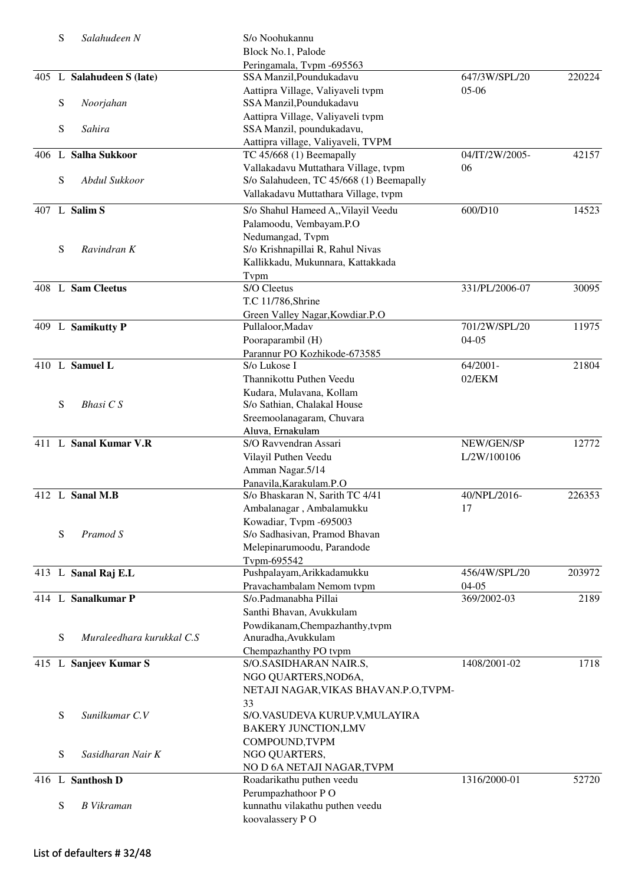| No. | Type | Name | Address | Ref. No. | Amount |
|---|---|---|---|---|---|
| | S | *Salahudeen N* | S/o Noohukannu Block No.1, Palode Peringamala, Tvpm -695563 | | |
| 405 | L | **Salahudeen S (late)** | SSA Manzil,Poundukadavu Aattipra Village, Valiyaveli tvpm | 647/3W/SPL/2005-06 | 220224 |
| | S | *Noorjahan* | SSA Manzil,Poundukadavu Aattipra Village, Valiyaveli tvpm | | |
| | S | *Sahira* | SSA Manzil, poundukadavu, Aattipra village, Valiyaveli, TVPM | | |
| 406 | L | **Salha Sukkoor** | TC 45/668 (1) Beemapally Vallakadavu Muttathara Village, tvpm | 04/IT/2W/2005-06 | 42157 |
| | S | *Abdul Sukkoor* | S/o Salahudeen, TC 45/668 (1) Beemapally Vallakadavu Muttathara Village, tvpm | | |
| 407 | L | **Salim S** | S/o Shahul Hameed A,,Vilayil Veedu Palamoodu, Vembayam.P.O Nedumangad, Tvpm | 600/D10 | 14523 |
| | S | *Ravindran K* | S/o Krishnapillai R, Rahul Nivas Kallikkadu, Mukunnara, Kattakkada Tvpm | | |
| 408 | L | **Sam Cleetus** | S/O Cleetus T.C 11/786,Shrine Green Valley Nagar,Kowdiar.P.O | 331/PL/2006-07 | 30095 |
| 409 | L | **Samikutty P** | Pullaloor,Madav Pooraparambil (H) Parannur PO Kozhikode-673585 | 701/2W/SPL/2004-05 | 11975 |
| 410 | L | **Samuel L** | S/o Lukose I Thannikottu Puthen Veedu Kudara, Mulavana, Kollam | 64/2001-02/EKM | 21804 |
| | S | *Bhasi C S* | S/o Sathian, Chalakal House Sreemoolanagaram, Chuvara Aluva, Ernakulam | | |
| 411 | L | **Sanal Kumar V.R** | S/O Ravvendran Assari Vilayil Puthen Veedu Amman Nagar.5/14 Panavila,Karakulam.P.O | NEW/GEN/SPL/2W/100106 | 12772 |
| 412 | L | **Sanal M.B** | S/o Bhaskaran N, Sarith TC 4/41 Ambalanagar , Ambalamukku Kowadiar, Tvpm -695003 | 40/NPL/2016-17 | 226353 |
| | S | *Pramod S* | S/o Sadhasivan, Pramod Bhavan Melepinarumoodu, Parandode Tvpm-695542 | | |
| 413 | L | **Sanal Raj E.L** | Pushpalayam,Arikkadamukku Pravachambalam Nemom tvpm | 456/4W/SPL/2004-05 | 203972 |
| 414 | L | **Sanalkumar P** | S/o.Padmanabha Pillai Santhi Bhavan, Avukkulam Powdikanam,Chempazhanthy,tvpm | 369/2002-03 | 2189 |
| | S | *Muraleedhara kurukkal C.S* | Anuradha,Avukkulam Chempazhanthy PO tvpm | | |
| 415 | L | **Sanjeev Kumar S** | S/O.SASIDHARAN NAIR.S, NGO QUARTERS,NOD6A, NETAJI NAGAR,VIKAS BHAVAN.P.O,TVPM-33 | 1408/2001-02 | 1718 |
| | S | *Sunilkumar C.V* | S/O.VASUDEVA KURUP.V,MULAYIRA BAKERY JUNCTION,LMV COMPOUND,TVPM | | |
| | S | *Sasidharan Nair K* | NGO QUARTERS, NO D 6A NETAJI NAGAR,TVPM | | |
| 416 | L | **Santhosh D** | Roadarikathu puthen veedu Perumpazhathoor P O | 1316/2000-01 | 52720 |
| | S | *B Vikraman* | kunnathu vilakathu puthen veedu koovalassery P O | | |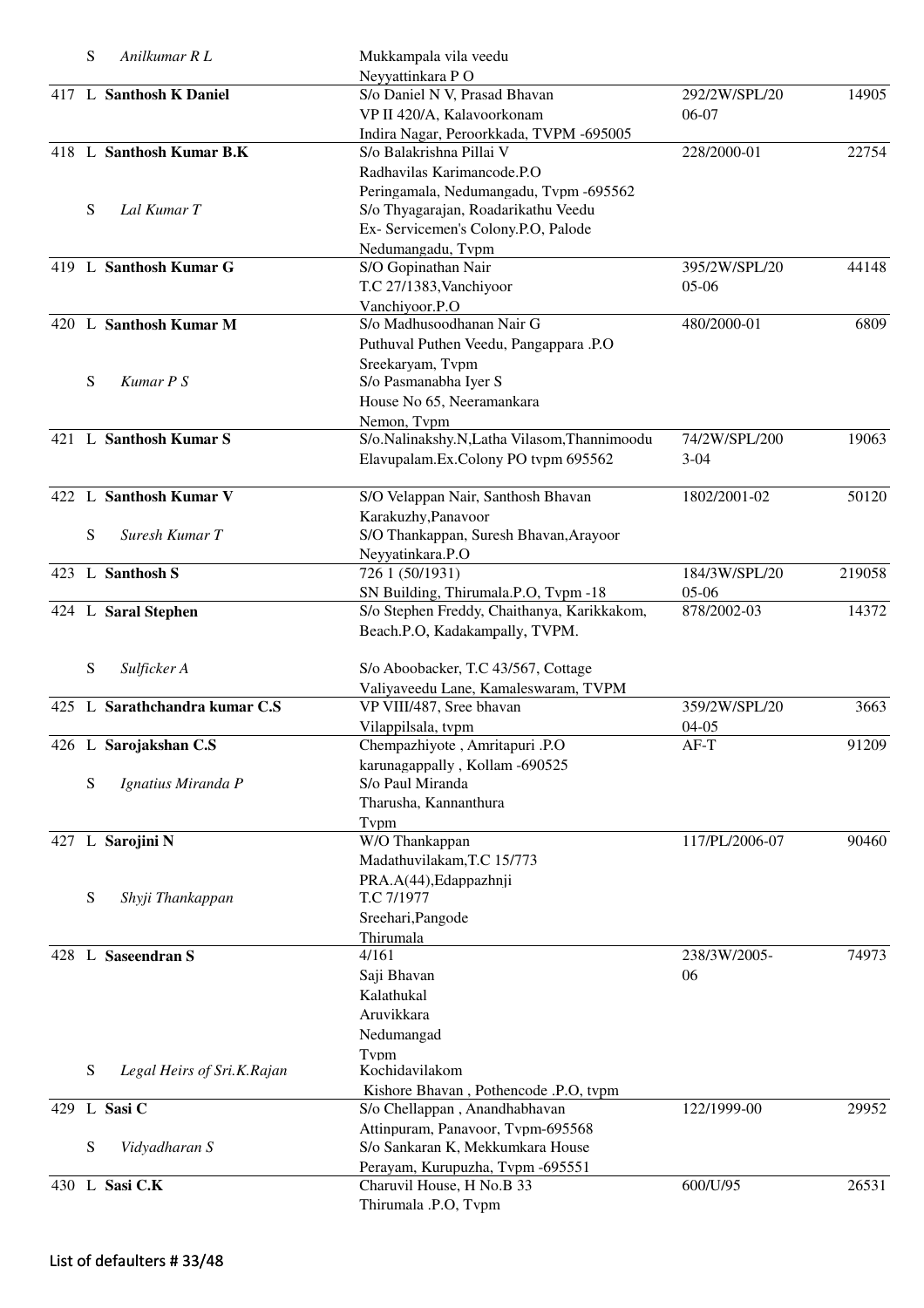| No. | L/S | Name | Address | Ref No. | Amount |
|---|---|---|---|---|---|
| | S | *Anilkumar R L* | Mukkampala vila veedu<br>Neyyattinkara P O | | |
| 417 | L | **Santhosh K Daniel** | S/o Daniel N V, Prasad Bhavan<br>VP II 420/A, Kalavoorkonam<br>Indira Nagar, Peroorkkada, TVPM -695005 | 292/2W/SPL/2006-07 | 14905 |
| 418 | L | **Santhosh Kumar B.K** | S/o Balakrishna Pillai V<br>Radhavilas Karimancode.P.O<br>Peringamala, Nedumangadu, Tvpm -695562 | 228/2000-01 | 22754 |
| | S | *Lal Kumar T* | S/o Thyagarajan, Roadarikathu Veedu<br>Ex- Servicemen's Colony.P.O, Palode<br>Nedumangadu, Tvpm | | |
| 419 | L | **Santhosh Kumar G** | S/O Gopinathan Nair<br>T.C 27/1383,Vanchiyoor<br>Vanchiyoor.P.O | 395/2W/SPL/2005-06 | 44148 |
| 420 | L | **Santhosh Kumar M** | S/o Madhusoodhanan Nair G<br>Puthuval Puthen Veedu, Pangappara .P.O<br>Sreekaryam, Tvpm | 480/2000-01 | 6809 |
| | S | *Kumar P S* | S/o Pasmanabha Iyer S<br>House No 65, Neeramankara<br>Nemon, Tvpm | | |
| 421 | L | **Santhosh Kumar S** | S/o.Nalinakshy.N,Latha Vilasom,Thannimoodu<br>Elavupalam.Ex.Colony PO tvpm 695562 | 74/2W/SPL/2003-04 | 19063 |
| 422 | L | **Santhosh Kumar V** | S/O Velappan Nair, Santhosh Bhavan<br>Karakuzhy,Panavoor | 1802/2001-02 | 50120 |
| | S | *Suresh Kumar T* | S/O Thankappan, Suresh Bhavan,Arayoor<br>Neyyatinkara.P.O | | |
| 423 | L | **Santhosh S** | 726 1 (50/1931)<br>SN Building, Thirumala.P.O, Tvpm -18 | 184/3W/SPL/2005-06 | 219058 |
| 424 | L | **Saral Stephen** | S/o Stephen Freddy, Chaithanya, Karikkakom,<br>Beach.P.O, Kadakampally, TVPM. | 878/2002-03 | 14372 |
| | S | *Sulficker A* | S/o Aboobacker, T.C 43/567, Cottage<br>Valiyaveedu Lane, Kamaleswaram, TVPM | | |
| 425 | L | **Sarathchandra kumar C.S** | VP VIII/487, Sree bhavan<br>Vilappilsala, tvpm | 359/2W/SPL/2004-05 | 3663 |
| 426 | L | **Sarojakshan C.S** | Chempazhiyote , Amritapuri .P.O<br>karunagappally , Kollam -690525 | AF-T | 91209 |
| | S | *Ignatius Miranda P* | S/o Paul Miranda<br>Tharusha, Kannanthura<br>Tvpm | | |
| 427 | L | **Sarojini N** | W/O Thankappan<br>Madathuvilakam,T.C 15/773<br>PRA.A(44),Edappazhnji | 117/PL/2006-07 | 90460 |
| | S | *Shyji Thankappan* | T.C 7/1977<br>Sreehari,Pangode<br>Thirumala | | |
| 428 | L | **Saseendran S** | 4/161<br>Saji Bhavan<br>Kalathukal<br>Aruvikkara<br>Nedumangad<br>Tvpm | 238/3W/2005-06 | 74973 |
| | S | *Legal Heirs of Sri.K.Rajan* | Kochidavilakom<br>Kishore Bhavan , Pothencode .P.O, tvpm | | |
| 429 | L | **Sasi C** | S/o Chellappan , Anandhabhavan<br>Attinpuram, Panavoor, Tvpm-695568 | 122/1999-00 | 29952 |
| | S | *Vidyadharan S* | S/o Sankaran K, Mekkumkara House<br>Perayam, Kurupuzha, Tvpm -695551 | | |
| 430 | L | **Sasi C.K** | Charuvil House, H No.B 33<br>Thirumala .P.O, Tvpm | 600/U/95 | 26531 |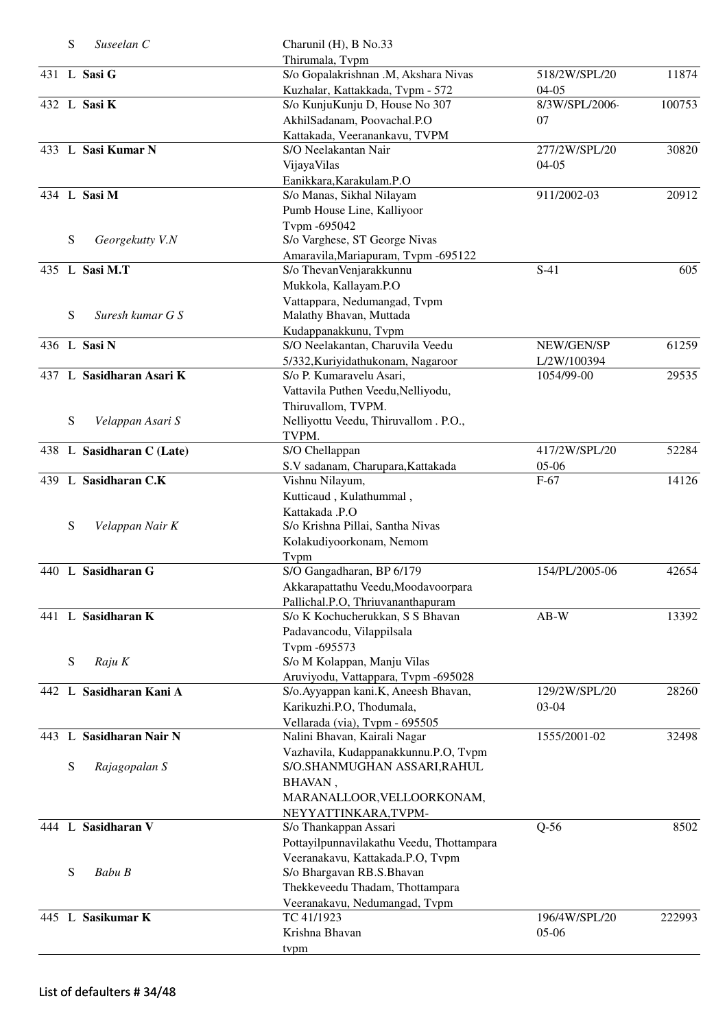| No. | Type | Name | Address | Ref No. | Amount |
|---|---|---|---|---|---|
| | S | *Suseelan C* | Charunil (H), B No.33<br>Thirumala, Tvpm | | |
| 431 | L | **Sasi G** | S/o Gopalakrishnan .M, Akshara Nivas<br>Kuzhalar, Kattakkada, Tvpm - 572 | 518/2W/SPL/20<br>04-05 | 11874 |
| 432 | L | **Sasi K** | S/o KunjuKunju D, House No 307<br>AkhilSadanam, Poovachal.P.O<br>Kattakada, Veeranankavu, TVPM | 8/3W/SPL/2006-<br>07 | 100753 |
| 433 | L | **Sasi Kumar N** | S/O Neelakantan Nair<br>VijayaVilas<br>Eanikkara,Karakulam.P.O | 277/2W/SPL/20<br>04-05 | 30820 |
| 434 | L | **Sasi M** | S/o Manas, Sikhal Nilayam<br>Pumb House Line, Kalliyoor<br>Tvpm -695042 | 911/2002-03 | 20912 |
| | S | *Georgekutty V.N* | S/o Varghese, ST George Nivas<br>Amaravila,Mariapuram, Tvpm -695122 | | |
| 435 | L | **Sasi M.T** | S/o ThevanVenjarakkunnu<br>Mukkola, Kallayam.P.O<br>Vattappara, Nedumangad, Tvpm | S-41 | 605 |
| | S | *Suresh kumar G S* | Malathy Bhavan, Muttada<br>Kudappanakkunu, Tvpm | | |
| 436 | L | **Sasi N** | S/O Neelakantan, Charuvila Veedu<br>5/332,Kuriyidathukonam, Nagaroor | NEW/GEN/SP<br>L/2W/100394 | 61259 |
| 437 | L | **Sasidharan Asari K** | S/o P. Kumaravelu Asari,<br>Vattavila Puthen Veedu,Nelliyodu,<br>Thiruvallom, TVPM. | 1054/99-00 | 29535 |
| | S | *Velappan Asari S* | Nelliyottu Veedu, Thiruvallom . P.O.,<br>TVPM. | | |
| 438 | L | **Sasidharan C (Late)** | S/O Chellappan<br>S.V sadanam, Charupara,Kattakada | 417/2W/SPL/20<br>05-06 | 52284 |
| 439 | L | **Sasidharan C.K** | Vishnu Nilayum,<br>Kutticaud , Kulathummal ,<br>Kattakada .P.O | F-67 | 14126 |
| | S | *Velappan Nair K* | S/o Krishna Pillai, Santha Nivas<br>Kolakudiyoorkonam, Nemom<br>Tvpm | | |
| 440 | L | **Sasidharan G** | S/O Gangadharan, BP 6/179<br>Akkarapattathu Veedu,Moodavoorpara<br>Pallichal.P.O, Thriuvananthapuram | 154/PL/2005-06 | 42654 |
| 441 | L | **Sasidharan K** | S/o K Kochucherukkan, S S Bhavan<br>Padavancodu, Vilappilsala<br>Tvpm -695573 | AB-W | 13392 |
| | S | *Raju K* | S/o M Kolappan, Manju Vilas<br>Aruviyodu, Vattappara, Tvpm -695028 | | |
| 442 | L | **Sasidharan Kani A** | S/o.Ayyappan kani.K, Aneesh Bhavan,<br>Karikuzhi.P.O, Thodumala,<br>Vellarada (via), Tvpm - 695505 | 129/2W/SPL/20<br>03-04 | 28260 |
| 443 | L | **Sasidharan Nair N** | Nalini Bhavan, Kairali Nagar<br>Vazhavila, Kudappanakkunnu.P.O, Tvpm | 1555/2001-02 | 32498 |
| | S | *Rajagopalan S* | S/O.SHANMUGHAN ASSARI,RAHUL<br>BHAVAN ,<br>MARANALLOOR,VELLOORKONAM,<br>NEYYATTINKARA,TVPM- | | |
| 444 | L | **Sasidharan V** | S/o Thankappan Assari<br>Pottayilpunnavilakathu Veedu, Thottampara<br>Veeranakavu, Kattakada.P.O, Tvpm | Q-56 | 8502 |
| | S | *Babu B* | S/o Bhargavan RB.S.Bhavan<br>Thekkeveedu Thadam, Thottampara<br>Veeranakavu, Nedumangad, Tvpm | | |
| 445 | L | **Sasikumar K** | TC 41/1923<br>Krishna Bhavan<br>tvpm | 196/4W/SPL/20<br>05-06 | 222993 |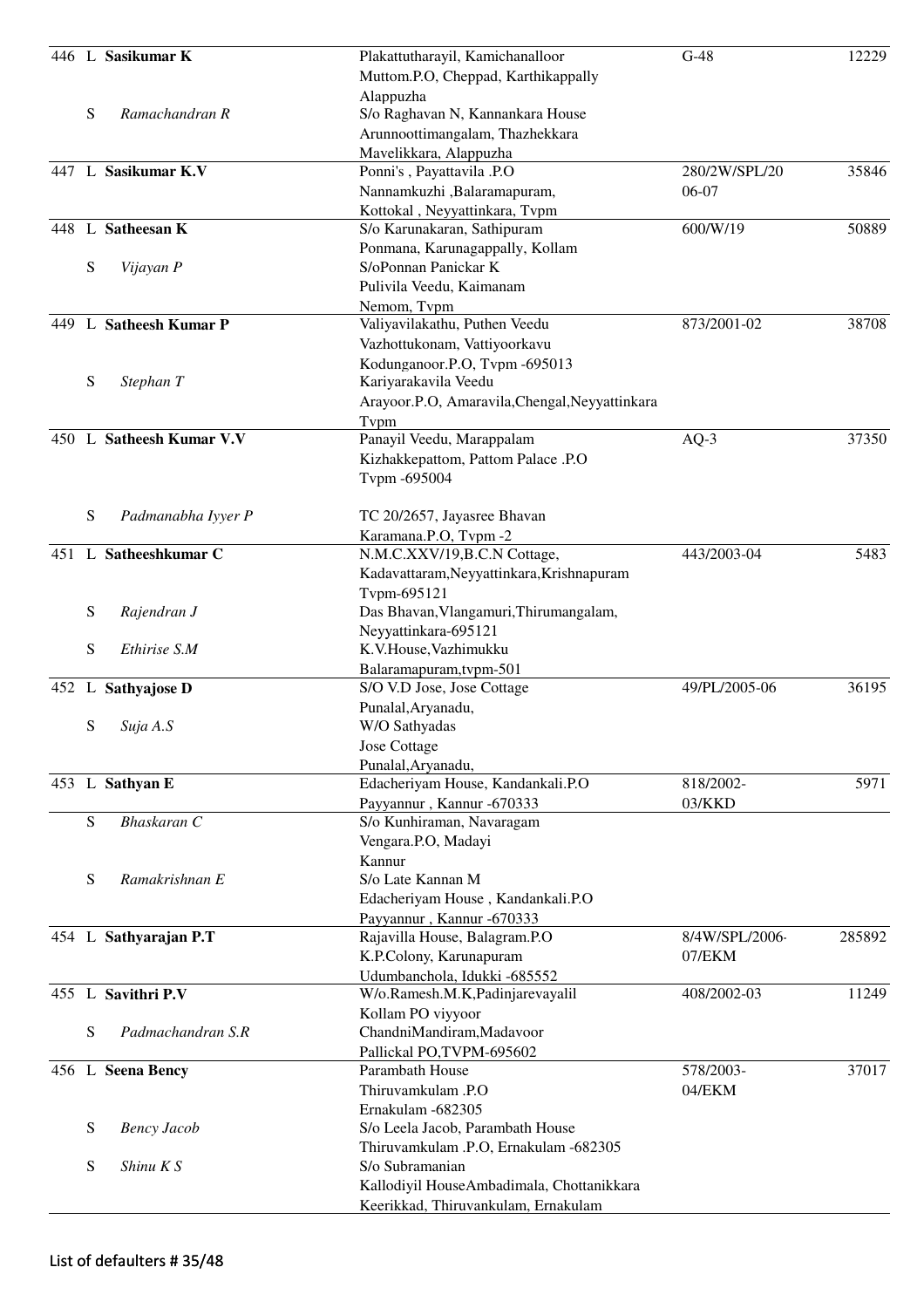| | | | | | |
|---|---|---|---|---|---|
| 446 | L | **Sasikumar K** | Plakattutharayil, Kamichanalloor<br>Muttom.P.O, Cheppad, Karthikappally<br>Alappuzha | G-48 | 12229 |
| | S | *Ramachandran R* | S/o Raghavan N, Kannankara House<br>Arunnoottimangalam, Thazhekkara<br>Mavelikkara, Alappuzha | | |
| 447 | L | **Sasikumar K.V** | Ponni's , Payattavila .P.O<br>Nannamkuzhi ,Balaramapuram,<br>Kottokal , Neyyattinkara, Tvpm | 280/2W/SPL/20<br>06-07 | 35846 |
| 448 | L | **Satheesan K** | S/o Karunakaran, Sathipuram<br>Ponmana, Karunagappally, Kollam | 600/W/19 | 50889 |
| | S | *Vijayan P* | S/oPonnan Panickar K<br>Pulivila Veedu, Kaimanam<br>Nemom, Tvpm | | |
| 449 | L | **Satheesh Kumar P** | Valiyavilakathu, Puthen Veedu<br>Vazhottukonam, Vattiyoorkavu<br>Kodunganoor.P.O, Tvpm -695013 | 873/2001-02 | 38708 |
| | S | *Stephan T* | Kariyarakavila Veedu<br>Arayoor.P.O, Amaravila,Chengal,Neyyattinkara<br>Tvpm | | |
| 450 | L | **Satheesh Kumar V.V** | Panayil Veedu, Marappalam<br>Kizhakkepattom, Pattom Palace .P.O<br>Tvpm -695004 | AQ-3 | 37350 |
| | S | *Padmanabha Iyyer P* | TC 20/2657, Jayasree Bhavan<br>Karamana.P.O, Tvpm -2 | | |
| 451 | L | **Satheeshkumar C** | N.M.C.XXV/19,B.C.N Cottage,<br>Kadavattaram,Neyyattinkara,Krishnapuram<br>Tvpm-695121 | 443/2003-04 | 5483 |
| | S | *Rajendran J* | Das Bhavan,Vlangamuri,Thirumangalam,<br>Neyyattinkara-695121 | | |
| | S | *Ethirise S.M* | K.V.House,Vazhimukku<br>Balaramapuram,tvpm-501 | | |
| 452 | L | **Sathyajose D** | S/O V.D Jose, Jose Cottage<br>Punalal,Aryanadu, | 49/PL/2005-06 | 36195 |
| | S | *Suja A.S* | W/O Sathyadas<br>Jose Cottage<br>Punalal,Aryanadu, | | |
| 453 | L | **Sathyan E** | Edacheriyam House, Kandankali.P.O<br>Payyannur , Kannur -670333 | 818/2002-<br>03/KKD | 5971 |
| | S | *Bhaskaran C* | S/o Kunhiraman, Navaragam<br>Vengara.P.O, Madayi<br>Kannur | | |
| | S | *Ramakrishnan E* | S/o Late Kannan M<br>Edacheriyam House , Kandankali.P.O<br>Payyannur , Kannur -670333 | | |
| 454 | L | **Sathyarajan P.T** | Rajavilla House, Balagram.P.O<br>K.P.Colony, Karunapuram<br>Udumbanchola, Idukki -685552 | 8/4W/SPL/2006-<br>07/EKM | 285892 |
| 455 | L | **Savithri P.V** | W/o.Ramesh.M.K,Padinjarevayalil<br>Kollam PO viyyoor | 408/2002-03 | 11249 |
| | S | *Padmachandran S.R* | ChandniMandiram,Madavoor<br>Pallickal PO,TVPM-695602 | | |
| 456 | L | **Seena Bency** | Parambath House<br>Thiruvamkulam .P.O<br>Ernakulam -682305 | 578/2003-<br>04/EKM | 37017 |
| | S | *Bency Jacob* | S/o Leela Jacob, Parambath House<br>Thiruvamkulam .P.O, Ernakulam -682305 | | |
| | S | *Shinu K S* | S/o Subramanian<br>Kallodiyil HouseAmbadimala, Chottanikkara<br>Keerikkad, Thiruvankulam, Ernakulam | | |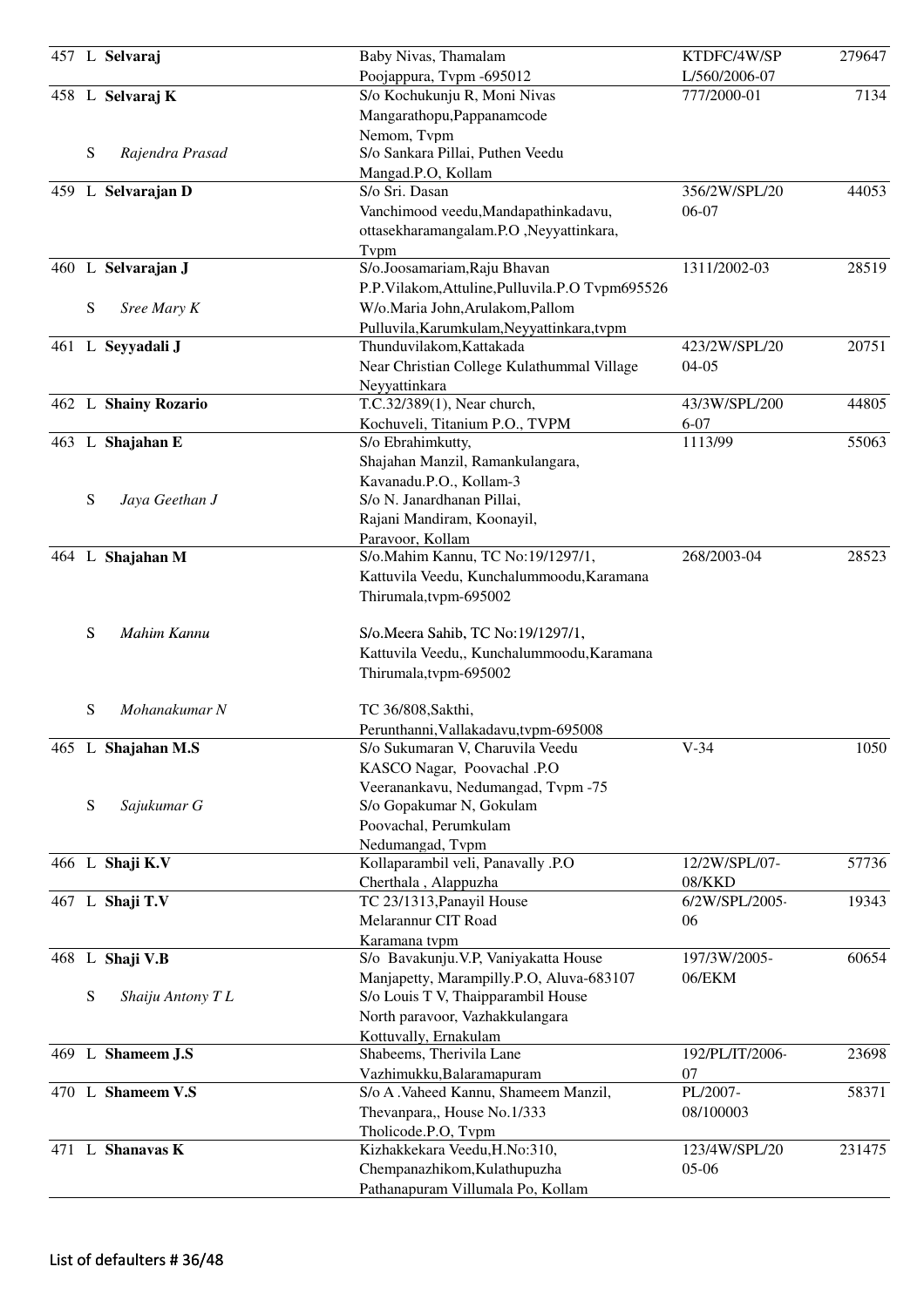| No. | Type | Name | Address | Loan No. | Amount |
|---|---|---|---|---|---|
| 457 | L | **Selvaraj** | Baby Nivas, Thamalam Poojappura, Tvpm -695012 | KTDFC/4W/SPL/560/2006-07 | 279647 |
| 458 | L | **Selvaraj K** | S/o Kochukunju R, Moni Nivas Mangarathopu,Pappanamcode Nemom, Tvpm | 777/2000-01 | 7134 |
| | S | *Rajendra Prasad* | S/o Sankara Pillai, Puthen Veedu Mangad.P.O, Kollam | | |
| 459 | L | **Selvarajan D** | S/o Sri. Dasan Vanchimood veedu,Mandapathinkadavu, ottasekharamangalam.P.O ,Neyyattinkara, Tvpm | 356/2W/SPL/2006-07 | 44053 |
| 460 | L | **Selvarajan J** | S/o.Joosamariam,Raju Bhavan P.P.Vilakom,Attuline,Pulluvila.P.O Tvpm695526 | 1311/2002-03 | 28519 |
| | S | *Sree Mary K* | W/o.Maria John,Arulakom,Pallom Pulluvila,Karumkulam,Neyyattinkara,tvpm | | |
| 461 | L | **Seyyadali J** | Thunduvilakom,Kattakada Near Christian College Kulathummal Village Neyyattinkara | 423/2W/SPL/2004-05 | 20751 |
| 462 | L | **Shainy Rozario** | T.C.32/389(1), Near church, Kochuveli, Titanium P.O., TVPM | 43/3W/SPL/2006-07 | 44805 |
| 463 | L | **Shajahan E** | S/o Ebrahimkutty, Shajahan Manzil, Ramankulangara, Kavanadu.P.O., Kollam-3 | 1113/99 | 55063 |
| | S | *Jaya Geethan J* | S/o N. Janardhanan Pillai, Rajani Mandiram, Koonayil, Paravoor, Kollam | | |
| 464 | L | **Shajahan M** | S/o.Mahim Kannu, TC No:19/1297/1, Kattuvila Veedu, Kunchalummoodu,Karamana Thirumala,tvpm-695002 | 268/2003-04 | 28523 |
| | S | *Mahim Kannu* | S/o.Meera Sahib, TC No:19/1297/1, Kattuvila Veedu,, Kunchalummoodu,Karamana Thirumala,tvpm-695002 | | |
| | S | *Mohanakumar N* | TC 36/808,Sakthi, Perunthanni,Vallakadavu,tvpm-695008 | | |
| 465 | L | **Shajahan M.S** | S/o Sukumaran V, Charuvila Veedu KASCO Nagar, Poovachal .P.O Veeranankavu, Nedumangad, Tvpm -75 | V-34 | 1050 |
| | S | *Sajukumar G* | S/o Gopakumar N, Gokulam Poovachal, Perumkulam Nedumangad, Tvpm | | |
| 466 | L | **Shaji K.V** | Kollaparambil veli, Panavally .P.O Cherthala , Alappuzha | 12/2W/SPL/07-08/KKD | 57736 |
| 467 | L | **Shaji T.V** | TC 23/1313,Panayil House Melarannur CIT Road Karamana tvpm | 6/2W/SPL/2005-06 | 19343 |
| 468 | L | **Shaji V.B** | S/o Bavakunju.V.P, Vaniyakatta House Manjapetty, Marampilly.P.O, Aluva-683107 | 197/3W/2005-06/EKM | 60654 |
| | S | *Shaiju Antony T L* | S/o Louis T V, Thaipparambil House North paravoor, Vazhakkulangara Kottuvally, Ernakulam | | |
| 469 | L | **Shameem J.S** | Shabeems, Therivila Lane Vazhimukku,Balaramapuram | 192/PL/IT/2006-07 | 23698 |
| 470 | L | **Shameem V.S** | S/o A .Vaheed Kannu, Shameem Manzil, Thevanpara,, House No.1/333 Tholicode.P.O, Tvpm | PL/2007-08/100003 | 58371 |
| 471 | L | **Shanavas K** | Kizhakkekara Veedu,H.No:310, Chempanazhikom,Kulathupuzha Pathanapuram Villumala Po, Kollam | 123/4W/SPL/2005-06 | 231475 |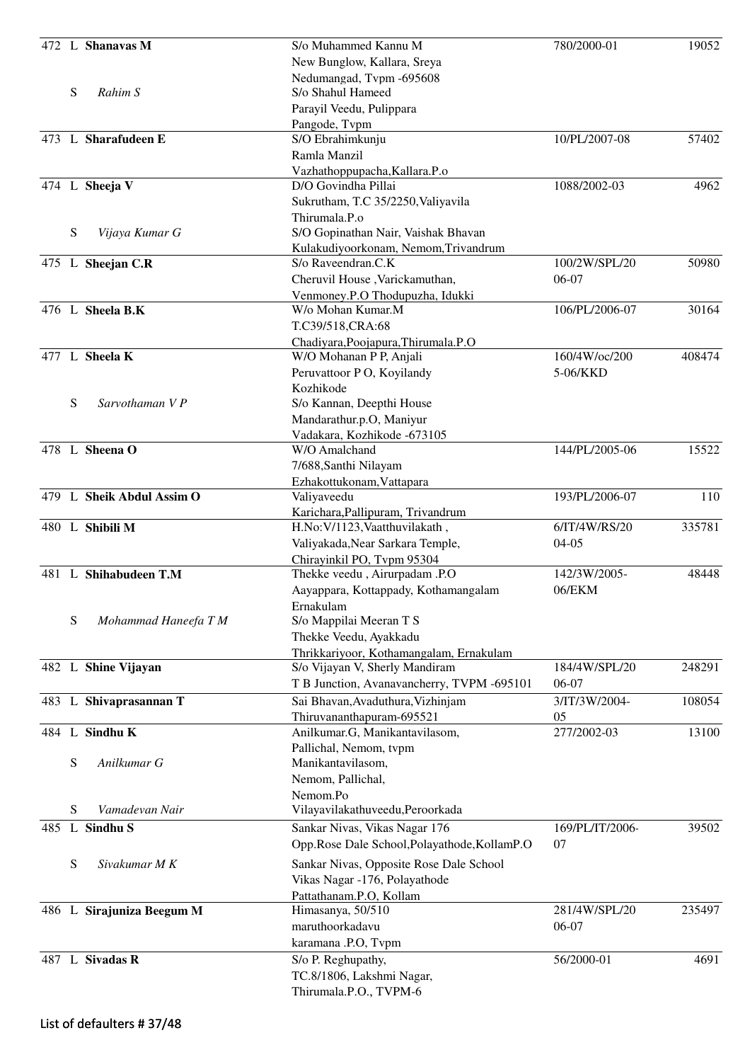| No. | | Name | Address | Ref. No. | Amount |
|---|---|---|---|---|---|
| 472 | L | **Shanavas M** | S/o Muhammed Kannu M<br>New Bunglow, Kallara, Sreya<br>Nedumangad, Tvpm -695608 | 780/2000-01 | 19052 |
| | S | *Rahim S* | S/o Shahul Hameed<br>Parayil Veedu, Pulippara<br>Pangode, Tvpm | | |
| 473 | L | **Sharafudeen E** | S/O Ebrahimkunju<br>Ramla Manzil<br>Vazhathoppupacha,Kallara.P.o | 10/PL/2007-08 | 57402 |
| 474 | L | **Sheeja V** | D/O Govindha Pillai<br>Sukrutham, T.C 35/2250,Valiyavila<br>Thirumala.P.o | 1088/2002-03 | 4962 |
| | S | *Vijaya Kumar G* | S/O Gopinathan Nair, Vaishak Bhavan<br>Kulakudiyoorkonam, Nemom,Trivandrum | | |
| 475 | L | **Sheejan C.R** | S/o Raveendran.C.K<br>Cheruvil House ,Varickamuthan,<br>Venmoney.P.O Thodupuzha, Idukki | 100/2W/SPL/2006-07 | 50980 |
| 476 | L | **Sheela B.K** | W/o Mohan Kumar.M<br>T.C39/518,CRA:68<br>Chadiyara,Poojapura,Thirumala.P.O | 106/PL/2006-07 | 30164 |
| 477 | L | **Sheela K** | W/O Mohanan P P, Anjali<br>Peruvattoor P O, Koyilandy<br>Kozhikode | 160/4W/oc/2005-06/KKD | 408474 |
| | S | *Sarvothaman V P* | S/o Kannan, Deepthi House<br>Mandarathur.p.O, Maniyur<br>Vadakara, Kozhikode -673105 | | |
| 478 | L | **Sheena O** | W/O Amalchand<br>7/688,Santhi Nilayam<br>Ezhakottukonam,Vattapara | 144/PL/2005-06 | 15522 |
| 479 | L | **Sheik Abdul Assim O** | Valiyaveedu<br>Karichara,Pallipuram, Trivandrum | 193/PL/2006-07 | 110 |
| 480 | L | **Shibili M** | H.No:V/1123,Vaatthuvilakath ,<br>Valiyakada,Near Sarkara Temple,<br>Chirayinkil PO, Tvpm 95304 | 6/IT/4W/RS/2004-05 | 335781 |
| 481 | L | **Shihabudeen T.M** | Thekke veedu , Airurpadam .P.O<br>Aayappara, Kottappady, Kothamangalam<br>Ernakulam | 142/3W/2005-06/EKM | 48448 |
| | S | *Mohammad Haneefa T M* | S/o Mappilai Meeran T S<br>Thekke Veedu, Ayakkadu<br>Thrikkariyoor, Kothamangalam, Ernakulam | | |
| 482 | L | **Shine Vijayan** | S/o Vijayan V, Sherly Mandiram<br>T B Junction, Avanavancherry, TVPM -695101 | 184/4W/SPL/2006-07 | 248291 |
| 483 | L | **Shivaprasannan T** | Sai Bhavan,Avaduthura,Vizhinjam<br>Thiruvananthapuram-695521 | 3/IT/3W/2004-05 | 108054 |
| 484 | L | **Sindhu K** | Anilkumar.G, Manikantavilasom,<br>Pallichal, Nemom, tvpm | 277/2002-03 | 13100 |
| | S | *Anilkumar G* | Manikantavilasom,<br>Nemom, Pallichal,<br>Nemom.Po | | |
| | S | *Vamadevan Nair* | Vilayavilakathuveedu,Peroorkada | | |
| 485 | L | **Sindhu S** | Sankar Nivas, Vikas Nagar 176<br>Opp.Rose Dale School,Polayathode,KollamP.O | 169/PL/IT/2006-07 | 39502 |
| | S | *Sivakumar M K* | Sankar Nivas, Opposite Rose Dale School<br>Vikas Nagar -176, Polayathode<br>Pattathanam.P.O, Kollam | | |
| 486 | L | **Sirajuniza Beegum M** | Himasanya, 50/510<br>maruthoorkadavu<br>karamana .P.O, Tvpm | 281/4W/SPL/2006-07 | 235497 |
| 487 | L | **Sivadas R** | S/o P. Reghupathy,<br>TC.8/1806, Lakshmi Nagar,<br>Thirumala.P.O., TVPM-6 | 56/2000-01 | 4691 |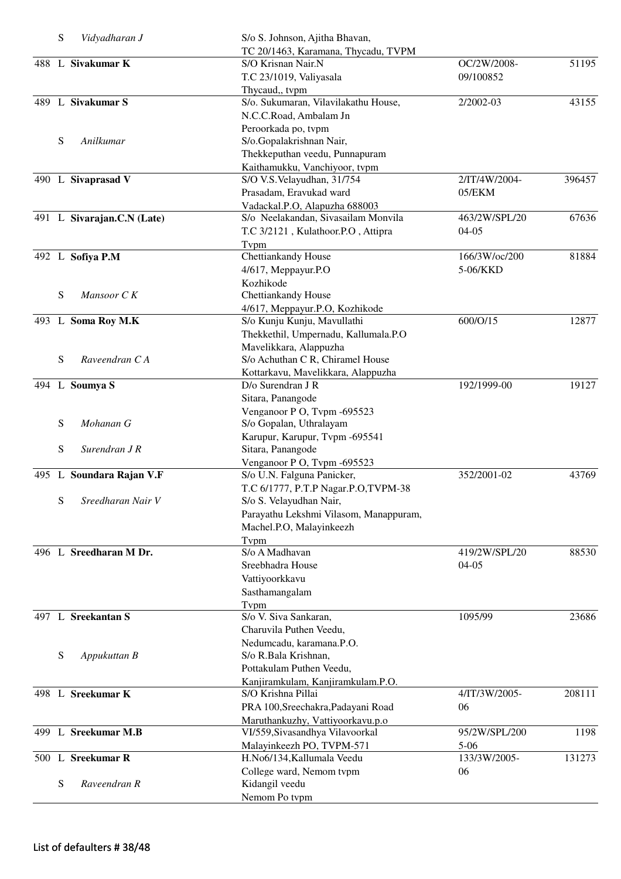| No. | Type | Name | Address | Reference | Amount |
|---|---|---|---|---|---|
| | S | *Vidyadharan J* | S/o S. Johnson, Ajitha Bhavan, TC 20/1463, Karamana, Thycadu, TVPM | | |
| 488 | L | **Sivakumar K** | S/O Krisnan Nair.N T.C 23/1019, Valiyasala Thycaud,, tvpm | OC/2W/2008-09/100852 | 51195 |
| 489 | L | **Sivakumar S** | S/o. Sukumaran, Vilavilakathu House, N.C.C.Road, Ambalam Jn Peroorkada po, tvpm | 2/2002-03 | 43155 |
| | S | *Anilkumar* | S/o.Gopalakrishnan Nair, Thekkeputhan veedu, Punnapuram Kaithamukku, Vanchiyoor, tvpm | | |
| 490 | L | **Sivaprasad V** | S/O V.S.Velayudhan, 31/754 Prasadam, Eravukad ward Vadackal.P.O, Alapuzha 688003 | 2/IT/4W/2004-05/EKM | 396457 |
| 491 | L | **Sivarajan.C.N (Late)** | S/o Neelakandan, Sivasailam Monvila T.C 3/2121 , Kulathoor.P.O , Attipra Tvpm | 463/2W/SPL/2004-05 | 67636 |
| 492 | L | **Sofiya P.M** | Chettiankandy House 4/617, Meppayur.P.O Kozhikode | 166/3W/oc/2005-06/KKD | 81884 |
| | S | *Mansoor C K* | Chettiankandy House 4/617, Meppayur.P.O, Kozhikode | | |
| 493 | L | **Soma Roy M.K** | S/o Kunju Kunju, Mavullathi Thekkethil, Umpernadu, Kallumala.P.O Mavelikkara, Alappuzha | 600/O/15 | 12877 |
| | S | *Raveendran C A* | S/o Achuthan C R, Chiramel House Kottarkavu, Mavelikkara, Alappuzha | | |
| 494 | L | **Soumya S** | D/o Surendran J R Sitara, Panangode Venganoor P O, Tvpm -695523 | 192/1999-00 | 19127 |
| | S | *Mohanan G* | S/o Gopalan, Uthralayam Karupur, Karupur, Tvpm -695541 | | |
| | S | *Surendran J R* | Sitara, Panangode Venganoor P O, Tvpm -695523 | | |
| 495 | L | **Soundara Rajan V.F** | S/o U.N. Falguna Panicker, T.C 6/1777, P.T.P Nagar.P.O,TVPM-38 | 352/2001-02 | 43769 |
| | S | *Sreedharan Nair V* | S/o S. Velayudhan Nair, Parayathu Lekshmi Vilasom, Manappuram, Machel.P.O, Malayinkeezh Tvpm | | |
| 496 | L | **Sreedharan M Dr.** | S/o A Madhavan Sreebhadra House Vattiyoorkkavu Sasthamangalam Tvpm | 419/2W/SPL/2004-05 | 88530 |
| 497 | L | **Sreekantan S** | S/o V. Siva Sankaran, Charuvila Puthen Veedu, Nedumcadu, karamana.P.O. | 1095/99 | 23686 |
| | S | *Appukuttan B* | S/o R.Bala Krishnan, Pottakulam Puthen Veedu, Kanjiramkulam, Kanjiramkulam.P.O. | | |
| 498 | L | **Sreekumar K** | S/O Krishna Pillai PRA 100,Sreechakra,Padayani Road Maruthankuzhy, Vattiyoorkavu.p.o | 4/IT/3W/2005-06 | 208111 |
| 499 | L | **Sreekumar M.B** | VI/559,Sivasandhya Vilavoorkal Malayinkeezh PO, TVPM-571 | 95/2W/SPL/2005-06 | 1198 |
| 500 | L | **Sreekumar R** | H.No6/134,Kallumala Veedu College ward, Nemom tvpm | 133/3W/2005-06 | 131273 |
| | S | *Raveendran R* | Kidangil veedu Nemom Po tvpm | | |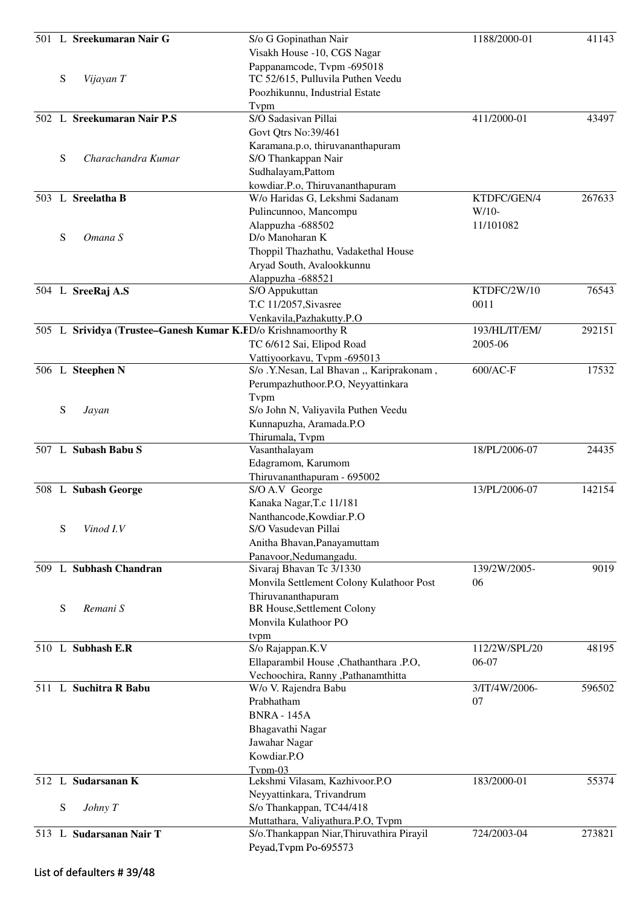| No. | | Name | Address | Loan No. | Amount |
|---|---|---|---|---|---|
| 501 | L | **Sreekumaran Nair G** | S/o G Gopinathan Nair<br>Visakh House -10, CGS Nagar<br>Pappanamcode, Tvpm -695018 | 1188/2000-01 | 41143 |
| | S | *Vijayan T* | TC 52/615, Pulluvila Puthen Veedu<br>Poozhikunnu, Industrial Estate<br>Tvpm | | |
| 502 | L | **Sreekumaran Nair P.S** | S/O Sadasivan Pillai<br>Govt Qtrs No:39/461<br>Karamana.p.o, thiruvananthapuram | 411/2000-01 | 43497 |
| | S | *Charachandra Kumar* | S/O Thankappan Nair<br>Sudhalayam,Pattom<br>kowdiar.P.o, Thiruvananthapuram | | |
| 503 | L | **Sreelatha B** | W/o Haridas G, Lekshmi Sadanam<br>Pulincunnoo, Mancompu<br>Alappuzha -688502 | KTDFC/GEN/4W/10-11/101082 | 267633 |
| | S | *Omana S* | D/o Manoharan K<br>Thoppil Thazhathu, Vadakethal House<br>Aryad South, Avalookkunnu<br>Alappuzha -688521 | | |
| 504 | L | **SreeRaj A.S** | S/O Appukuttan<br>T.C 11/2057,Sivasree<br>Venkavila,Pazhakutty.P.O | KTDFC/2W/100011 | 76543 |
| 505 | L | **Srividya (Trustee–Ganesh Kumar K.R** | D/o Krishnamoorthy R<br>TC 6/612 Sai, Elipod Road<br>Vattiyoorkavu, Tvpm -695013 | 193/HL/IT/EM/2005-06 | 292151 |
| 506 | L | **Steephen N** | S/o .Y.Nesan, Lal Bhavan ,, Kariprakonam ,<br>Perumpazhuthoor.P.O, Neyyattinkara<br>Tvpm | 600/AC-F | 17532 |
| | S | *Jayan* | S/o John N, Valiyavila Puthen Veedu<br>Kunnapuzha, Aramada.P.O<br>Thirumala, Tvpm | | |
| 507 | L | **Subash Babu S** | Vasanthalayam<br>Edagramom, Karumom<br>Thiruvananthapuram - 695002 | 18/PL/2006-07 | 24435 |
| 508 | L | **Subash George** | S/O A.V George<br>Kanaka Nagar,T.c 11/181<br>Nanthancode,Kowdiar.P.O | 13/PL/2006-07 | 142154 |
| | S | *Vinod I.V* | S/O Vasudevan Pillai<br>Anitha Bhavan,Panayamuttam<br>Panavoor,Nedumangadu. | | |
| 509 | L | **Subhash Chandran** | Sivaraj Bhavan Tc 3/1330<br>Monvila Settlement Colony Kulathoor Post<br>Thiruvananthapuram | 139/2W/2005-06 | 9019 |
| | S | *Remani S* | BR House,Settlement Colony<br>Monvila Kulathoor PO<br>tvpm | | |
| 510 | L | **Subhash E.R** | S/o Rajappan.K.V<br>Ellaparambil House ,Chathanthara .P.O,<br>Vechoochira, Ranny ,Pathanamthitta | 112/2W/SPL/2006-07 | 48195 |
| 511 | L | **Suchitra R Babu** | W/o V. Rajendra Babu<br>Prabhatham<br>BNRA - 145A<br>Bhagavathi Nagar<br>Jawahar Nagar<br>Kowdiar.P.O<br>Tvpm-03 | 3/IT/4W/2006-07 | 596502 |
| 512 | L | **Sudarsanan K** | Lekshmi Vilasam, Kazhivoor.P.O<br>Neyyattinkara, Trivandrum | 183/2000-01 | 55374 |
| | S | *Johny T* | S/o Thankappan, TC44/418<br>Muttathara, Valiyathura.P.O, Tvpm | | |
| 513 | L | **Sudarsanan Nair T** | S/o.Thankappan Niar,Thiruvathira Pirayil<br>Peyad,Tvpm Po-695573 | 724/2003-04 | 273821 |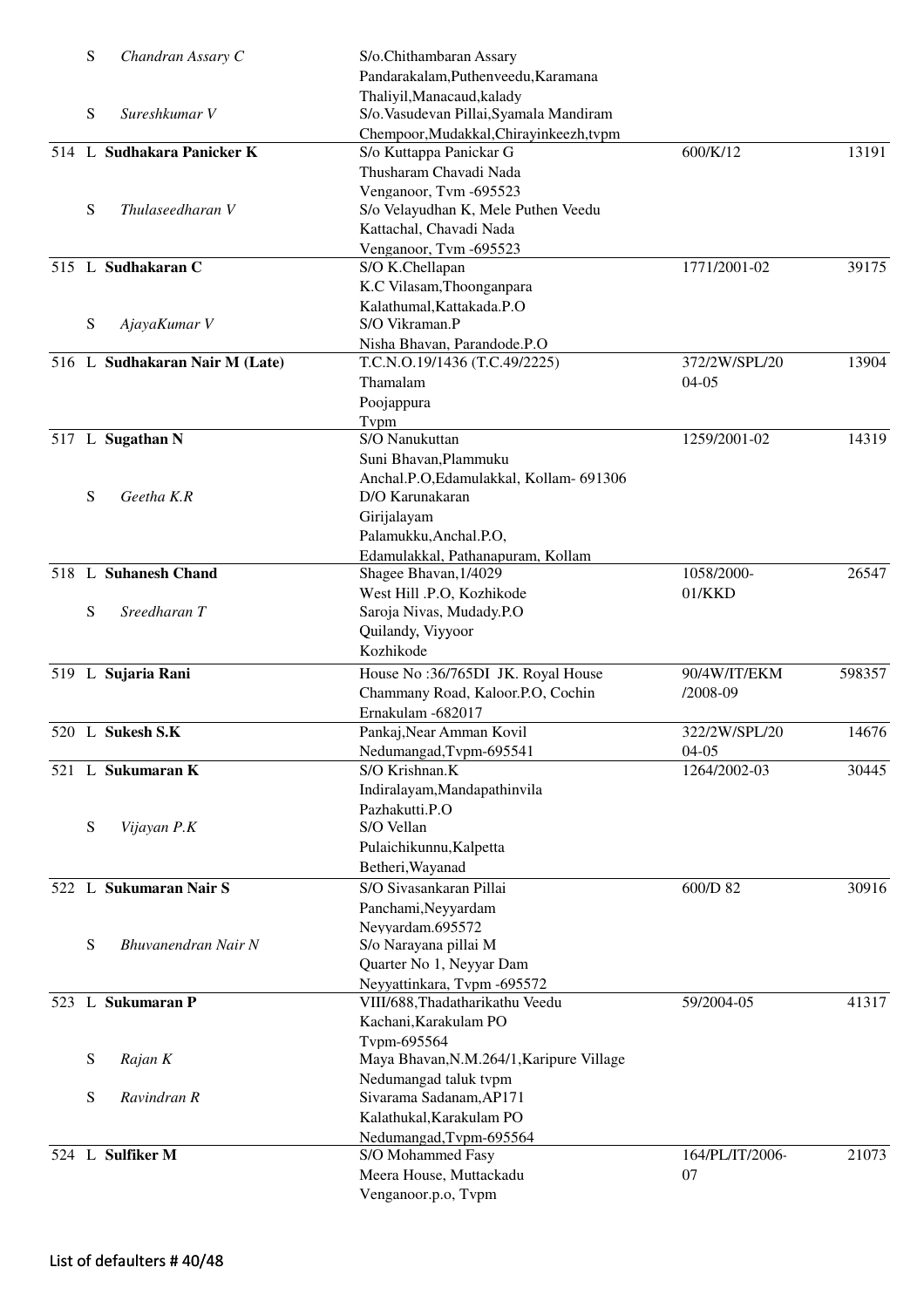| No. | Type | Name | Address | Ref No. | Amount |
|---|---|---|---|---|---|
| | S | *Chandran Assary C* | S/o.Chithambaran Assary<br>Pandarakalam,Puthenveedu,Karamana<br>Thaliyil,Manacaud,kalady | | |
| | S | *Sureshkumar V* | S/o.Vasudevan Pillai,Syamala Mandiram<br>Chempoor,Mudakkal,Chirayinkeezh,tvpm | | |
| 514 | L | **Sudhakara Panicker K** | S/o Kuttappa Panickar G<br>Thusharam Chavadi Nada<br>Venganoor, Tvm -695523 | 600/K/12 | 13191 |
| | S | *Thulaseedharan V* | S/o Velayudhan K, Mele Puthen Veedu<br>Kattachal, Chavadi Nada<br>Venganoor, Tvm -695523 | | |
| 515 | L | **Sudhakaran C** | S/O K.Chellapan<br>K.C Vilasam,Thoonganpara<br>Kalathumal,Kattakada.P.O | 1771/2001-02 | 39175 |
| | S | *AjayaKumar V* | S/O Vikraman.P<br>Nisha Bhavan, Parandode.P.O | | |
| 516 | L | **Sudhakaran Nair M (Late)** | T.C.N.O.19/1436 (T.C.49/2225)<br>Thamalam<br>Poojappura<br>Tvpm | 372/2W/SPL/20<br>04-05 | 13904 |
| 517 | L | **Sugathan N** | S/O Nanukuttan<br>Suni Bhavan,Plammuku<br>Anchal.P.O,Edamulakkal, Kollam- 691306 | 1259/2001-02 | 14319 |
| | S | *Geetha K.R* | D/O Karunakaran<br>Girijalayam<br>Palamukku,Anchal.P.O,<br>Edamulakkal, Pathanapuram, Kollam | | |
| 518 | L | **Suhanesh Chand** | Shagee Bhavan,1/4029<br>West Hill .P.O, Kozhikode | 1058/2000-<br>01/KKD | 26547 |
| | S | *Sreedharan T* | Saroja Nivas, Mudady.P.O<br>Quilandy, Viyyoor<br>Kozhikode | | |
| 519 | L | **Sujaria Rani** | House No :36/765DI JK. Royal House<br>Chammany Road, Kaloor.P.O, Cochin<br>Ernakulam -682017 | 90/4W/IT/EKM<br>/2008-09 | 598357 |
| 520 | L | **Sukesh S.K** | Pankaj,Near Amman Kovil<br>Nedumangad,Tvpm-695541 | 322/2W/SPL/20<br>04-05 | 14676 |
| 521 | L | **Sukumaran K** | S/O Krishnan.K<br>Indiralayam,Mandapathinvila<br>Pazhakutti.P.O | 1264/2002-03 | 30445 |
| | S | *Vijayan P.K* | S/O Vellan<br>Pulaichikunnu,Kalpetta<br>Betheri,Wayanad | | |
| 522 | L | **Sukumaran Nair S** | S/O Sivasankaran Pillai<br>Panchami,Neyyardam<br>Neyyardam.695572 | 600/D 82 | 30916 |
| | S | *Bhuvanendran Nair N* | S/o Narayana pillai M<br>Quarter No 1, Neyyar Dam<br>Neyyattinkara, Tvpm -695572 | | |
| 523 | L | **Sukumaran P** | VIII/688,Thadatharikathu Veedu<br>Kachani,Karakulam PO<br>Tvpm-695564 | 59/2004-05 | 41317 |
| | S | *Rajan K* | Maya Bhavan,N.M.264/1,Karipure Village<br>Nedumangad taluk tvpm | | |
| | S | *Ravindran R* | Sivarama Sadanam,AP171<br>Kalathukal,Karakulam PO<br>Nedumangad,Tvpm-695564 | | |
| 524 | L | **Sulfiker M** | S/O Mohammed Fasy<br>Meera House, Muttackadu<br>Venganoor.p.o, Tvpm | 164/PL/IT/2006-<br>07 | 21073 |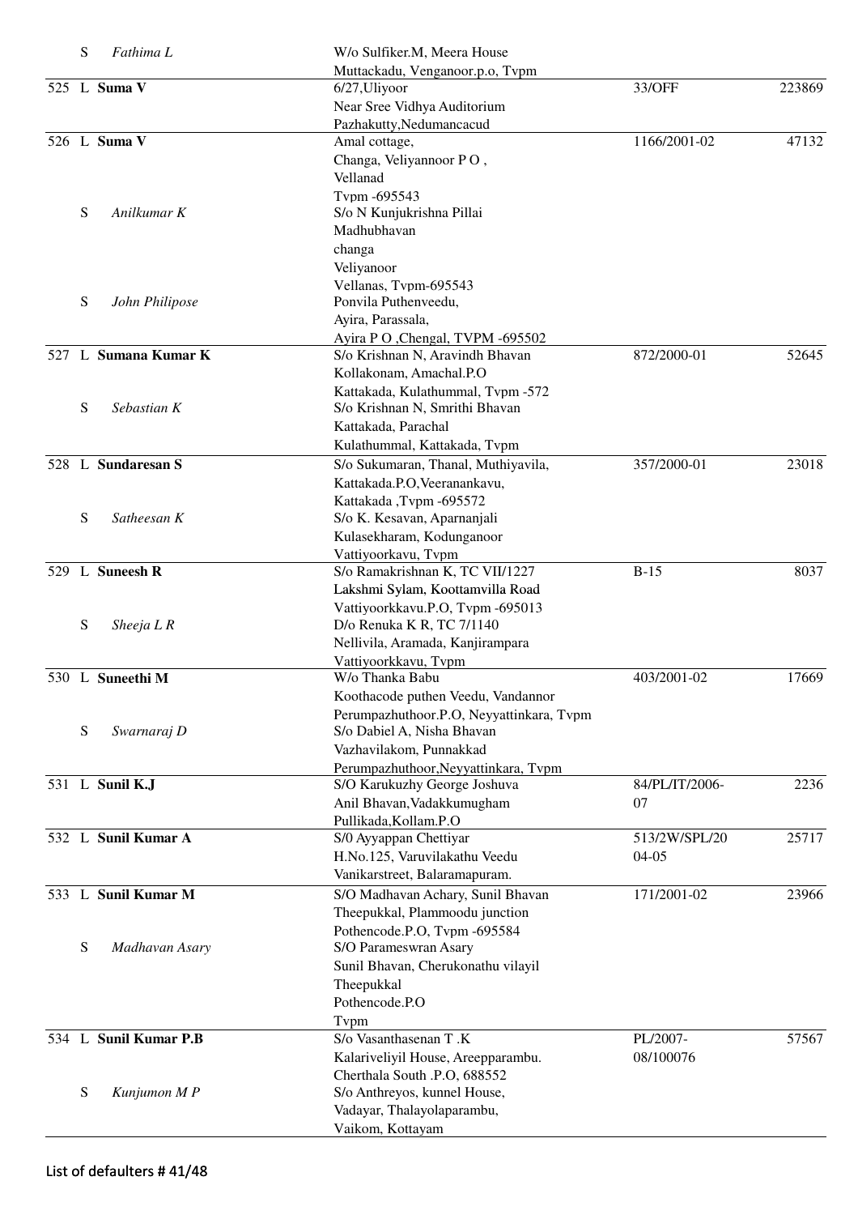| No. | Type | Name | Address | Ref. No. | Amount |
|---|---|---|---|---|---|
| | S | *Fathima L* | W/o Sulfiker.M, Meera House Muttackadu, Venganoor.p.o, Tvpm | | |
| 525 | L | **Suma V** | 6/27,Uliyoor Near Sree Vidhya Auditorium Pazhakutty,Nedumancacud | 33/OFF | 223869 |
| 526 | L | **Suma V** | Amal cottage, Changa, Veliyannoor P O , Vellanad Tvpm -695543 | 1166/2001-02 | 47132 |
| | S | *Anilkumar K* | S/o N Kunjukrishna Pillai Madhubhavan changa Veliyanoor Vellanas, Tvpm-695543 | | |
| | S | *John Philipose* | Ponvila Puthenveedu, Ayira, Parassala, Ayira P O ,Chengal, TVPM -695502 | | |
| 527 | L | **Sumana Kumar K** | S/o Krishnan N, Aravindh Bhavan Kollakonam, Amachal.P.O Kattakada, Kulathummal, Tvpm -572 | 872/2000-01 | 52645 |
| | S | *Sebastian K* | S/o Krishnan N, Smrithi Bhavan Kattakada, Parachal Kulathummal, Kattakada, Tvpm | | |
| 528 | L | **Sundaresan S** | S/o Sukumaran, Thanal, Muthiyavila, Kattakada.P.O,Veeranankavu, Kattakada ,Tvpm -695572 | 357/2000-01 | 23018 |
| | S | *Satheesan K* | S/o K. Kesavan, Aparnanjali Kulasekharam, Kodunganoor Vattiyoorkavu, Tvpm | | |
| 529 | L | **Suneesh R** | S/o Ramakrishnan K, TC VII/1227 Lakshmi Sylam, Koottamvilla Road Vattiyoorkkavu.P.O, Tvpm -695013 | B-15 | 8037 |
| | S | *Sheeja L R* | D/o Renuka K R, TC 7/1140 Nellivila, Aramada, Kanjirampara Vattiyoorkkavu, Tvpm | | |
| 530 | L | **Suneethi M** | W/o Thanka Babu Koothacode puthen Veedu, Vandannor Perumpazhuthoor.P.O, Neyyattinkara, Tvpm | 403/2001-02 | 17669 |
| | S | *Swarnaraj D* | S/o Dabiel A, Nisha Bhavan Vazhavilakom, Punnakkad Perumpazhuthoor,Neyyattinkara, Tvpm | | |
| 531 | L | **Sunil K.J** | S/O Karukuzhy George Joshuva Anil Bhavan,Vadakkumugham Pullikada,Kollam.P.O | 84/PL/IT/2006-07 | 2236 |
| 532 | L | **Sunil Kumar A** | S/0 Ayyappan Chettiyar H.No.125, Varuvilakathu Veedu Vanikarstreet, Balaramapuram. | 513/2W/SPL/2004-05 | 25717 |
| 533 | L | **Sunil Kumar M** | S/O Madhavan Achary, Sunil Bhavan Theepukkal, Plammoodu junction Pothencode.P.O, Tvpm -695584 | 171/2001-02 | 23966 |
| | S | *Madhavan Asary* | S/O Parameswran Asary Sunil Bhavan, Cherukonathu vilayil Theepukkal Pothencode.P.O Tvpm | | |
| 534 | L | **Sunil Kumar P.B** | S/o Vasanthasenan T .K Kalariveliyil House, Areepparambu. Cherthala South .P.O, 688552 | PL/2007-08/100076 | 57567 |
| | S | *Kunjumon M P* | S/o Anthreyos, kunnel House, Vadayar, Thalayolaparambu, Vaikom, Kottayam | | |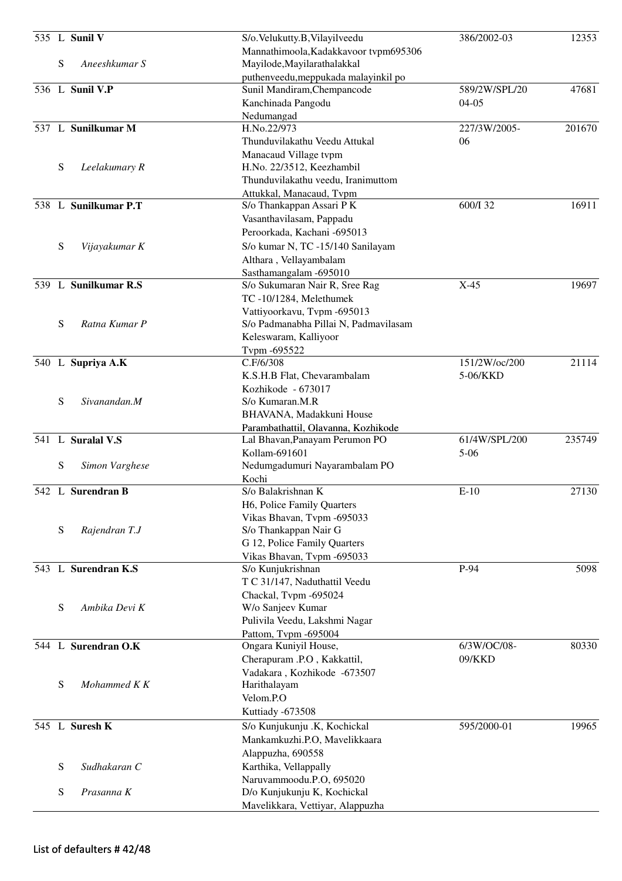| No. | Type | Name | Address | Ref No. | Amount |
|---|---|---|---|---|---|
| 535 | L | **Sunil V** | S/o.Velukutty.B,Vilayilveedu Mannathimoola,Kadakkavoor tvpm695306 | 386/2002-03 | 12353 |
| | S | *Aneeshkumar S* | Mayilode,Mayilarathalakkal puthenveedu,meppukada malayinkil po | | |
| 536 | L | **Sunil V.P** | Sunil Mandiram,Chempancode Kanchinada Pangodu Nedumangad | 589/2W/SPL/2004-05 | 47681 |
| 537 | L | **Sunilkumar M** | H.No.22/973 Thunduvilakathu Veedu Attukal Manacaud Village tvpm | 227/3W/2005-06 | 201670 |
| | S | *Leelakumary R* | H.No. 22/3512, Keezhambil Thunduvilakathu veedu, Iranimuttom Attukkal, Manacaud, Tvpm | | |
| 538 | L | **Sunilkumar P.T** | S/o Thankappan Assari P K Vasanthavilasam, Pappadu Peroorkada, Kachani -695013 | 600/I 32 | 16911 |
| | S | *Vijayakumar K* | S/o kumar N, TC -15/140 Sanilayam Althara , Vellayambalam Sasthamangalam -695010 | | |
| 539 | L | **Sunilkumar R.S** | S/o Sukumaran Nair R, Sree Rag TC -10/1284, Melethumek Vattiyoorkavu, Tvpm -695013 | X-45 | 19697 |
| | S | *Ratna Kumar P* | S/o Padmanabha Pillai N, Padmavilasam Keleswaram, Kalliyoor Tvpm -695522 | | |
| 540 | L | **Supriya A.K** | C.F/6/308 K.S.H.B Flat, Chevarambalam Kozhikode - 673017 | 151/2W/oc/2005-06/KKD | 21114 |
| | S | *Sivanandan.M* | S/o Kumaran.M.R BHAVANA, Madakkuni House Parambathattil, Olavanna, Kozhikode | | |
| 541 | L | **Suralal V.S** | Lal Bhavan,Panayam Perumon PO Kollam-691601 | 61/4W/SPL/2005-06 | 235749 |
| | S | *Simon Varghese* | Nedumgadumuri Nayarambalam PO Kochi | | |
| 542 | L | **Surendran B** | S/o Balakrishnan K H6, Police Family Quarters Vikas Bhavan, Tvpm -695033 | E-10 | 27130 |
| | S | *Rajendran T.J* | S/o Thankappan Nair G G 12, Police Family Quarters Vikas Bhavan, Tvpm -695033 | | |
| 543 | L | **Surendran K.S** | S/o Kunjukrishnan T C 31/147, Naduthattil Veedu Chackal, Tvpm -695024 | P-94 | 5098 |
| | S | *Ambika Devi K* | W/o Sanjeev Kumar Pulivila Veedu, Lakshmi Nagar Pattom, Tvpm -695004 | | |
| 544 | L | **Surendran O.K** | Ongara Kuniyil House, Cherapuram .P.O , Kakkattil, Vadakara , Kozhikode -673507 | 6/3W/OC/08-09/KKD | 80330 |
| | S | *Mohammed K K* | Harithalayam Velom.P.O Kuttiady -673508 | | |
| 545 | L | **Suresh K** | S/o Kunjukunju .K, Kochickal Mankamkuzhi.P.O, Mavelikkaara Alappuzha, 690558 | 595/2000-01 | 19965 |
| | S | *Sudhakaran C* | Karthika, Vellappally Naruvammoodu.P.O, 695020 | | |
| | S | *Prasanna K* | D/o Kunjukunju K, Kochickal Mavelikkara, Vettiyar, Alappuzha | | |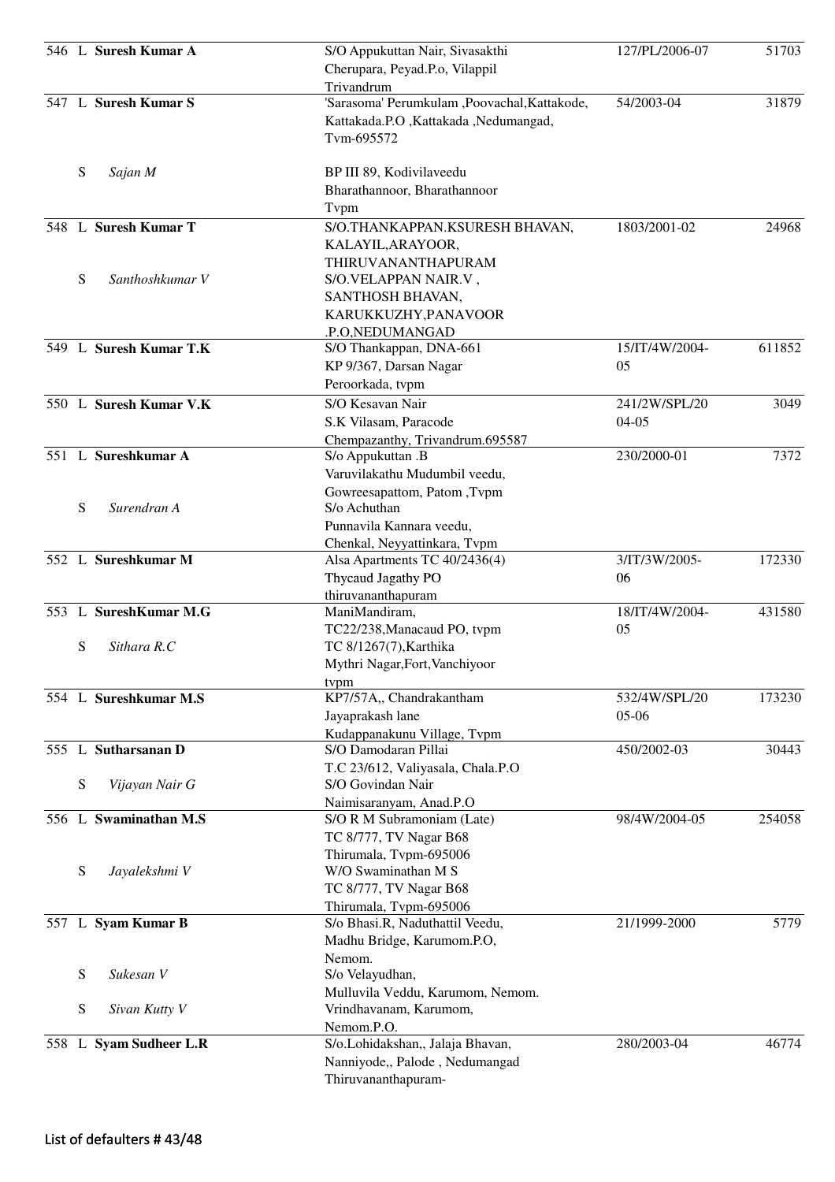| No. | Type | Name | Address | Reference | Amount |
|---|---|---|---|---|---|
| 546 | L | **Suresh Kumar A** | S/O Appukuttan Nair, Sivasakthi Cherupara, Peyad.P.o, Vilappil Trivandrum | 127/PL/2006-07 | 51703 |
| 547 | L | **Suresh Kumar S** | 'Sarasoma' Perumkulam ,Poovachal,Kattakode, Kattakada.P.O ,Kattakada ,Nedumangad, Tvm-695572 | 54/2003-04 | 31879 |
| | S | *Sajan M* | BP III 89, Kodivilaveedu Bharathannoor, Bharathannoor Tvpm | | |
| 548 | L | **Suresh Kumar T** | S/O.THANKAPPAN.KSURESH BHAVAN, KALAYIL,ARAYOOR, THIRUVANANTHAPURAM | 1803/2001-02 | 24968 |
| | S | *Santhoshkumar V* | S/O.VELAPPAN NAIR.V , SANTHOSH BHAVAN, KARUKKUZHY,PANAVOOR .P.O,NEDUMANGAD | | |
| 549 | L | **Suresh Kumar T.K** | S/O Thankappan, DNA-661 KP 9/367, Darsan Nagar Peroorkada, tvpm | 15/IT/4W/2004-05 | 611852 |
| 550 | L | **Suresh Kumar V.K** | S/O Kesavan Nair S.K Vilasam, Paracode Chempazanthy, Trivandrum.695587 | 241/2W/SPL/2004-05 | 3049 |
| 551 | L | **Sureshkumar A** | S/o Appukuttan .B Varuvilakathu Mudumbil veedu, Gowreesapattom, Patom ,Tvpm | 230/2000-01 | 7372 |
| | S | *Surendran A* | S/o Achuthan Punnavila Kannara veedu, Chenkal, Neyyattinkara, Tvpm | | |
| 552 | L | **Sureshkumar M** | Alsa Apartments TC 40/2436(4) Thycaud Jagathy PO thiruvananthapuram | 3/IT/3W/2005-06 | 172330 |
| 553 | L | **SureshKumar M.G** | ManiMandiram, TC22/238,Manacaud PO, tvpm | 18/IT/4W/2004-05 | 431580 |
| | S | *Sithara R.C* | TC 8/1267(7),Karthika Mythri Nagar,Fort,Vanchiyoor tvpm | | |
| 554 | L | **Sureshkumar M.S** | KP7/57A,, Chandrakantham Jayaprakash lane Kudappanakunu Village, Tvpm | 532/4W/SPL/2005-06 | 173230 |
| 555 | L | **Sutharsanan D** | S/O Damodaran Pillai T.C 23/612, Valiyasala, Chala.P.O | 450/2002-03 | 30443 |
| | S | *Vijayan Nair G* | S/O Govindan Nair Naimisaranyam, Anad.P.O | | |
| 556 | L | **Swaminathan M.S** | S/O R M Subramoniam (Late) TC 8/777, TV Nagar B68 Thirumala, Tvpm-695006 | 98/4W/2004-05 | 254058 |
| | S | *Jayalekshmi V* | W/O Swaminathan M S TC 8/777, TV Nagar B68 Thirumala, Tvpm-695006 | | |
| 557 | L | **Syam Kumar B** | S/o Bhasi.R, Naduthattil Veedu, Madhu Bridge, Karumom.P.O, Nemom. | 21/1999-2000 | 5779 |
| | S | *Sukesan V* | S/o Velayudhan, Mulluvila Veddu, Karumom, Nemom. | | |
| | S | *Sivan Kutty V* | Vrindhavanam, Karumom, Nemom.P.O. | | |
| 558 | L | **Syam Sudheer L.R** | S/o.Lohidakshan,, Jalaja Bhavan, Nanniyode,, Palode , Nedumangad Thiruvananthapuram- | 280/2003-04 | 46774 |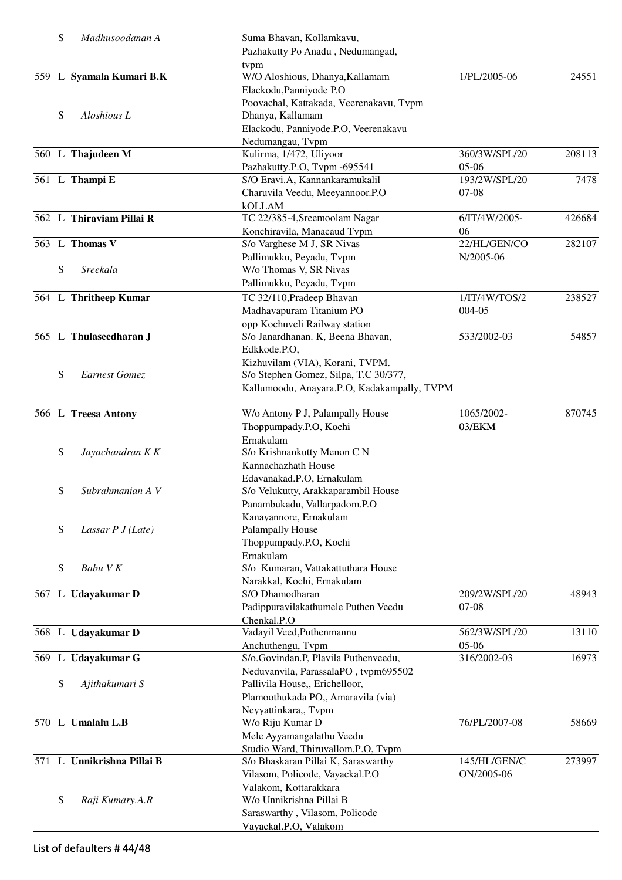| No. | Type | Name | Address | Ref No. | Amount |
|---|---|---|---|---|---|
| | S | *Madhusoodanan A* | Suma Bhavan, Kollamkavu, Pazhakutty Po Anadu , Nedumangad, tvpm | | |
| 559 | L | **Syamala Kumari B.K** | W/O Aloshious, Dhanya,Kallamam Elackodu,Panniyode P.O Poovachal, Kattakada, Veerenakavu, Tvpm | 1/PL/2005-06 | 24551 |
| | S | *Aloshious L* | Dhanya, Kallamam Elackodu, Panniyode.P.O, Veerenakavu Nedumangau, Tvpm | | |
| 560 | L | **Thajudeen M** | Kulirma, 1/472, Uliyoor Pazhakutty.P.O, Tvpm -695541 | 360/3W/SPL/2005-06 | 208113 |
| 561 | L | **Thampi E** | S/O Eravi.A, Kannankaramukalil Charuvila Veedu, Meeyannoor.P.O kOLLAM | 193/2W/SPL/2007-08 | 7478 |
| 562 | L | **Thiraviam Pillai R** | TC 22/385-4,Sreemoolam Nagar Konchiravila, Manacaud Tvpm | 6/IT/4W/2005-06 | 426684 |
| 563 | L | **Thomas V** | S/o Varghese M J, SR Nivas Pallimukku, Peyadu, Tvpm | 22/HL/GEN/CON/2005-06 | 282107 |
| | S | *Sreekala* | W/o Thomas V, SR Nivas Pallimukku, Peyadu, Tvpm | | |
| 564 | L | **Thritheep Kumar** | TC 32/110,Pradeep Bhavan Madhavapuram Titanium PO opp Kochuveli Railway station | 1/IT/4W/TOS/2004-05 | 238527 |
| 565 | L | **Thulaseedharan J** | S/o Janardhanan. K, Beena Bhavan, Edkkode.P.O, Kizhuvilam (VIA), Korani, TVPM. | 533/2002-03 | 54857 |
| | S | *Earnest Gomez* | S/o Stephen Gomez, Silpa, T.C 30/377, Kallumoodu, Anayara.P.O, Kadakampally, TVPM | | |
| 566 | L | **Treesa Antony** | W/o Antony P J, Palampally House Thoppumpady.P.O, Kochi Ernakulam | 1065/2002-03/EKM | 870745 |
| | S | *Jayachandran K K* | S/o Krishnankutty Menon C N Kannachazhath House Edavanakad.P.O, Ernakulam | | |
| | S | *Subrahmanian A V* | S/o Velukutty, Arakkaparambil House Panambukadu, Vallarpadom.P.O Kanayannore, Ernakulam | | |
| | S | *Lassar P J (Late)* | Palampally House Thoppumpady.P.O, Kochi Ernakulam | | |
| | S | *Babu V K* | S/o Kumaran, Vattakattuthara House Narakkal, Kochi, Ernakulam | | |
| 567 | L | **Udayakumar D** | S/O Dhamodharan Padippuravilakathumele Puthen Veedu Chenkal.P.O | 209/2W/SPL/2007-08 | 48943 |
| 568 | L | **Udayakumar D** | Vadayil Veed,Puthenmannu Anchuthengu, Tvpm | 562/3W/SPL/2005-06 | 13110 |
| 569 | L | **Udayakumar G** | S/o.Govindan.P, Plavila Puthenveedu, Neduvanvila, ParassalaPO , tvpm695502 | 316/2002-03 | 16973 |
| | S | *Ajithakumari S* | Pallivila House,, Erichelloor, Plamoothukada PO,, Amaravila (via) Neyyattinkara,, Tvpm | | |
| 570 | L | **Umalalu L.B** | W/o Riju Kumar D Mele Ayyamangalathu Veedu Studio Ward, Thiruvallom.P.O, Tvpm | 76/PL/2007-08 | 58669 |
| 571 | L | **Unnikrishna Pillai B** | S/o Bhaskaran Pillai K, Saraswarthy Vilasom, Policode, Vayackal.P.O Valakom, Kottarakkara | 145/HL/GEN/CON/2005-06 | 273997 |
| | S | *Raji Kumary.A.R* | W/o Unnikrishna Pillai B Saraswarthy , Vilasom, Policode Vayackal.P.O, Valakom | | |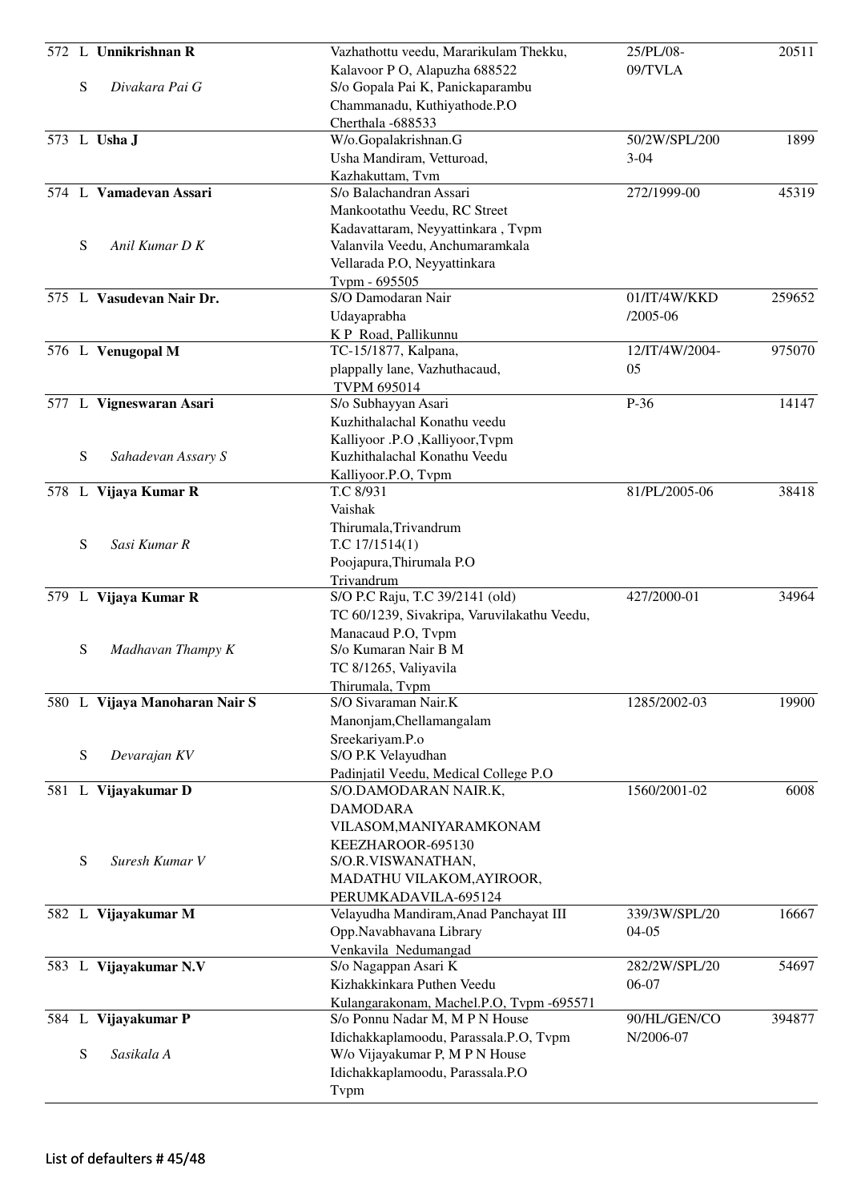| No. | Type | Name | Address | Ref No. | Amount |
|---|---|---|---|---|---|
| 572 | L | **Unnikrishnan R** | Vazhathottu veedu, Mararikulam Thekku, Kalavoor P O, Alapuzha 688522 | 25/PL/08-09/TVLA | 20511 |
| | S | *Divakara Pai G* | S/o Gopala Pai K, Panickaparambu Chammanadu, Kuthiyathode.P.O Cherthala -688533 | | |
| 573 | L | **Usha J** | W/o.Gopalakrishnan.G Usha Mandiram, Vetturoad, Kazhakuttam, Tvm | 50/2W/SPL/2003-04 | 1899 |
| 574 | L | **Vamadevan Assari** | S/o Balachandran Assari Mankootathu Veedu, RC Street Kadavattaram, Neyyattinkara , Tvpm | 272/1999-00 | 45319 |
| | S | *Anil Kumar D K* | Valanvila Veedu, Anchumaramkala Vellarada P.O, Neyyattinkara Tvpm - 695505 | | |
| 575 | L | **Vasudevan Nair Dr.** | S/O Damodaran Nair Udayaprabha K P Road, Pallikunnu | 01/IT/4W/KKD /2005-06 | 259652 |
| 576 | L | **Venugopal M** | TC-15/1877, Kalpana, plappally lane, Vazhuthacaud, TVPM 695014 | 12/IT/4W/2004-05 | 975070 |
| 577 | L | **Vigneswaran Asari** | S/o Subhayyan Asari Kuzhithalachal Konathu veedu Kalliyoor .P.O ,Kalliyoor,Tvpm | P-36 | 14147 |
| | S | *Sahadevan Assary S* | Kuzhithalachal Konathu Veedu Kalliyoor.P.O, Tvpm | | |
| 578 | L | **Vijaya Kumar R** | T.C 8/931 Vaishak Thirumala,Trivandrum | 81/PL/2005-06 | 38418 |
| | S | *Sasi Kumar R* | T.C 17/1514(1) Poojapura,Thirumala P.O Trivandrum | | |
| 579 | L | **Vijaya Kumar R** | S/O P.C Raju, T.C 39/2141 (old) TC 60/1239, Sivakripa, Varuvilakathu Veedu, Manacaud P.O, Tvpm | 427/2000-01 | 34964 |
| | S | *Madhavan Thampy K* | S/o Kumaran Nair B M TC 8/1265, Valiyavila Thirumala, Tvpm | | |
| 580 | L | **Vijaya Manoharan Nair S** | S/O Sivaraman Nair.K Manonjam,Chellamangalam Sreekariyam.P.o | 1285/2002-03 | 19900 |
| | S | *Devarajan KV* | S/O P.K Velayudhan Padinjatil Veedu, Medical College P.O | | |
| 581 | L | **Vijayakumar D** | S/O.DAMODARAN NAIR.K, DAMODARA VILASOM,MANIYARAMKONAM KEEZHAROOR-695130 | 1560/2001-02 | 6008 |
| | S | *Suresh Kumar V* | S/O.R.VISWANATHAN, MADATHU VILAKOM,AYIROOR, PERUMKADAVILA-695124 | | |
| 582 | L | **Vijayakumar M** | Velayudha Mandiram,Anad Panchayat III Opp.Navabhavana Library Venkavila Nedumangad | 339/3W/SPL/2004-05 | 16667 |
| 583 | L | **Vijayakumar N.V** | S/o Nagappan Asari K Kizhakkinkara Puthen Veedu Kulangarakonam, Machel.P.O, Tvpm -695571 | 282/2W/SPL/2006-07 | 54697 |
| 584 | L | **Vijayakumar P** | S/o Ponnu Nadar M, M P N House Idichakkaplamoodu, Parassala.P.O, Tvpm | 90/HL/GEN/CON/2006-07 | 394877 |
| | S | *Sasikala A* | W/o Vijayakumar P, M P N House Idichakkaplamoodu, Parassala.P.O Tvpm | | |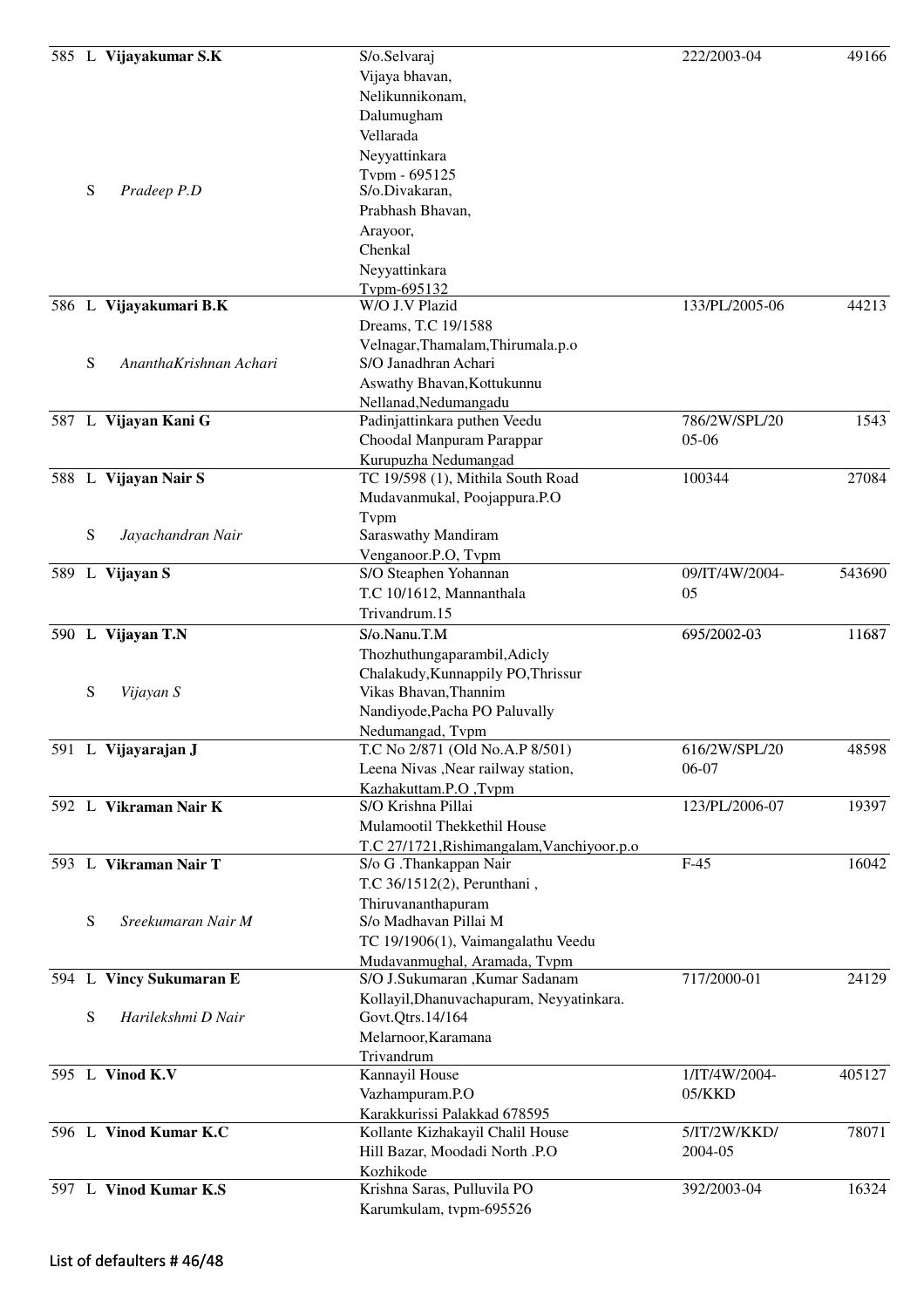| No. | Type | Name | Address | Ref. No. | Amount |
|---|---|---|---|---|---|
| 585 | L | **Vijayakumar S.K** | S/o.Selvaraj<br>Vijaya bhavan,<br>Nelikunnikonam,<br>Dalumugham<br>Vellarada<br>Neyyattinkara<br>Tvpm - 695125 | 222/2003-04 | 49166 |
| | S | *Pradeep P.D* | S/o.Divakaran,<br>Prabhash Bhavan,<br>Arayoor,<br>Chenkal<br>Neyyattinkara<br>Tvpm-695132 | | |
| 586 | L | **Vijayakumari B.K** | W/O J.V Plazid<br>Dreams, T.C 19/1588<br>Velnagar,Thamalam,Thirumala.p.o | 133/PL/2005-06 | 44213 |
| | S | *AnanthaKrishnan Achari* | S/O Janadhran Achari<br>Aswathy Bhavan,Kottukunnu<br>Nellanad,Nedumangadu | | |
| 587 | L | **Vijayan Kani G** | Padinjattinkara puthen Veedu<br>Choodal Manpuram Parappar<br>Kurupuzha Nedumangad | 786/2W/SPL/2005-06 | 1543 |
| 588 | L | **Vijayan Nair S** | TC 19/598 (1), Mithila South Road<br>Mudavanmukal, Poojappura.P.O<br>Tvpm | 100344 | 27084 |
| | S | *Jayachandran Nair* | Saraswathy Mandiram<br>Venganoor.P.O, Tvpm | | |
| 589 | L | **Vijayan S** | S/O Steaphen Yohannan<br>T.C 10/1612, Mannanthala<br>Trivandrum.15 | 09/IT/4W/2004-05 | 543690 |
| 590 | L | **Vijayan T.N** | S/o.Nanu.T.M<br>Thozhuthungaparambil,Adicly<br>Chalakudy,Kunnappily PO,Thrissur | 695/2002-03 | 11687 |
| | S | *Vijayan S* | Vikas Bhavan,Thannim<br>Nandiyode,Pacha PO Paluvally<br>Nedumangad, Tvpm | | |
| 591 | L | **Vijayarajan J** | T.C No 2/871 (Old No.A.P 8/501)<br>Leena Nivas ,Near railway station,<br>Kazhakuttam.P.O ,Tvpm | 616/2W/SPL/2006-07 | 48598 |
| 592 | L | **Vikraman Nair K** | S/O Krishna Pillai<br>Mulamootil Thekkethil House<br>T.C 27/1721,Rishimangalam,Vanchiyoor.p.o | 123/PL/2006-07 | 19397 |
| 593 | L | **Vikraman Nair T** | S/o G .Thankappan Nair<br>T.C 36/1512(2), Perunthani ,<br>Thiruvananthapuram | F-45 | 16042 |
| | S | *Sreekumaran Nair M* | S/o Madhavan Pillai M<br>TC 19/1906(1), Vaimangalathu Veedu<br>Mudavanmughal, Aramada, Tvpm | | |
| 594 | L | **Vincy Sukumaran E** | S/O J.Sukumaran ,Kumar Sadanam<br>Kollayil,Dhanuvachapuram, Neyyatinkara. | 717/2000-01 | 24129 |
| | S | *Harilekshmi D Nair* | Govt.Qtrs.14/164<br>Melarnoor,Karamana<br>Trivandrum | | |
| 595 | L | **Vinod K.V** | Kannayil House<br>Vazhampuram.P.O<br>Karakkurissi Palakkad 678595 | 1/IT/4W/2004-05/KKD | 405127 |
| 596 | L | **Vinod Kumar K.C** | Kollante Kizhakayil Chalil House<br>Hill Bazar, Moodadi North .P.O<br>Kozhikode | 5/IT/2W/KKD/2004-05 | 78071 |
| 597 | L | **Vinod Kumar K.S** | Krishna Saras, Pulluvila PO<br>Karumkulam, tvpm-695526 | 392/2003-04 | 16324 |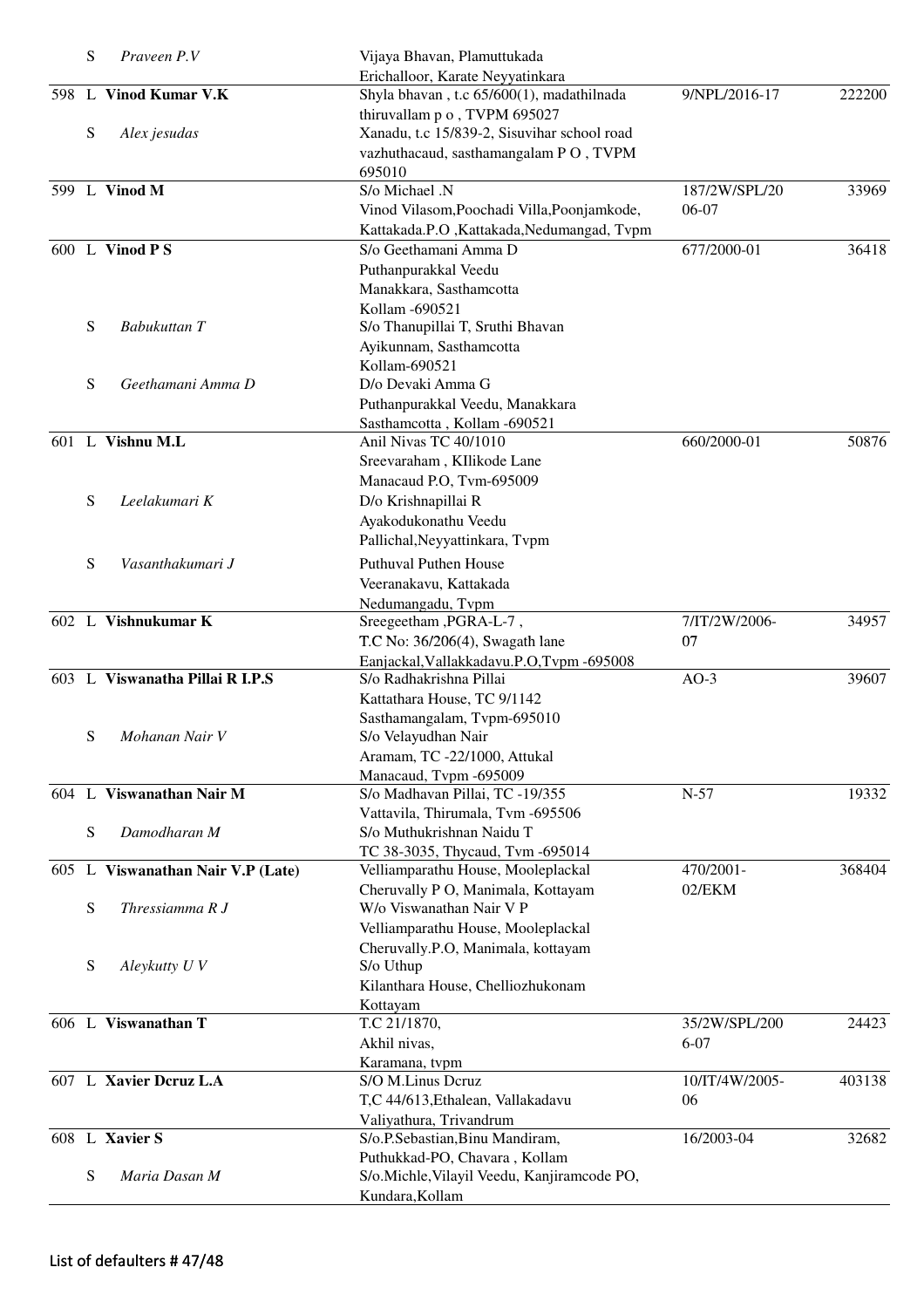| | | | | | |
|---|---|---|---|---|---|
| | S | *Praveen P.V* | Vijaya Bhavan, Plamuttukada Erichalloor, Karate Neyyatinkara | | |
| 598 | L | **Vinod Kumar V.K** | Shyla bhavan , t.c 65/600(1), madathilnada thiruvallam p o , TVPM 695027 | 9/NPL/2016-17 | 222200 |
| | S | *Alex jesudas* | Xanadu, t.c 15/839-2, Sisuvihar school road vazhuthacaud, sasthamangalam P O , TVPM 695010 | | |
| 599 | L | **Vinod M** | S/o Michael .N Vinod Vilasom,Poochadi Villa,Poonjamkode, Kattakada.P.O ,Kattakada,Nedumangad, Tvpm | 187/2W/SPL/2006-07 | 33969 |
| 600 | L | **Vinod P S** | S/o Geethamani Amma D Puthanpurakkal Veedu Manakkara, Sasthamcotta Kollam -690521 | 677/2000-01 | 36418 |
| | S | *Babukuttan T* | S/o Thanupillai T, Sruthi Bhavan Ayikunnam, Sasthamcotta Kollam-690521 | | |
| | S | *Geethamani Amma D* | D/o Devaki Amma G Puthanpurakkal Veedu, Manakkara Sasthamcotta , Kollam -690521 | | |
| 601 | L | **Vishnu M.L** | Anil Nivas TC 40/1010 Sreevaraham , KIlikode Lane Manacaud P.O, Tvm-695009 | 660/2000-01 | 50876 |
| | S | *Leelakumari K* | D/o Krishnapillai R Ayakodukonathu Veedu Pallichal,Neyyattinkara, Tvpm | | |
| | S | *Vasanthakumari J* | Puthuval Puthen House Veeranakavu, Kattakada Nedumangadu, Tvpm | | |
| 602 | L | **Vishnukumar K** | Sreegeetham ,PGRA-L-7 , T.C No: 36/206(4), Swagath lane Eanjackal,Vallakkadavu.P.O,Tvpm -695008 | 7/IT/2W/2006-07 | 34957 |
| 603 | L | **Viswanatha Pillai R I.P.S** | S/o Radhakrishna Pillai Kattathara House, TC 9/1142 Sasthamangalam, Tvpm-695010 | AO-3 | 39607 |
| | S | *Mohanan Nair V* | S/o Velayudhan Nair Aramam, TC -22/1000, Attukal Manacaud, Tvpm -695009 | | |
| 604 | L | **Viswanathan Nair M** | S/o Madhavan Pillai, TC -19/355 Vattavila, Thirumala, Tvm -695506 | N-57 | 19332 |
| | S | *Damodharan M* | S/o Muthukrishnan Naidu T TC 38-3035, Thycaud, Tvm -695014 | | |
| 605 | L | **Viswanathan Nair V.P (Late)** | Velliamparathu House, Mooleplackal Cheruvally P O, Manimala, Kottayam | 470/2001-02/EKM | 368404 |
| | S | *Thressiamma R J* | W/o Viswanathan Nair V P Velliamparathu House, Mooleplackal Cheruvally.P.O, Manimala, kottayam | | |
| | S | *Aleykutty U V* | S/o Uthup Kilanthara House, Chelliozhukonam Kottayam | | |
| 606 | L | **Viswanathan T** | T.C 21/1870, Akhil nivas, Karamana, tvpm | 35/2W/SPL/2006-07 | 24423 |
| 607 | L | **Xavier Dcruz L.A** | S/O M.Linus Dcruz T,C 44/613,Ethalean, Vallakadavu Valiyathura, Trivandrum | 10/IT/4W/2005-06 | 403138 |
| 608 | L | **Xavier S** | S/o.P.Sebastian,Binu Mandiram, Puthukkad-PO, Chavara , Kollam | 16/2003-04 | 32682 |
| | S | *Maria Dasan M* | S/o.Michle,Vilayil Veedu, Kanjiramcode PO, Kundara,Kollam | | |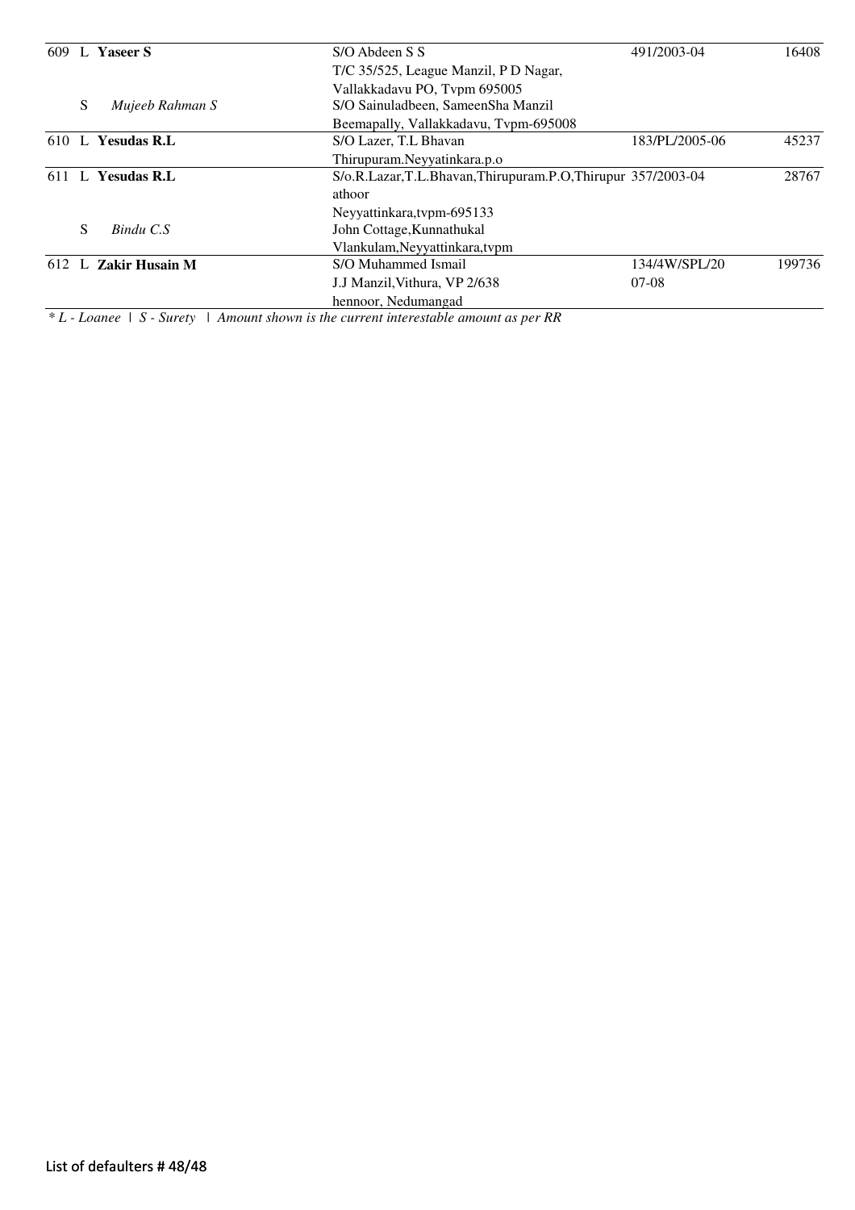| | | | | | |
|---|---|---|---|---|---|
| 609 | L | **Yaseer S** | S/O Abdeen S S<br>T/C 35/525, League Manzil, P D Nagar,<br>Vallakkadavu PO, Tvpm 695005 | 491/2003-04 | 16408 |
| | S | *Mujeeb Rahman S* | S/O Sainuladbeen, SameenSha Manzil<br>Beemapally, Vallakkadavu, Tvpm-695008 | | |
| 610 | L | **Yesudas R.L** | S/O Lazer, T.L Bhavan<br>Thirupuram.Neyyatinkara.p.o | 183/PL/2005-06 | 45237 |
| 611 | L | **Yesudas R.L** | S/o.R.Lazar,T.L.Bhavan,Thirupuram.P.O,Thirupurathoor<br>Neyyattinkara,tvpm-695133 | 357/2003-04 | 28767 |
| | S | *Bindu C.S* | John Cottage,Kunnathukal<br>Vlankulam,Neyyattinkara,tvpm | | |
| 612 | L | **Zakir Husain M** | S/O Muhammed Ismail<br>J.J Manzil,Vithura, VP 2/638<br>hennoor, Nedumangad | 134/4W/SPL/2007-08 | 199736 |

*\* L - Loanee | S - Surety | Amount shown is the current interestable amount as per RR*